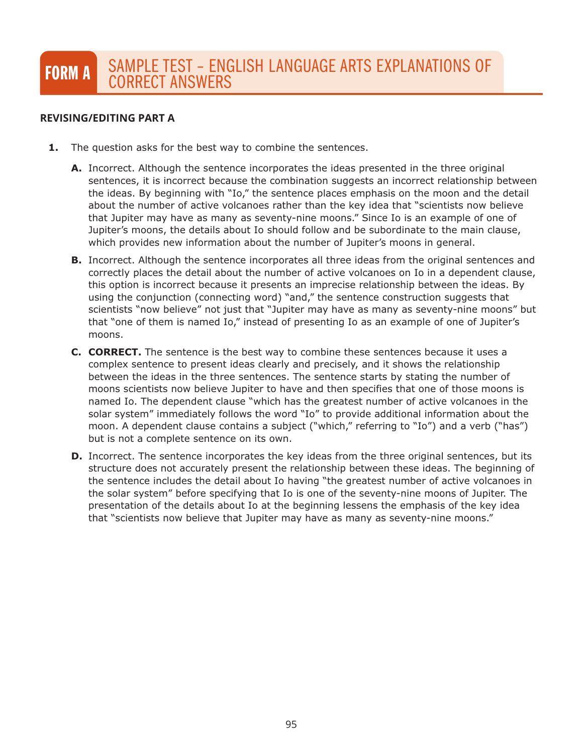# FORM A SAMPLE TEST – ENGLISH LANGUAGE ARTS EXPLANATIONS OF CORRECT ANSWERS

## REVISING/EDITING PART A

**1.** The question asks for the best way to combine the sentences.

**A.** Incorrect. Although the sentence incorporates the ideas presented in the three original sentences, it is incorrect because the combination suggests an incorrect relationship between the ideas. By beginning with "Io," the sentence places emphasis on the moon and the detail about the number of active volcanoes rather than the key idea that "scientists now believe that Jupiter may have as many as seventy-nine moons." Since Io is an example of one of Jupiter's moons, the details about Io should follow and be subordinate to the main clause, which provides new information about the number of Jupiter's moons in general.

**B.** Incorrect. Although the sentence incorporates all three ideas from the original sentences and correctly places the detail about the number of active volcanoes on Io in a dependent clause, this option is incorrect because it presents an imprecise relationship between the ideas. By using the conjunction (connecting word) "and," the sentence construction suggests that scientists "now believe" not just that "Jupiter may have as many as seventy-nine moons" but that "one of them is named Io," instead of presenting Io as an example of one of Jupiter's moons.

**C.** **CORRECT.** The sentence is the best way to combine these sentences because it uses a complex sentence to present ideas clearly and precisely, and it shows the relationship between the ideas in the three sentences. The sentence starts by stating the number of moons scientists now believe Jupiter to have and then specifies that one of those moons is named Io. The dependent clause "which has the greatest number of active volcanoes in the solar system" immediately follows the word "Io" to provide additional information about the moon. A dependent clause contains a subject ("which," referring to "Io") and a verb ("has") but is not a complete sentence on its own.

**D.** Incorrect. The sentence incorporates the key ideas from the three original sentences, but its structure does not accurately present the relationship between these ideas. The beginning of the sentence includes the detail about Io having "the greatest number of active volcanoes in the solar system" before specifying that Io is one of the seventy-nine moons of Jupiter. The presentation of the details about Io at the beginning lessens the emphasis of the key idea that "scientists now believe that Jupiter may have as many as seventy-nine moons."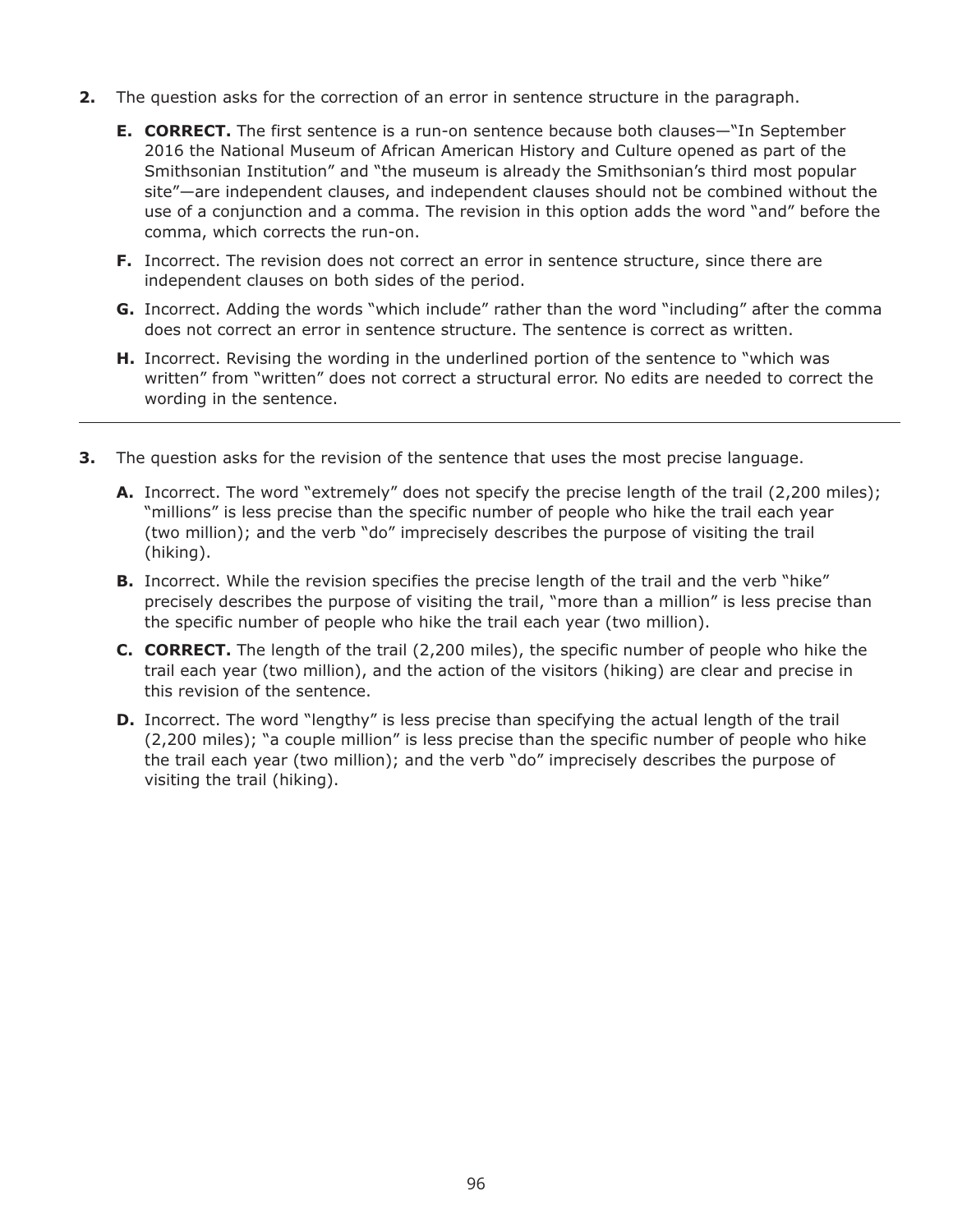**2.** The question asks for the correction of an error in sentence structure in the paragraph.

- **E. CORRECT.** The first sentence is a run-on sentence because both clauses—"In September 2016 the National Museum of African American History and Culture opened as part of the Smithsonian Institution" and "the museum is already the Smithsonian's third most popular site"—are independent clauses, and independent clauses should not be combined without the use of a conjunction and a comma. The revision in this option adds the word "and" before the comma, which corrects the run-on.
- **F.** Incorrect. The revision does not correct an error in sentence structure, since there are independent clauses on both sides of the period.
- **G.** Incorrect. Adding the words "which include" rather than the word "including" after the comma does not correct an error in sentence structure. The sentence is correct as written.
- **H.** Incorrect. Revising the wording in the underlined portion of the sentence to "which was written" from "written" does not correct a structural error. No edits are needed to correct the wording in the sentence.

---

**3.** The question asks for the revision of the sentence that uses the most precise language.

- **A.** Incorrect. The word "extremely" does not specify the precise length of the trail (2,200 miles); "millions" is less precise than the specific number of people who hike the trail each year (two million); and the verb "do" imprecisely describes the purpose of visiting the trail (hiking).
- **B.** Incorrect. While the revision specifies the precise length of the trail and the verb "hike" precisely describes the purpose of visiting the trail, "more than a million" is less precise than the specific number of people who hike the trail each year (two million).
- **C. CORRECT.** The length of the trail (2,200 miles), the specific number of people who hike the trail each year (two million), and the action of the visitors (hiking) are clear and precise in this revision of the sentence.
- **D.** Incorrect. The word "lengthy" is less precise than specifying the actual length of the trail (2,200 miles); "a couple million" is less precise than the specific number of people who hike the trail each year (two million); and the verb "do" imprecisely describes the purpose of visiting the trail (hiking).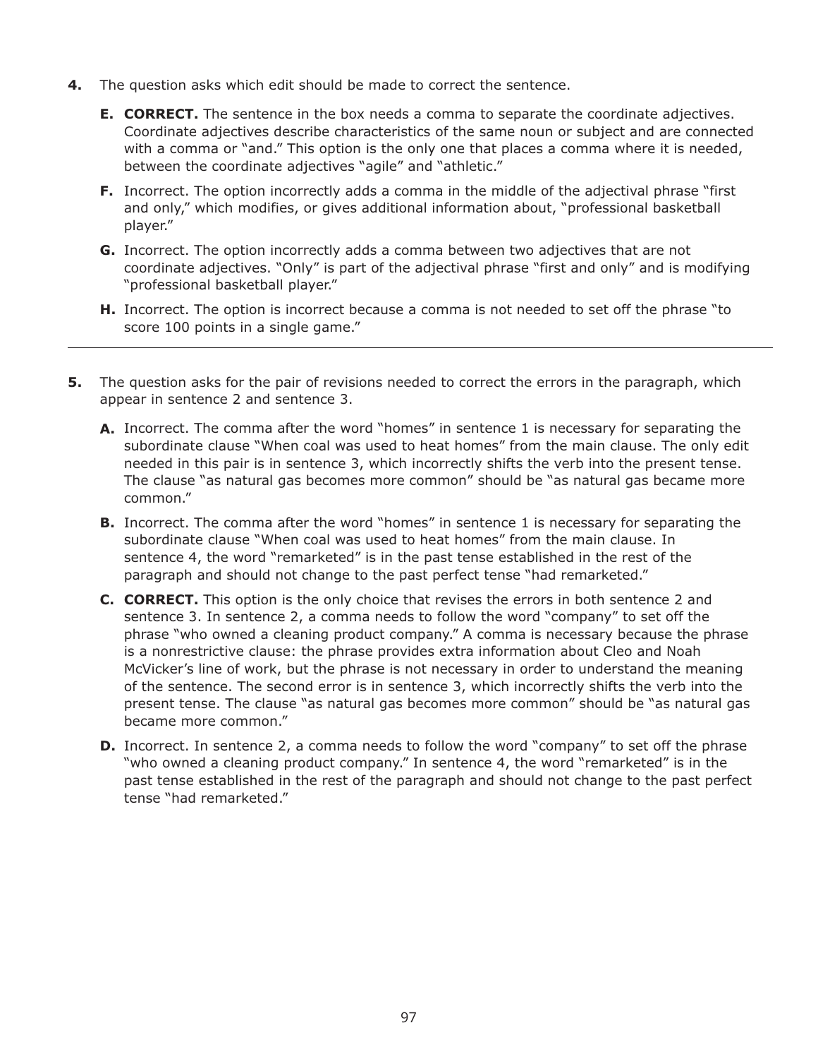**4.** The question asks which edit should be made to correct the sentence.

- **E. CORRECT.** The sentence in the box needs a comma to separate the coordinate adjectives. Coordinate adjectives describe characteristics of the same noun or subject and are connected with a comma or "and." This option is the only one that places a comma where it is needed, between the coordinate adjectives "agile" and "athletic."
- **F.** Incorrect. The option incorrectly adds a comma in the middle of the adjectival phrase "first and only," which modifies, or gives additional information about, "professional basketball player."
- **G.** Incorrect. The option incorrectly adds a comma between two adjectives that are not coordinate adjectives. "Only" is part of the adjectival phrase "first and only" and is modifying "professional basketball player."
- **H.** Incorrect. The option is incorrect because a comma is not needed to set off the phrase "to score 100 points in a single game."

---

**5.** The question asks for the pair of revisions needed to correct the errors in the paragraph, which appear in sentence 2 and sentence 3.

- **A.** Incorrect. The comma after the word "homes" in sentence 1 is necessary for separating the subordinate clause "When coal was used to heat homes" from the main clause. The only edit needed in this pair is in sentence 3, which incorrectly shifts the verb into the present tense. The clause "as natural gas becomes more common" should be "as natural gas became more common."
- **B.** Incorrect. The comma after the word "homes" in sentence 1 is necessary for separating the subordinate clause "When coal was used to heat homes" from the main clause. In sentence 4, the word "remarketed" is in the past tense established in the rest of the paragraph and should not change to the past perfect tense "had remarketed."
- **C. CORRECT.** This option is the only choice that revises the errors in both sentence 2 and sentence 3. In sentence 2, a comma needs to follow the word "company" to set off the phrase "who owned a cleaning product company." A comma is necessary because the phrase is a nonrestrictive clause: the phrase provides extra information about Cleo and Noah McVicker's line of work, but the phrase is not necessary in order to understand the meaning of the sentence. The second error is in sentence 3, which incorrectly shifts the verb into the present tense. The clause "as natural gas becomes more common" should be "as natural gas became more common."
- **D.** Incorrect. In sentence 2, a comma needs to follow the word "company" to set off the phrase "who owned a cleaning product company." In sentence 4, the word "remarketed" is in the past tense established in the rest of the paragraph and should not change to the past perfect tense "had remarketed."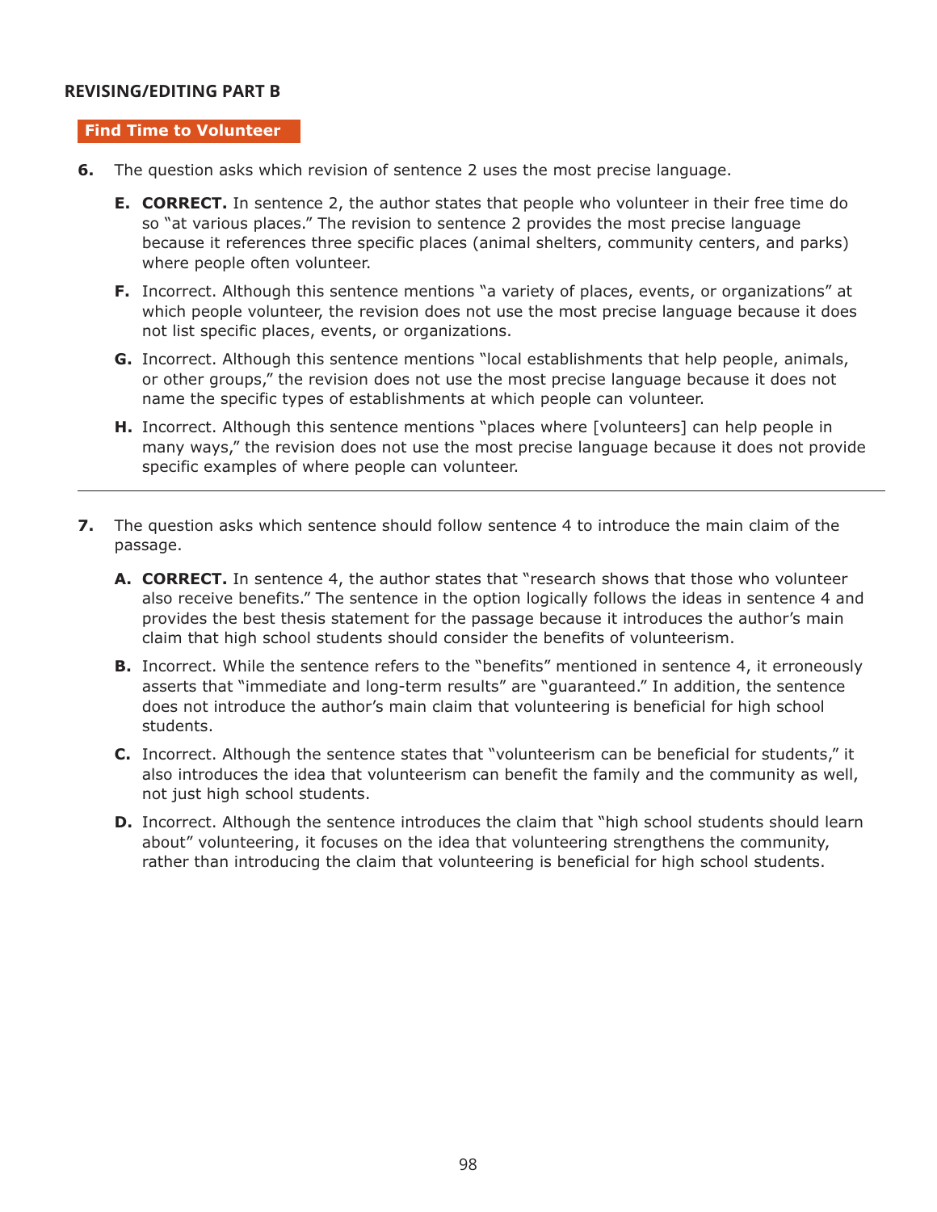## REVISING/EDITING PART B

### Find Time to Volunteer

6. The question asks which revision of sentence 2 uses the most precise language.

   **E. CORRECT.** In sentence 2, the author states that people who volunteer in their free time do so "at various places." The revision to sentence 2 provides the most precise language because it references three specific places (animal shelters, community centers, and parks) where people often volunteer.

   **F.** Incorrect. Although this sentence mentions "a variety of places, events, or organizations" at which people volunteer, the revision does not use the most precise language because it does not list specific places, events, or organizations.

   **G.** Incorrect. Although this sentence mentions "local establishments that help people, animals, or other groups," the revision does not use the most precise language because it does not name the specific types of establishments at which people can volunteer.

   **H.** Incorrect. Although this sentence mentions "places where [volunteers] can help people in many ways," the revision does not use the most precise language because it does not provide specific examples of where people can volunteer.

---

7. The question asks which sentence should follow sentence 4 to introduce the main claim of the passage.

   **A. CORRECT.** In sentence 4, the author states that "research shows that those who volunteer also receive benefits." The sentence in the option logically follows the ideas in sentence 4 and provides the best thesis statement for the passage because it introduces the author's main claim that high school students should consider the benefits of volunteerism.

   **B.** Incorrect. While the sentence refers to the "benefits" mentioned in sentence 4, it erroneously asserts that "immediate and long-term results" are "guaranteed." In addition, the sentence does not introduce the author's main claim that volunteering is beneficial for high school students.

   **C.** Incorrect. Although the sentence states that "volunteerism can be beneficial for students," it also introduces the idea that volunteerism can benefit the family and the community as well, not just high school students.

   **D.** Incorrect. Although the sentence introduces the claim that "high school students should learn about" volunteering, it focuses on the idea that volunteering strengthens the community, rather than introducing the claim that volunteering is beneficial for high school students.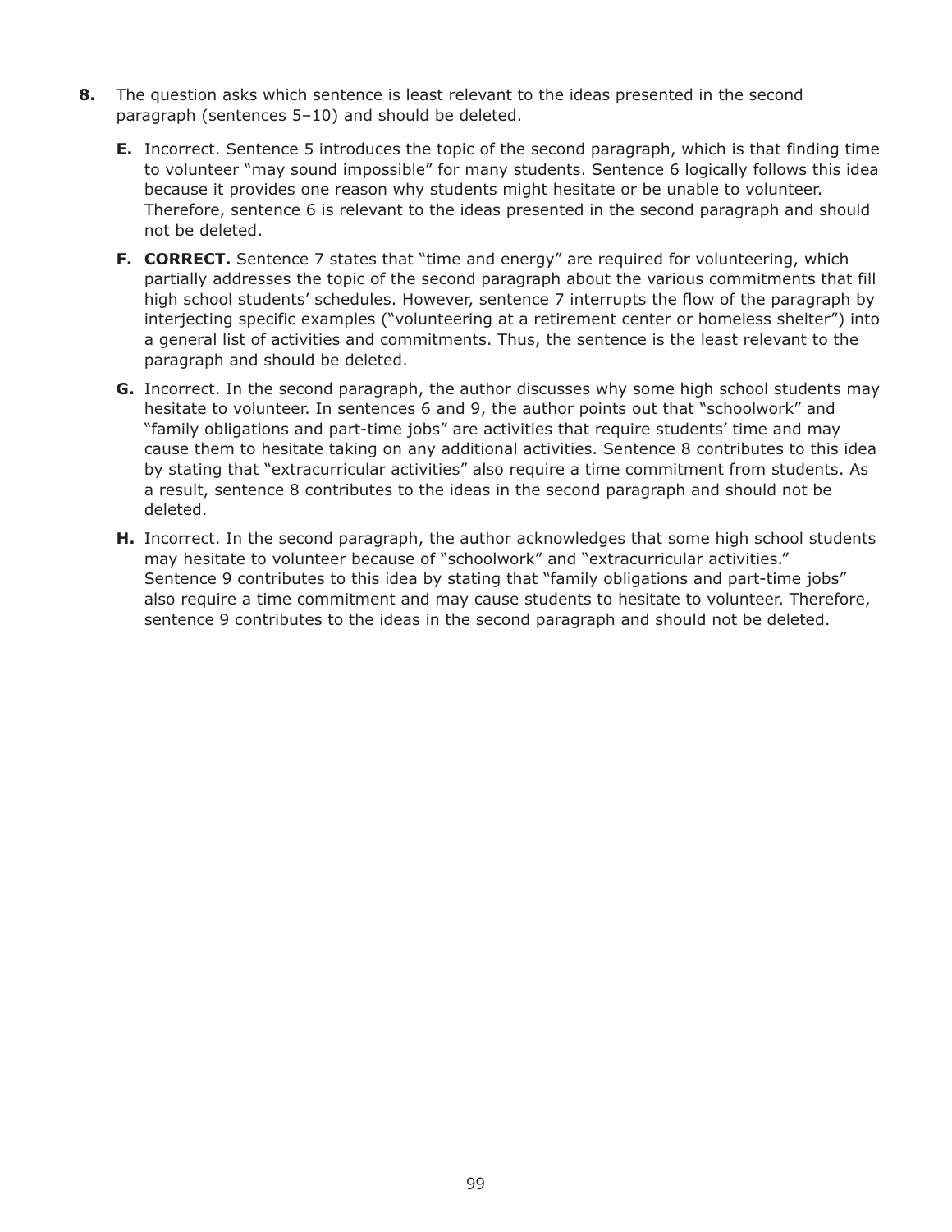**8.** The question asks which sentence is least relevant to the ideas presented in the second paragraph (sentences 5–10) and should be deleted.

- **E.** Incorrect. Sentence 5 introduces the topic of the second paragraph, which is that finding time to volunteer "may sound impossible" for many students. Sentence 6 logically follows this idea because it provides one reason why students might hesitate or be unable to volunteer. Therefore, sentence 6 is relevant to the ideas presented in the second paragraph and should not be deleted.

- **F. CORRECT.** Sentence 7 states that "time and energy" are required for volunteering, which partially addresses the topic of the second paragraph about the various commitments that fill high school students' schedules. However, sentence 7 interrupts the flow of the paragraph by interjecting specific examples ("volunteering at a retirement center or homeless shelter") into a general list of activities and commitments. Thus, the sentence is the least relevant to the paragraph and should be deleted.

- **G.** Incorrect. In the second paragraph, the author discusses why some high school students may hesitate to volunteer. In sentences 6 and 9, the author points out that "schoolwork" and "family obligations and part-time jobs" are activities that require students' time and may cause them to hesitate taking on any additional activities. Sentence 8 contributes to this idea by stating that "extracurricular activities" also require a time commitment from students. As a result, sentence 8 contributes to the ideas in the second paragraph and should not be deleted.

- **H.** Incorrect. In the second paragraph, the author acknowledges that some high school students may hesitate to volunteer because of "schoolwork" and "extracurricular activities." Sentence 9 contributes to this idea by stating that "family obligations and part-time jobs" also require a time commitment and may cause students to hesitate to volunteer. Therefore, sentence 9 contributes to the ideas in the second paragraph and should not be deleted.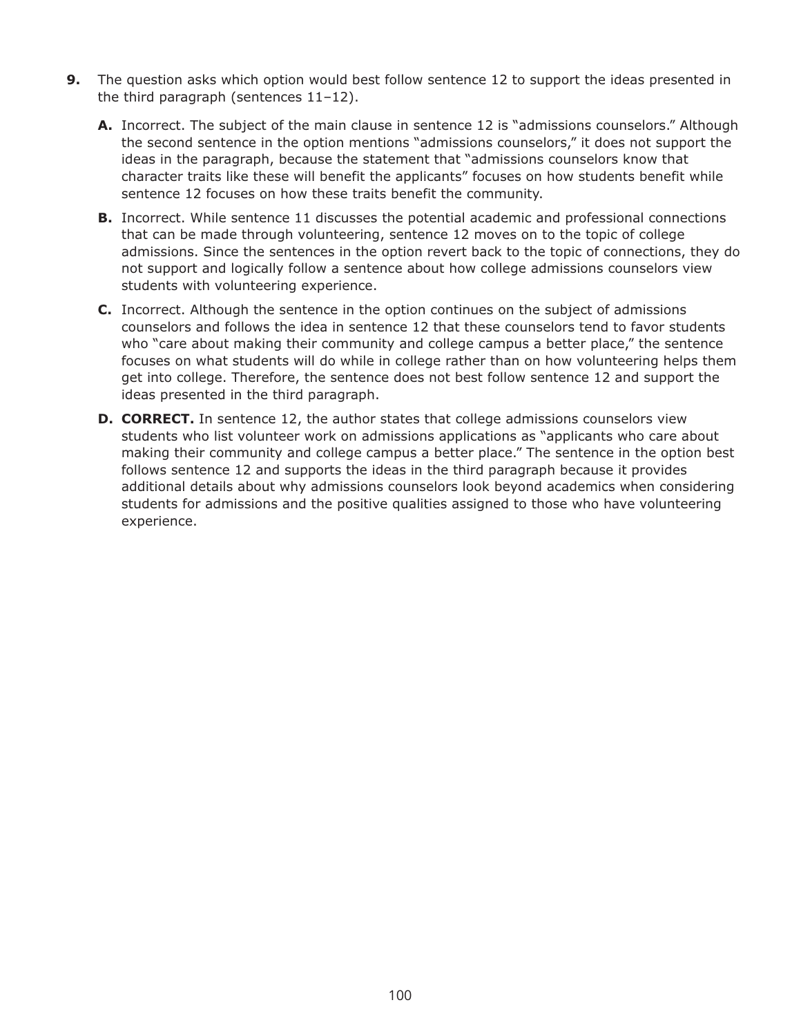**9.** The question asks which option would best follow sentence 12 to support the ideas presented in the third paragraph (sentences 11–12).

- **A.** Incorrect. The subject of the main clause in sentence 12 is "admissions counselors." Although the second sentence in the option mentions "admissions counselors," it does not support the ideas in the paragraph, because the statement that "admissions counselors know that character traits like these will benefit the applicants" focuses on how students benefit while sentence 12 focuses on how these traits benefit the community.

- **B.** Incorrect. While sentence 11 discusses the potential academic and professional connections that can be made through volunteering, sentence 12 moves on to the topic of college admissions. Since the sentences in the option revert back to the topic of connections, they do not support and logically follow a sentence about how college admissions counselors view students with volunteering experience.

- **C.** Incorrect. Although the sentence in the option continues on the subject of admissions counselors and follows the idea in sentence 12 that these counselors tend to favor students who "care about making their community and college campus a better place," the sentence focuses on what students will do while in college rather than on how volunteering helps them get into college. Therefore, the sentence does not best follow sentence 12 and support the ideas presented in the third paragraph.

- **D. CORRECT.** In sentence 12, the author states that college admissions counselors view students who list volunteer work on admissions applications as "applicants who care about making their community and college campus a better place." The sentence in the option best follows sentence 12 and supports the ideas in the third paragraph because it provides additional details about why admissions counselors look beyond academics when considering students for admissions and the positive qualities assigned to those who have volunteering experience.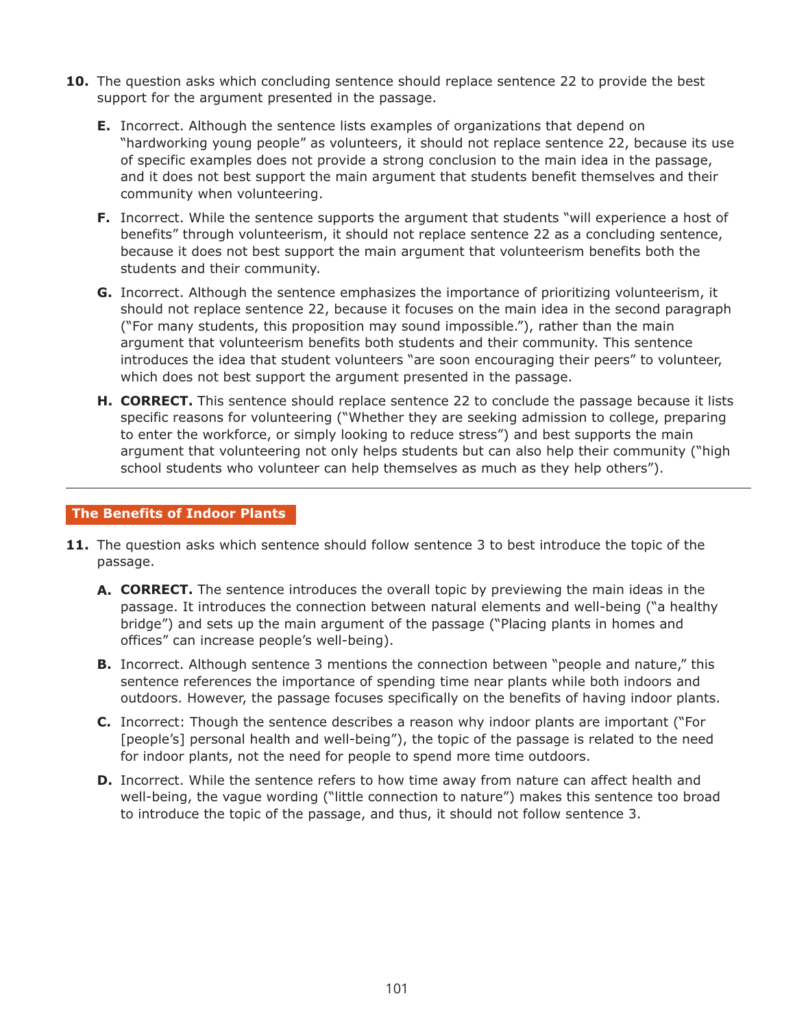**10.** The question asks which concluding sentence should replace sentence 22 to provide the best support for the argument presented in the passage.

- **E.** Incorrect. Although the sentence lists examples of organizations that depend on "hardworking young people" as volunteers, it should not replace sentence 22, because its use of specific examples does not provide a strong conclusion to the main idea in the passage, and it does not best support the main argument that students benefit themselves and their community when volunteering.
- **F.** Incorrect. While the sentence supports the argument that students "will experience a host of benefits" through volunteerism, it should not replace sentence 22 as a concluding sentence, because it does not best support the main argument that volunteerism benefits both the students and their community.
- **G.** Incorrect. Although the sentence emphasizes the importance of prioritizing volunteerism, it should not replace sentence 22, because it focuses on the main idea in the second paragraph ("For many students, this proposition may sound impossible."), rather than the main argument that volunteerism benefits both students and their community. This sentence introduces the idea that student volunteers "are soon encouraging their peers" to volunteer, which does not best support the argument presented in the passage.
- **H.** **CORRECT.** This sentence should replace sentence 22 to conclude the passage because it lists specific reasons for volunteering ("Whether they are seeking admission to college, preparing to enter the workforce, or simply looking to reduce stress") and best supports the main argument that volunteering not only helps students but can also help their community ("high school students who volunteer can help themselves as much as they help others").

---

## The Benefits of Indoor Plants

**11.** The question asks which sentence should follow sentence 3 to best introduce the topic of the passage.

- **A.** **CORRECT.** The sentence introduces the overall topic by previewing the main ideas in the passage. It introduces the connection between natural elements and well-being ("a healthy bridge") and sets up the main argument of the passage ("Placing plants in homes and offices" can increase people's well-being).
- **B.** Incorrect. Although sentence 3 mentions the connection between "people and nature," this sentence references the importance of spending time near plants while both indoors and outdoors. However, the passage focuses specifically on the benefits of having indoor plants.
- **C.** Incorrect: Though the sentence describes a reason why indoor plants are important ("For [people's] personal health and well-being"), the topic of the passage is related to the need for indoor plants, not the need for people to spend more time outdoors.
- **D.** Incorrect. While the sentence refers to how time away from nature can affect health and well-being, the vague wording ("little connection to nature") makes this sentence too broad to introduce the topic of the passage, and thus, it should not follow sentence 3.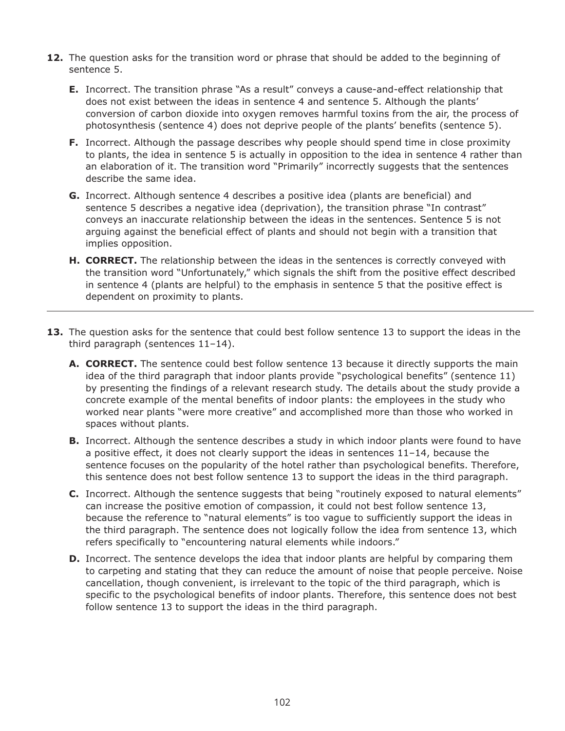**12.** The question asks for the transition word or phrase that should be added to the beginning of sentence 5.

- **E.** Incorrect. The transition phrase "As a result" conveys a cause-and-effect relationship that does not exist between the ideas in sentence 4 and sentence 5. Although the plants' conversion of carbon dioxide into oxygen removes harmful toxins from the air, the process of photosynthesis (sentence 4) does not deprive people of the plants' benefits (sentence 5).
- **F.** Incorrect. Although the passage describes why people should spend time in close proximity to plants, the idea in sentence 5 is actually in opposition to the idea in sentence 4 rather than an elaboration of it. The transition word "Primarily" incorrectly suggests that the sentences describe the same idea.
- **G.** Incorrect. Although sentence 4 describes a positive idea (plants are beneficial) and sentence 5 describes a negative idea (deprivation), the transition phrase "In contrast" conveys an inaccurate relationship between the ideas in the sentences. Sentence 5 is not arguing against the beneficial effect of plants and should not begin with a transition that implies opposition.
- **H. CORRECT.** The relationship between the ideas in the sentences is correctly conveyed with the transition word "Unfortunately," which signals the shift from the positive effect described in sentence 4 (plants are helpful) to the emphasis in sentence 5 that the positive effect is dependent on proximity to plants.

---

**13.** The question asks for the sentence that could best follow sentence 13 to support the ideas in the third paragraph (sentences 11–14).

- **A. CORRECT.** The sentence could best follow sentence 13 because it directly supports the main idea of the third paragraph that indoor plants provide "psychological benefits" (sentence 11) by presenting the findings of a relevant research study. The details about the study provide a concrete example of the mental benefits of indoor plants: the employees in the study who worked near plants "were more creative" and accomplished more than those who worked in spaces without plants.
- **B.** Incorrect. Although the sentence describes a study in which indoor plants were found to have a positive effect, it does not clearly support the ideas in sentences 11–14, because the sentence focuses on the popularity of the hotel rather than psychological benefits. Therefore, this sentence does not best follow sentence 13 to support the ideas in the third paragraph.
- **C.** Incorrect. Although the sentence suggests that being "routinely exposed to natural elements" can increase the positive emotion of compassion, it could not best follow sentence 13, because the reference to "natural elements" is too vague to sufficiently support the ideas in the third paragraph. The sentence does not logically follow the idea from sentence 13, which refers specifically to "encountering natural elements while indoors."
- **D.** Incorrect. The sentence develops the idea that indoor plants are helpful by comparing them to carpeting and stating that they can reduce the amount of noise that people perceive. Noise cancellation, though convenient, is irrelevant to the topic of the third paragraph, which is specific to the psychological benefits of indoor plants. Therefore, this sentence does not best follow sentence 13 to support the ideas in the third paragraph.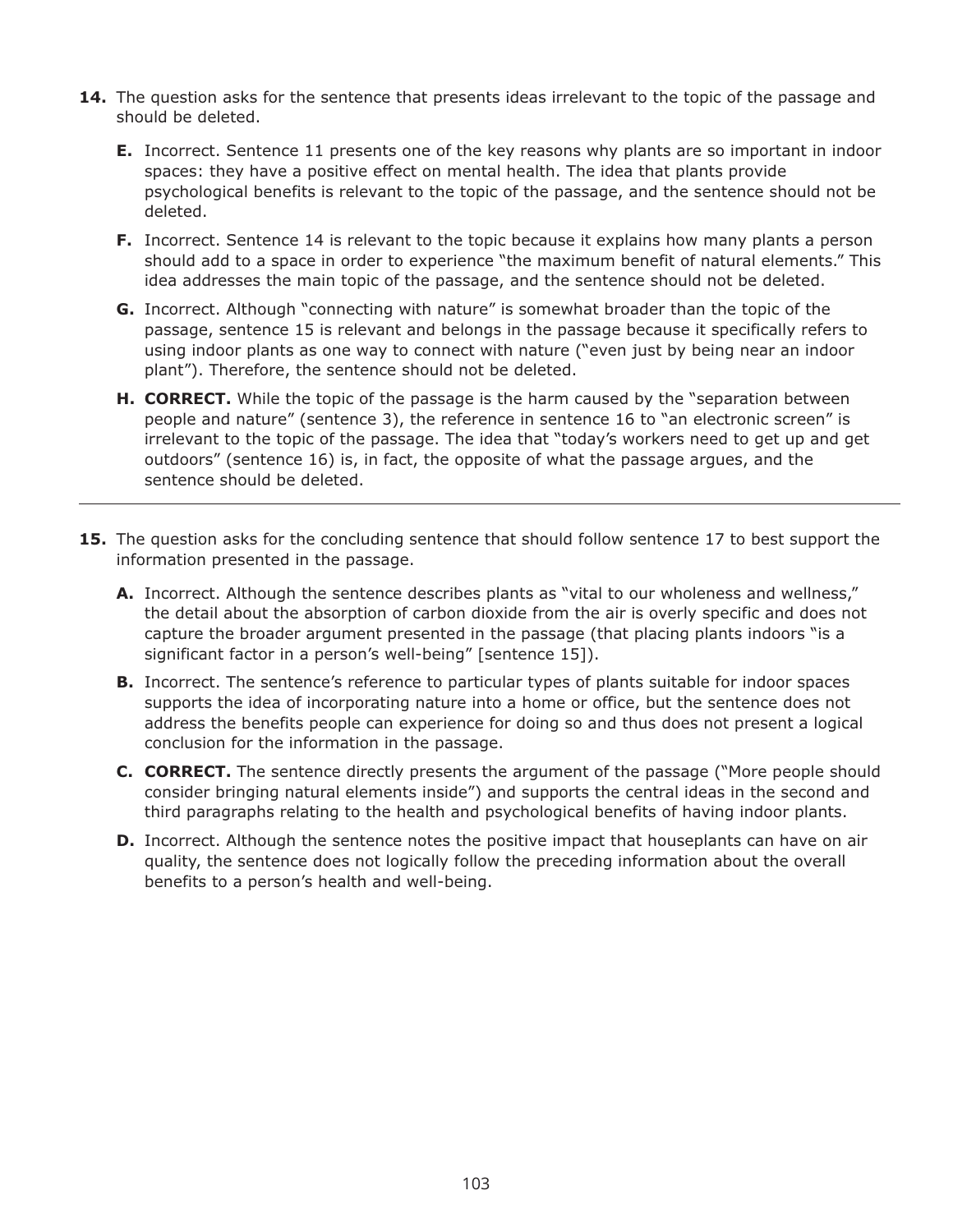**14.** The question asks for the sentence that presents ideas irrelevant to the topic of the passage and should be deleted.

- **E.** Incorrect. Sentence 11 presents one of the key reasons why plants are so important in indoor spaces: they have a positive effect on mental health. The idea that plants provide psychological benefits is relevant to the topic of the passage, and the sentence should not be deleted.
- **F.** Incorrect. Sentence 14 is relevant to the topic because it explains how many plants a person should add to a space in order to experience "the maximum benefit of natural elements." This idea addresses the main topic of the passage, and the sentence should not be deleted.
- **G.** Incorrect. Although "connecting with nature" is somewhat broader than the topic of the passage, sentence 15 is relevant and belongs in the passage because it specifically refers to using indoor plants as one way to connect with nature ("even just by being near an indoor plant"). Therefore, the sentence should not be deleted.
- **H.** **CORRECT.** While the topic of the passage is the harm caused by the "separation between people and nature" (sentence 3), the reference in sentence 16 to "an electronic screen" is irrelevant to the topic of the passage. The idea that "today's workers need to get up and get outdoors" (sentence 16) is, in fact, the opposite of what the passage argues, and the sentence should be deleted.

---

**15.** The question asks for the concluding sentence that should follow sentence 17 to best support the information presented in the passage.

- **A.** Incorrect. Although the sentence describes plants as "vital to our wholeness and wellness," the detail about the absorption of carbon dioxide from the air is overly specific and does not capture the broader argument presented in the passage (that placing plants indoors "is a significant factor in a person's well-being" [sentence 15]).
- **B.** Incorrect. The sentence's reference to particular types of plants suitable for indoor spaces supports the idea of incorporating nature into a home or office, but the sentence does not address the benefits people can experience for doing so and thus does not present a logical conclusion for the information in the passage.
- **C.** **CORRECT.** The sentence directly presents the argument of the passage ("More people should consider bringing natural elements inside") and supports the central ideas in the second and third paragraphs relating to the health and psychological benefits of having indoor plants.
- **D.** Incorrect. Although the sentence notes the positive impact that houseplants can have on air quality, the sentence does not logically follow the preceding information about the overall benefits to a person's health and well-being.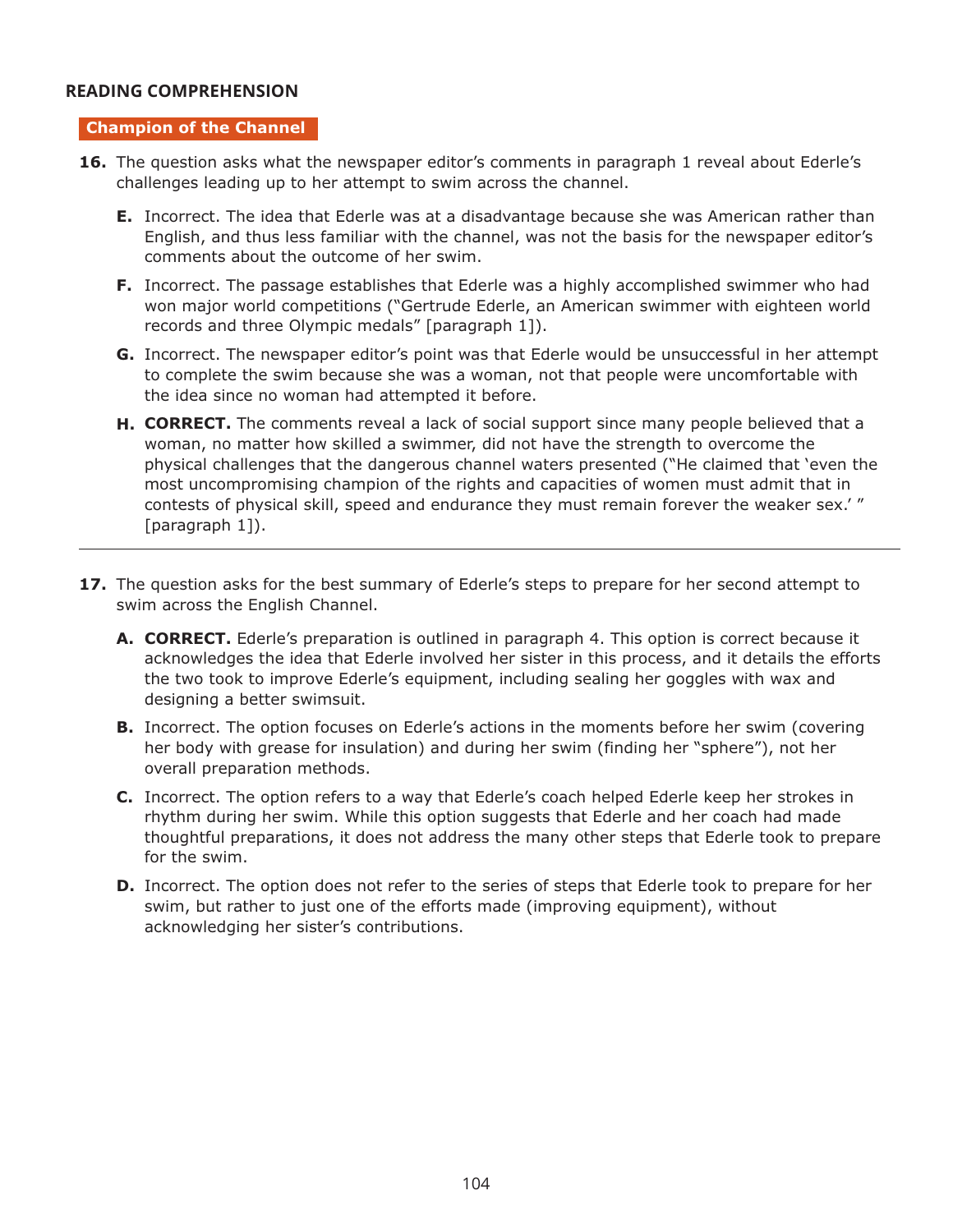## READING COMPREHENSION

### Champion of the Channel

**16.** The question asks what the newspaper editor's comments in paragraph 1 reveal about Ederle's challenges leading up to her attempt to swim across the channel.

- **E.** Incorrect. The idea that Ederle was at a disadvantage because she was American rather than English, and thus less familiar with the channel, was not the basis for the newspaper editor's comments about the outcome of her swim.
- **F.** Incorrect. The passage establishes that Ederle was a highly accomplished swimmer who had won major world competitions ("Gertrude Ederle, an American swimmer with eighteen world records and three Olympic medals" [paragraph 1]).
- **G.** Incorrect. The newspaper editor's point was that Ederle would be unsuccessful in her attempt to complete the swim because she was a woman, not that people were uncomfortable with the idea since no woman had attempted it before.
- **H.** **CORRECT.** The comments reveal a lack of social support since many people believed that a woman, no matter how skilled a swimmer, did not have the strength to overcome the physical challenges that the dangerous channel waters presented ("He claimed that 'even the most uncompromising champion of the rights and capacities of women must admit that in contests of physical skill, speed and endurance they must remain forever the weaker sex.' " [paragraph 1]).

---

**17.** The question asks for the best summary of Ederle's steps to prepare for her second attempt to swim across the English Channel.

- **A.** **CORRECT.** Ederle's preparation is outlined in paragraph 4. This option is correct because it acknowledges the idea that Ederle involved her sister in this process, and it details the efforts the two took to improve Ederle's equipment, including sealing her goggles with wax and designing a better swimsuit.
- **B.** Incorrect. The option focuses on Ederle's actions in the moments before her swim (covering her body with grease for insulation) and during her swim (finding her "sphere"), not her overall preparation methods.
- **C.** Incorrect. The option refers to a way that Ederle's coach helped Ederle keep her strokes in rhythm during her swim. While this option suggests that Ederle and her coach had made thoughtful preparations, it does not address the many other steps that Ederle took to prepare for the swim.
- **D.** Incorrect. The option does not refer to the series of steps that Ederle took to prepare for her swim, but rather to just one of the efforts made (improving equipment), without acknowledging her sister's contributions.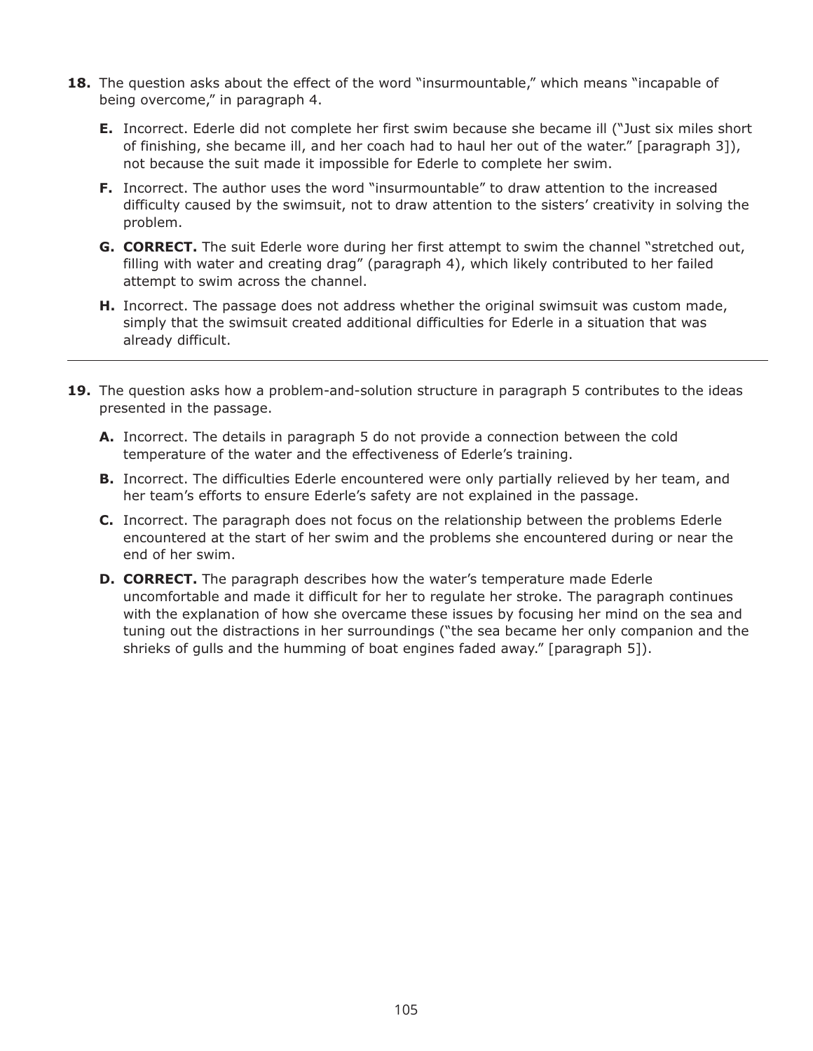**18.** The question asks about the effect of the word "insurmountable," which means "incapable of being overcome," in paragraph 4.

- **E.** Incorrect. Ederle did not complete her first swim because she became ill ("Just six miles short of finishing, she became ill, and her coach had to haul her out of the water." [paragraph 3]), not because the suit made it impossible for Ederle to complete her swim.
- **F.** Incorrect. The author uses the word "insurmountable" to draw attention to the increased difficulty caused by the swimsuit, not to draw attention to the sisters' creativity in solving the problem.
- **G. CORRECT.** The suit Ederle wore during her first attempt to swim the channel "stretched out, filling with water and creating drag" (paragraph 4), which likely contributed to her failed attempt to swim across the channel.
- **H.** Incorrect. The passage does not address whether the original swimsuit was custom made, simply that the swimsuit created additional difficulties for Ederle in a situation that was already difficult.

---

**19.** The question asks how a problem-and-solution structure in paragraph 5 contributes to the ideas presented in the passage.

- **A.** Incorrect. The details in paragraph 5 do not provide a connection between the cold temperature of the water and the effectiveness of Ederle's training.
- **B.** Incorrect. The difficulties Ederle encountered were only partially relieved by her team, and her team's efforts to ensure Ederle's safety are not explained in the passage.
- **C.** Incorrect. The paragraph does not focus on the relationship between the problems Ederle encountered at the start of her swim and the problems she encountered during or near the end of her swim.
- **D. CORRECT.** The paragraph describes how the water's temperature made Ederle uncomfortable and made it difficult for her to regulate her stroke. The paragraph continues with the explanation of how she overcame these issues by focusing her mind on the sea and tuning out the distractions in her surroundings ("the sea became her only companion and the shrieks of gulls and the humming of boat engines faded away." [paragraph 5]).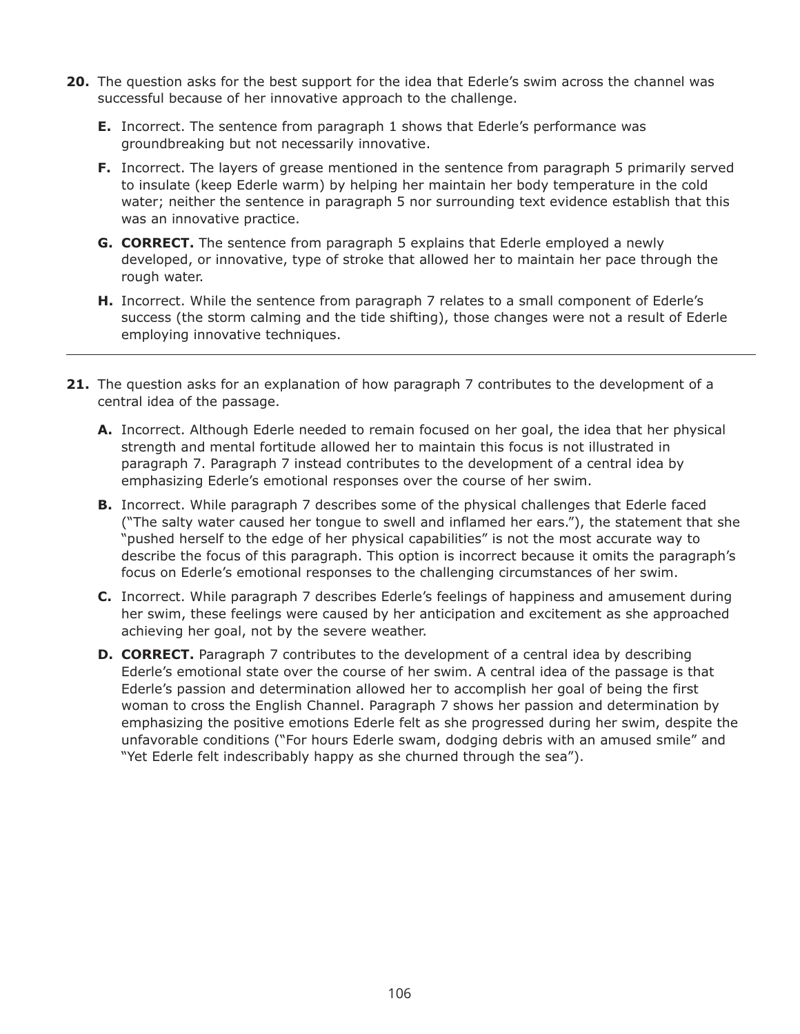**20.** The question asks for the best support for the idea that Ederle's swim across the channel was successful because of her innovative approach to the challenge.

- **E.** Incorrect. The sentence from paragraph 1 shows that Ederle's performance was groundbreaking but not necessarily innovative.
- **F.** Incorrect. The layers of grease mentioned in the sentence from paragraph 5 primarily served to insulate (keep Ederle warm) by helping her maintain her body temperature in the cold water; neither the sentence in paragraph 5 nor surrounding text evidence establish that this was an innovative practice.
- **G. CORRECT.** The sentence from paragraph 5 explains that Ederle employed a newly developed, or innovative, type of stroke that allowed her to maintain her pace through the rough water.
- **H.** Incorrect. While the sentence from paragraph 7 relates to a small component of Ederle's success (the storm calming and the tide shifting), those changes were not a result of Ederle employing innovative techniques.

---

**21.** The question asks for an explanation of how paragraph 7 contributes to the development of a central idea of the passage.

- **A.** Incorrect. Although Ederle needed to remain focused on her goal, the idea that her physical strength and mental fortitude allowed her to maintain this focus is not illustrated in paragraph 7. Paragraph 7 instead contributes to the development of a central idea by emphasizing Ederle's emotional responses over the course of her swim.
- **B.** Incorrect. While paragraph 7 describes some of the physical challenges that Ederle faced ("The salty water caused her tongue to swell and inflamed her ears."), the statement that she "pushed herself to the edge of her physical capabilities" is not the most accurate way to describe the focus of this paragraph. This option is incorrect because it omits the paragraph's focus on Ederle's emotional responses to the challenging circumstances of her swim.
- **C.** Incorrect. While paragraph 7 describes Ederle's feelings of happiness and amusement during her swim, these feelings were caused by her anticipation and excitement as she approached achieving her goal, not by the severe weather.
- **D. CORRECT.** Paragraph 7 contributes to the development of a central idea by describing Ederle's emotional state over the course of her swim. A central idea of the passage is that Ederle's passion and determination allowed her to accomplish her goal of being the first woman to cross the English Channel. Paragraph 7 shows her passion and determination by emphasizing the positive emotions Ederle felt as she progressed during her swim, despite the unfavorable conditions ("For hours Ederle swam, dodging debris with an amused smile" and "Yet Ederle felt indescribably happy as she churned through the sea").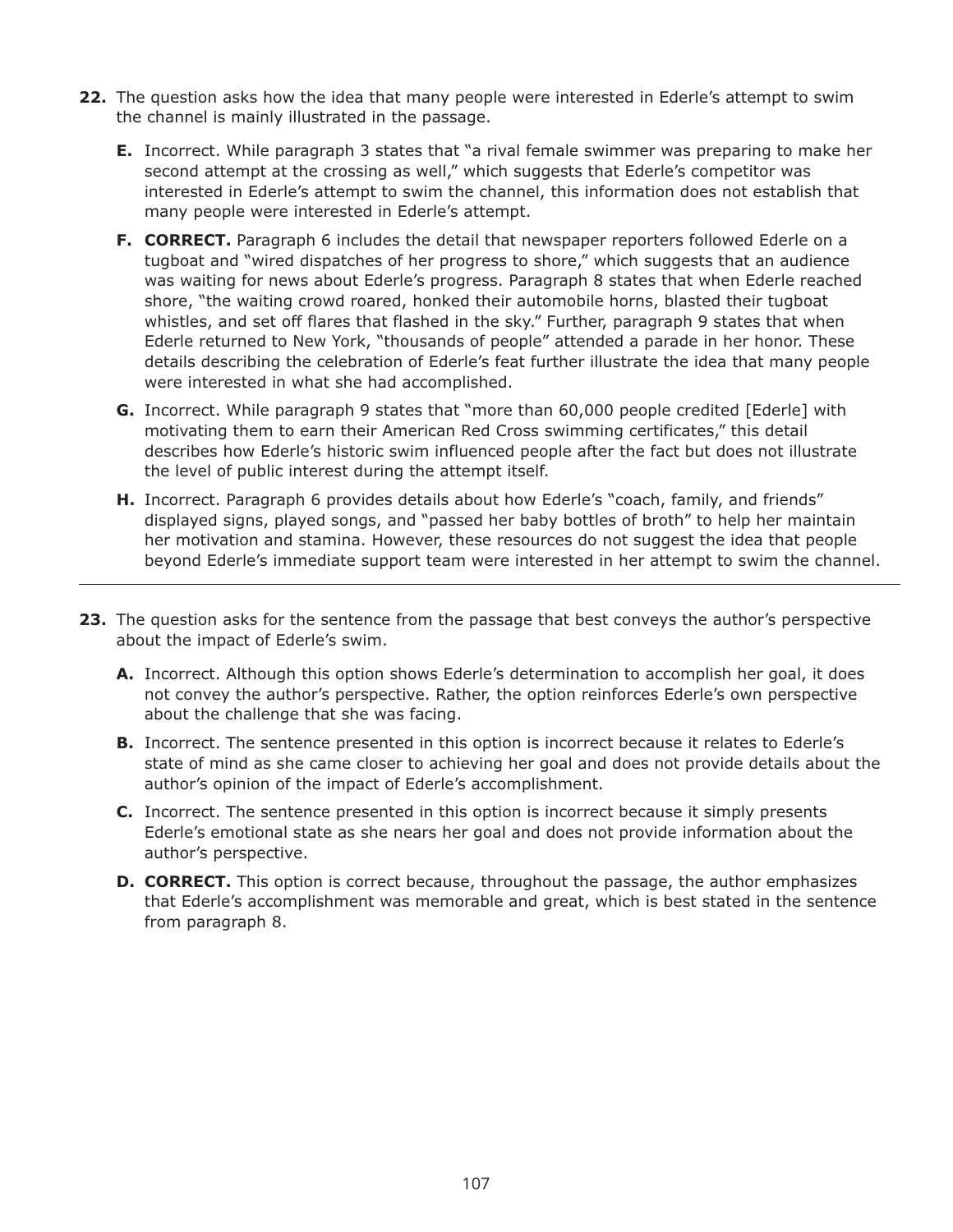**22.** The question asks how the idea that many people were interested in Ederle's attempt to swim the channel is mainly illustrated in the passage.

- **E.** Incorrect. While paragraph 3 states that "a rival female swimmer was preparing to make her second attempt at the crossing as well," which suggests that Ederle's competitor was interested in Ederle's attempt to swim the channel, this information does not establish that many people were interested in Ederle's attempt.
- **F. CORRECT.** Paragraph 6 includes the detail that newspaper reporters followed Ederle on a tugboat and "wired dispatches of her progress to shore," which suggests that an audience was waiting for news about Ederle's progress. Paragraph 8 states that when Ederle reached shore, "the waiting crowd roared, honked their automobile horns, blasted their tugboat whistles, and set off flares that flashed in the sky." Further, paragraph 9 states that when Ederle returned to New York, "thousands of people" attended a parade in her honor. These details describing the celebration of Ederle's feat further illustrate the idea that many people were interested in what she had accomplished.
- **G.** Incorrect. While paragraph 9 states that "more than 60,000 people credited [Ederle] with motivating them to earn their American Red Cross swimming certificates," this detail describes how Ederle's historic swim influenced people after the fact but does not illustrate the level of public interest during the attempt itself.
- **H.** Incorrect. Paragraph 6 provides details about how Ederle's "coach, family, and friends" displayed signs, played songs, and "passed her baby bottles of broth" to help her maintain her motivation and stamina. However, these resources do not suggest the idea that people beyond Ederle's immediate support team were interested in her attempt to swim the channel.

---

**23.** The question asks for the sentence from the passage that best conveys the author's perspective about the impact of Ederle's swim.

- **A.** Incorrect. Although this option shows Ederle's determination to accomplish her goal, it does not convey the author's perspective. Rather, the option reinforces Ederle's own perspective about the challenge that she was facing.
- **B.** Incorrect. The sentence presented in this option is incorrect because it relates to Ederle's state of mind as she came closer to achieving her goal and does not provide details about the author's opinion of the impact of Ederle's accomplishment.
- **C.** Incorrect. The sentence presented in this option is incorrect because it simply presents Ederle's emotional state as she nears her goal and does not provide information about the author's perspective.
- **D. CORRECT.** This option is correct because, throughout the passage, the author emphasizes that Ederle's accomplishment was memorable and great, which is best stated in the sentence from paragraph 8.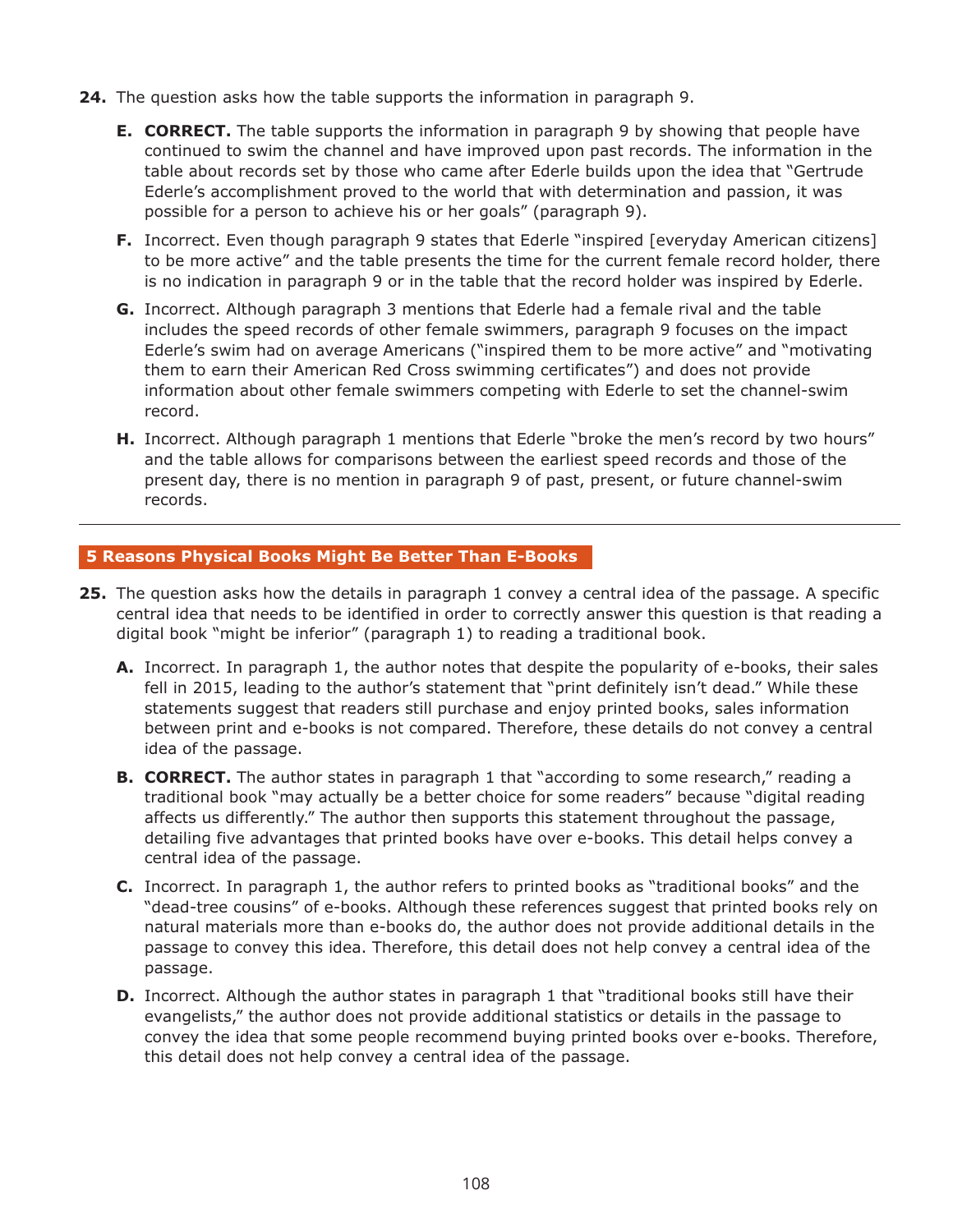**24.** The question asks how the table supports the information in paragraph 9.

- **E.** **CORRECT.** The table supports the information in paragraph 9 by showing that people have continued to swim the channel and have improved upon past records. The information in the table about records set by those who came after Ederle builds upon the idea that "Gertrude Ederle's accomplishment proved to the world that with determination and passion, it was possible for a person to achieve his or her goals" (paragraph 9).
- **F.** Incorrect. Even though paragraph 9 states that Ederle "inspired [everyday American citizens] to be more active" and the table presents the time for the current female record holder, there is no indication in paragraph 9 or in the table that the record holder was inspired by Ederle.
- **G.** Incorrect. Although paragraph 3 mentions that Ederle had a female rival and the table includes the speed records of other female swimmers, paragraph 9 focuses on the impact Ederle's swim had on average Americans ("inspired them to be more active" and "motivating them to earn their American Red Cross swimming certificates") and does not provide information about other female swimmers competing with Ederle to set the channel-swim record.
- **H.** Incorrect. Although paragraph 1 mentions that Ederle "broke the men's record by two hours" and the table allows for comparisons between the earliest speed records and those of the present day, there is no mention in paragraph 9 of past, present, or future channel-swim records.

---

## 5 Reasons Physical Books Might Be Better Than E-Books

**25.** The question asks how the details in paragraph 1 convey a central idea of the passage. A specific central idea that needs to be identified in order to correctly answer this question is that reading a digital book "might be inferior" (paragraph 1) to reading a traditional book.

- **A.** Incorrect. In paragraph 1, the author notes that despite the popularity of e-books, their sales fell in 2015, leading to the author's statement that "print definitely isn't dead." While these statements suggest that readers still purchase and enjoy printed books, sales information between print and e-books is not compared. Therefore, these details do not convey a central idea of the passage.
- **B.** **CORRECT.** The author states in paragraph 1 that "according to some research," reading a traditional book "may actually be a better choice for some readers" because "digital reading affects us differently." The author then supports this statement throughout the passage, detailing five advantages that printed books have over e-books. This detail helps convey a central idea of the passage.
- **C.** Incorrect. In paragraph 1, the author refers to printed books as "traditional books" and the "dead-tree cousins" of e-books. Although these references suggest that printed books rely on natural materials more than e-books do, the author does not provide additional details in the passage to convey this idea. Therefore, this detail does not help convey a central idea of the passage.
- **D.** Incorrect. Although the author states in paragraph 1 that "traditional books still have their evangelists," the author does not provide additional statistics or details in the passage to convey the idea that some people recommend buying printed books over e-books. Therefore, this detail does not help convey a central idea of the passage.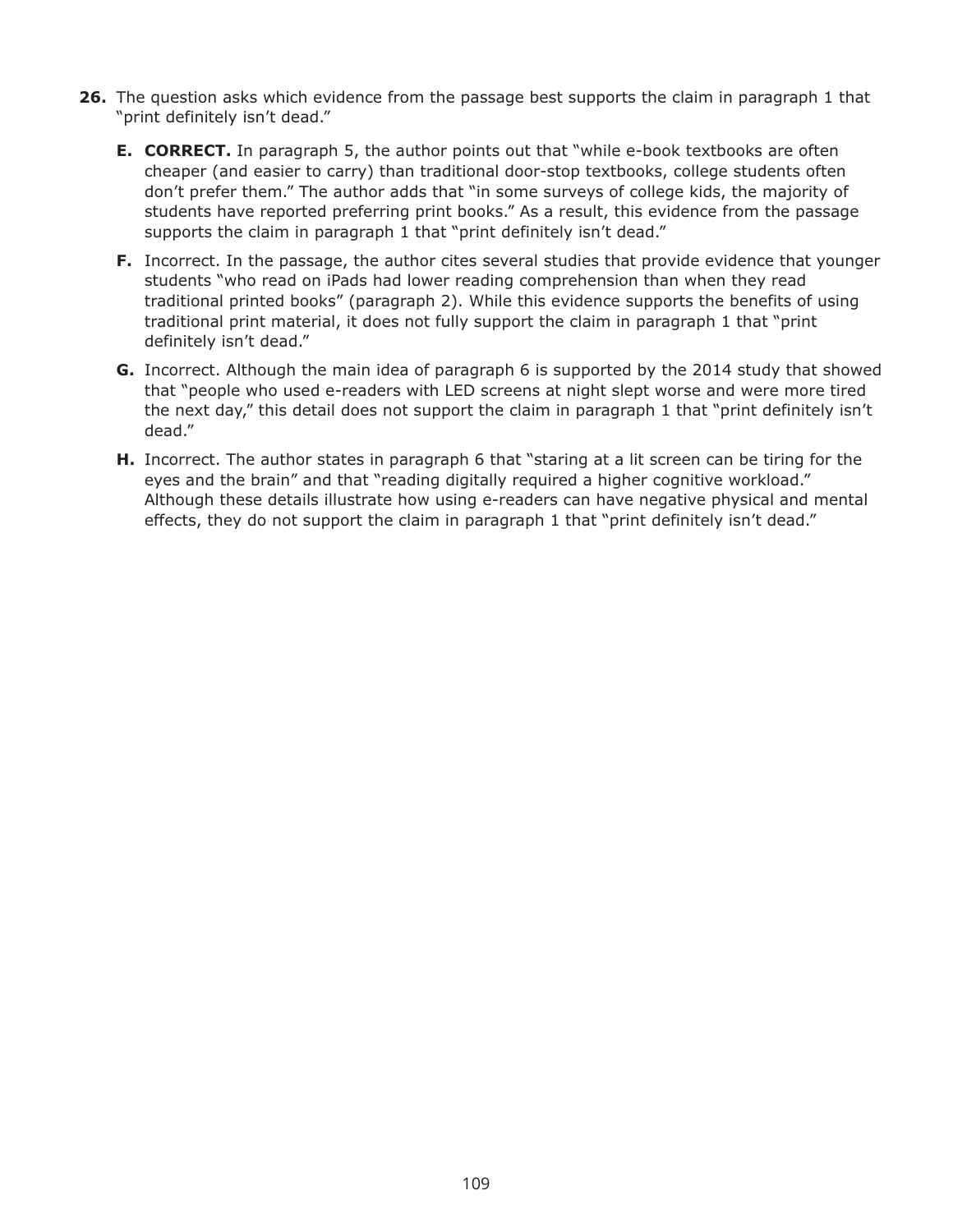**26.** The question asks which evidence from the passage best supports the claim in paragraph 1 that "print definitely isn't dead."

- **E. CORRECT.** In paragraph 5, the author points out that "while e-book textbooks are often cheaper (and easier to carry) than traditional door-stop textbooks, college students often don't prefer them." The author adds that "in some surveys of college kids, the majority of students have reported preferring print books." As a result, this evidence from the passage supports the claim in paragraph 1 that "print definitely isn't dead."
- **F.** Incorrect. In the passage, the author cites several studies that provide evidence that younger students "who read on iPads had lower reading comprehension than when they read traditional printed books" (paragraph 2). While this evidence supports the benefits of using traditional print material, it does not fully support the claim in paragraph 1 that "print definitely isn't dead."
- **G.** Incorrect. Although the main idea of paragraph 6 is supported by the 2014 study that showed that "people who used e-readers with LED screens at night slept worse and were more tired the next day," this detail does not support the claim in paragraph 1 that "print definitely isn't dead."
- **H.** Incorrect. The author states in paragraph 6 that "staring at a lit screen can be tiring for the eyes and the brain" and that "reading digitally required a higher cognitive workload." Although these details illustrate how using e-readers can have negative physical and mental effects, they do not support the claim in paragraph 1 that "print definitely isn't dead."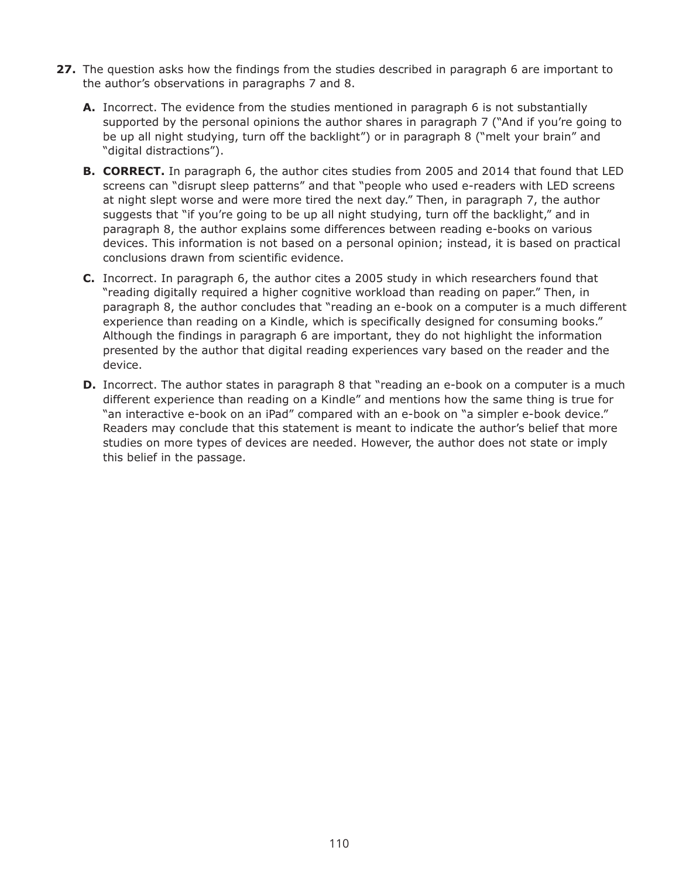**27.** The question asks how the findings from the studies described in paragraph 6 are important to the author's observations in paragraphs 7 and 8.

- **A.** Incorrect. The evidence from the studies mentioned in paragraph 6 is not substantially supported by the personal opinions the author shares in paragraph 7 ("And if you're going to be up all night studying, turn off the backlight") or in paragraph 8 ("melt your brain" and "digital distractions").

- **B.** **CORRECT.** In paragraph 6, the author cites studies from 2005 and 2014 that found that LED screens can "disrupt sleep patterns" and that "people who used e-readers with LED screens at night slept worse and were more tired the next day." Then, in paragraph 7, the author suggests that "if you're going to be up all night studying, turn off the backlight," and in paragraph 8, the author explains some differences between reading e-books on various devices. This information is not based on a personal opinion; instead, it is based on practical conclusions drawn from scientific evidence.

- **C.** Incorrect. In paragraph 6, the author cites a 2005 study in which researchers found that "reading digitally required a higher cognitive workload than reading on paper." Then, in paragraph 8, the author concludes that "reading an e-book on a computer is a much different experience than reading on a Kindle, which is specifically designed for consuming books." Although the findings in paragraph 6 are important, they do not highlight the information presented by the author that digital reading experiences vary based on the reader and the device.

- **D.** Incorrect. The author states in paragraph 8 that "reading an e-book on a computer is a much different experience than reading on a Kindle" and mentions how the same thing is true for "an interactive e-book on an iPad" compared with an e-book on "a simpler e-book device." Readers may conclude that this statement is meant to indicate the author's belief that more studies on more types of devices are needed. However, the author does not state or imply this belief in the passage.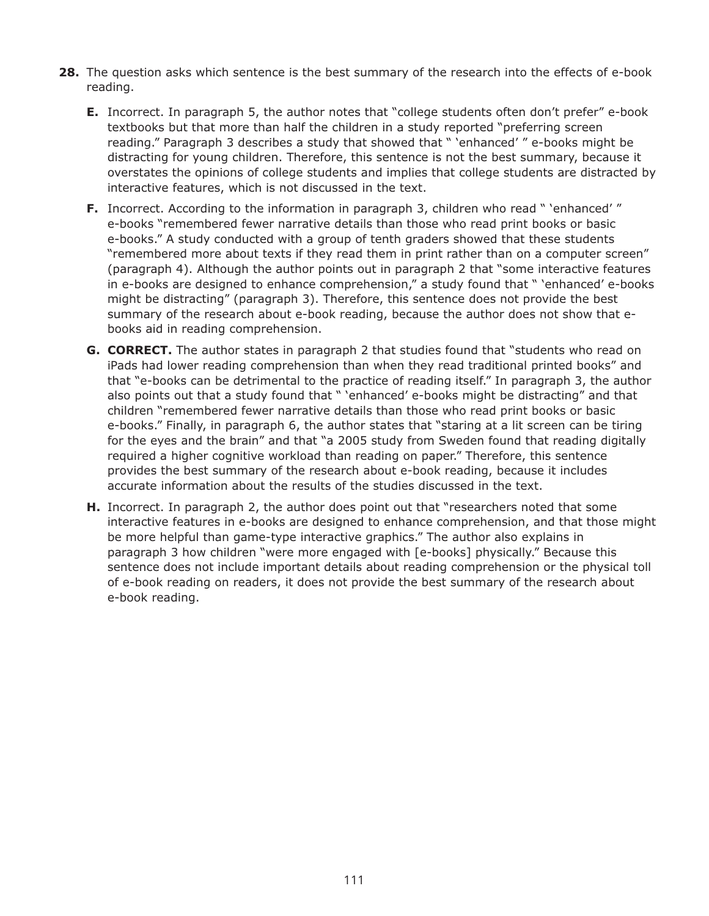**28.** The question asks which sentence is the best summary of the research into the effects of e-book reading.

- **E.** Incorrect. In paragraph 5, the author notes that "college students often don't prefer" e-book textbooks but that more than half the children in a study reported "preferring screen reading." Paragraph 3 describes a study that showed that " 'enhanced' " e-books might be distracting for young children. Therefore, this sentence is not the best summary, because it overstates the opinions of college students and implies that college students are distracted by interactive features, which is not discussed in the text.

- **F.** Incorrect. According to the information in paragraph 3, children who read " 'enhanced' " e-books "remembered fewer narrative details than those who read print books or basic e-books." A study conducted with a group of tenth graders showed that these students "remembered more about texts if they read them in print rather than on a computer screen" (paragraph 4). Although the author points out in paragraph 2 that "some interactive features in e-books are designed to enhance comprehension," a study found that " 'enhanced' e-books might be distracting" (paragraph 3). Therefore, this sentence does not provide the best summary of the research about e-book reading, because the author does not show that e-books aid in reading comprehension.

- **G. CORRECT.** The author states in paragraph 2 that studies found that "students who read on iPads had lower reading comprehension than when they read traditional printed books" and that "e-books can be detrimental to the practice of reading itself." In paragraph 3, the author also points out that a study found that " 'enhanced' e-books might be distracting" and that children "remembered fewer narrative details than those who read print books or basic e-books." Finally, in paragraph 6, the author states that "staring at a lit screen can be tiring for the eyes and the brain" and that "a 2005 study from Sweden found that reading digitally required a higher cognitive workload than reading on paper." Therefore, this sentence provides the best summary of the research about e-book reading, because it includes accurate information about the results of the studies discussed in the text.

- **H.** Incorrect. In paragraph 2, the author does point out that "researchers noted that some interactive features in e-books are designed to enhance comprehension, and that those might be more helpful than game-type interactive graphics." The author also explains in paragraph 3 how children "were more engaged with [e-books] physically." Because this sentence does not include important details about reading comprehension or the physical toll of e-book reading on readers, it does not provide the best summary of the research about e-book reading.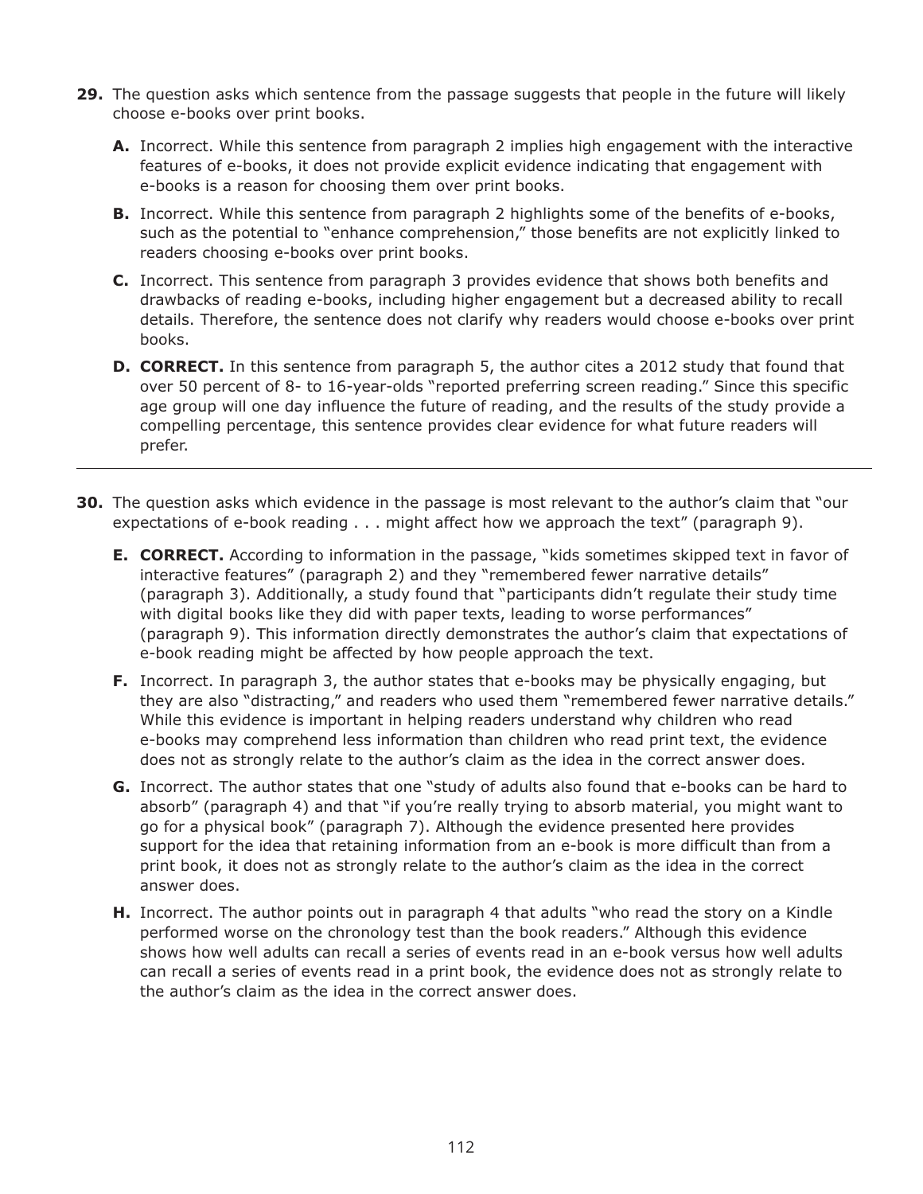**29.** The question asks which sentence from the passage suggests that people in the future will likely choose e-books over print books.

- **A.** Incorrect. While this sentence from paragraph 2 implies high engagement with the interactive features of e-books, it does not provide explicit evidence indicating that engagement with e-books is a reason for choosing them over print books.
- **B.** Incorrect. While this sentence from paragraph 2 highlights some of the benefits of e-books, such as the potential to "enhance comprehension," those benefits are not explicitly linked to readers choosing e-books over print books.
- **C.** Incorrect. This sentence from paragraph 3 provides evidence that shows both benefits and drawbacks of reading e-books, including higher engagement but a decreased ability to recall details. Therefore, the sentence does not clarify why readers would choose e-books over print books.
- **D.** **CORRECT.** In this sentence from paragraph 5, the author cites a 2012 study that found that over 50 percent of 8- to 16-year-olds "reported preferring screen reading." Since this specific age group will one day influence the future of reading, and the results of the study provide a compelling percentage, this sentence provides clear evidence for what future readers will prefer.

---

**30.** The question asks which evidence in the passage is most relevant to the author's claim that "our expectations of e-book reading . . . might affect how we approach the text" (paragraph 9).

- **E.** **CORRECT.** According to information in the passage, "kids sometimes skipped text in favor of interactive features" (paragraph 2) and they "remembered fewer narrative details" (paragraph 3). Additionally, a study found that "participants didn't regulate their study time with digital books like they did with paper texts, leading to worse performances" (paragraph 9). This information directly demonstrates the author's claim that expectations of e-book reading might be affected by how people approach the text.
- **F.** Incorrect. In paragraph 3, the author states that e-books may be physically engaging, but they are also "distracting," and readers who used them "remembered fewer narrative details." While this evidence is important in helping readers understand why children who read e-books may comprehend less information than children who read print text, the evidence does not as strongly relate to the author's claim as the idea in the correct answer does.
- **G.** Incorrect. The author states that one "study of adults also found that e-books can be hard to absorb" (paragraph 4) and that "if you're really trying to absorb material, you might want to go for a physical book" (paragraph 7). Although the evidence presented here provides support for the idea that retaining information from an e-book is more difficult than from a print book, it does not as strongly relate to the author's claim as the idea in the correct answer does.
- **H.** Incorrect. The author points out in paragraph 4 that adults "who read the story on a Kindle performed worse on the chronology test than the book readers." Although this evidence shows how well adults can recall a series of events read in an e-book versus how well adults can recall a series of events read in a print book, the evidence does not as strongly relate to the author's claim as the idea in the correct answer does.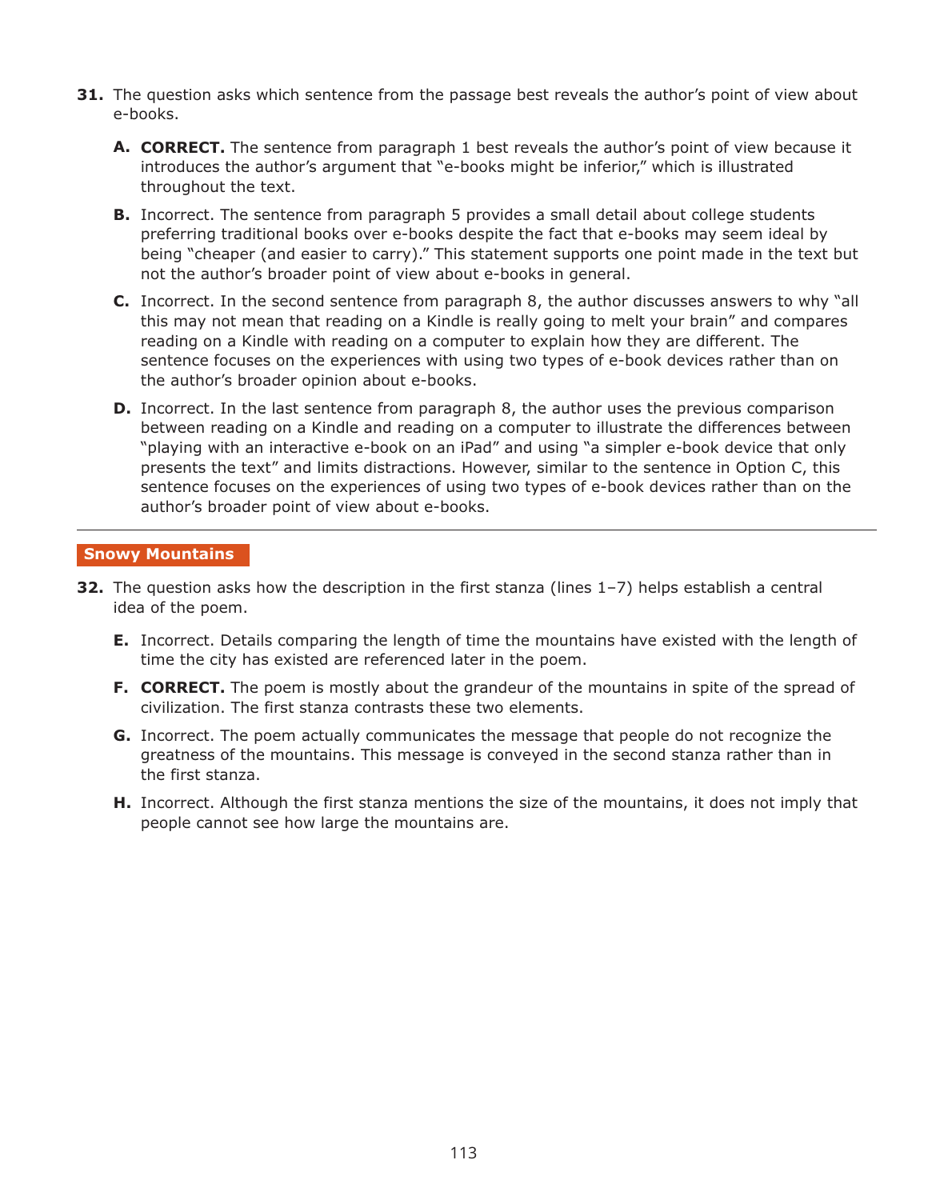**31.** The question asks which sentence from the passage best reveals the author's point of view about e-books.

- **A.** **CORRECT.** The sentence from paragraph 1 best reveals the author's point of view because it introduces the author's argument that "e-books might be inferior," which is illustrated throughout the text.
- **B.** Incorrect. The sentence from paragraph 5 provides a small detail about college students preferring traditional books over e-books despite the fact that e-books may seem ideal by being "cheaper (and easier to carry)." This statement supports one point made in the text but not the author's broader point of view about e-books in general.
- **C.** Incorrect. In the second sentence from paragraph 8, the author discusses answers to why "all this may not mean that reading on a Kindle is really going to melt your brain" and compares reading on a Kindle with reading on a computer to explain how they are different. The sentence focuses on the experiences with using two types of e-book devices rather than on the author's broader opinion about e-books.
- **D.** Incorrect. In the last sentence from paragraph 8, the author uses the previous comparison between reading on a Kindle and reading on a computer to illustrate the differences between "playing with an interactive e-book on an iPad" and using "a simpler e-book device that only presents the text" and limits distractions. However, similar to the sentence in Option C, this sentence focuses on the experiences of using two types of e-book devices rather than on the author's broader point of view about e-books.

---

## Snowy Mountains

**32.** The question asks how the description in the first stanza (lines 1–7) helps establish a central idea of the poem.

- **E.** Incorrect. Details comparing the length of time the mountains have existed with the length of time the city has existed are referenced later in the poem.
- **F.** **CORRECT.** The poem is mostly about the grandeur of the mountains in spite of the spread of civilization. The first stanza contrasts these two elements.
- **G.** Incorrect. The poem actually communicates the message that people do not recognize the greatness of the mountains. This message is conveyed in the second stanza rather than in the first stanza.
- **H.** Incorrect. Although the first stanza mentions the size of the mountains, it does not imply that people cannot see how large the mountains are.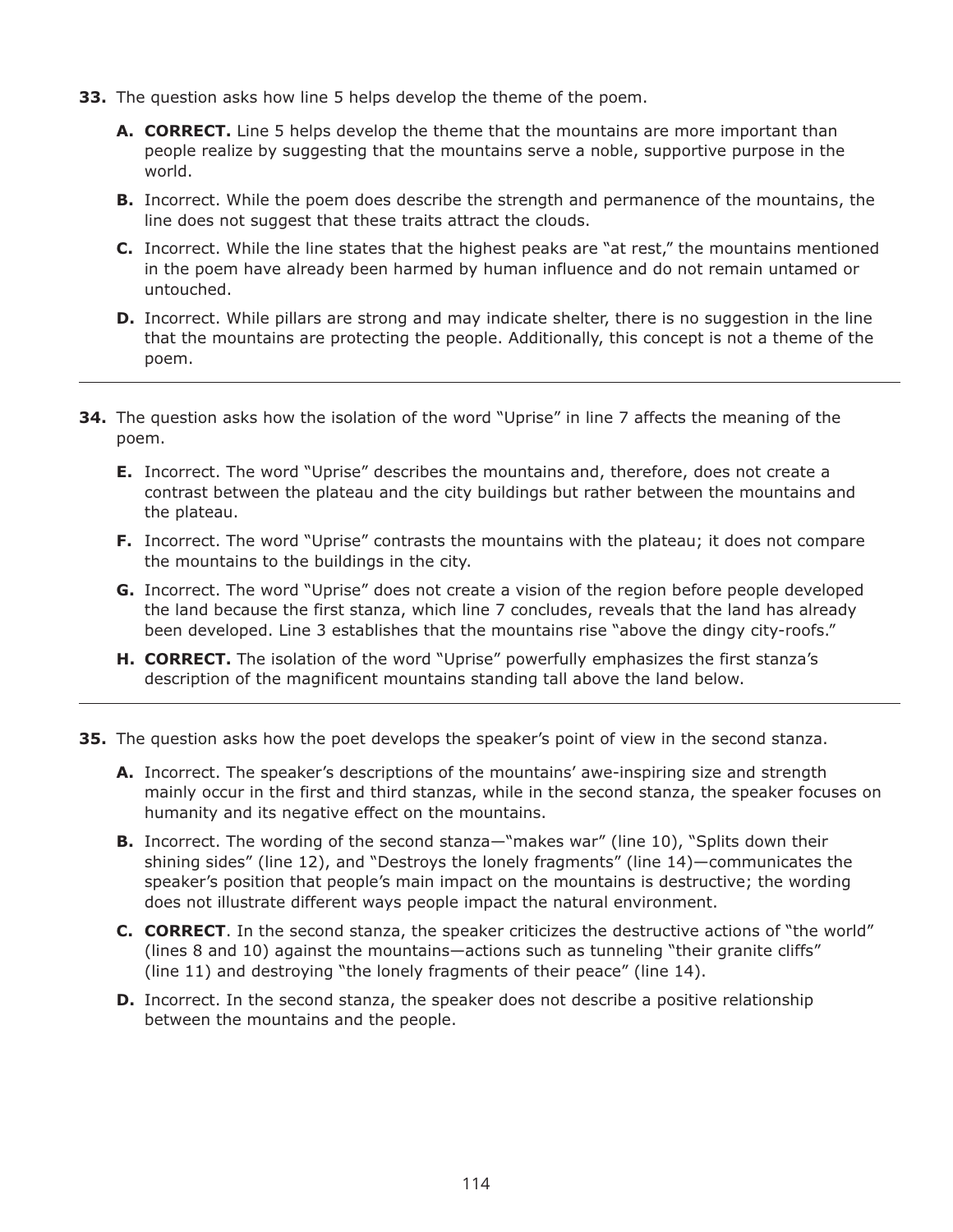**33.** The question asks how line 5 helps develop the theme of the poem.

- **A. CORRECT.** Line 5 helps develop the theme that the mountains are more important than people realize by suggesting that the mountains serve a noble, supportive purpose in the world.
- **B.** Incorrect. While the poem does describe the strength and permanence of the mountains, the line does not suggest that these traits attract the clouds.
- **C.** Incorrect. While the line states that the highest peaks are "at rest," the mountains mentioned in the poem have already been harmed by human influence and do not remain untamed or untouched.
- **D.** Incorrect. While pillars are strong and may indicate shelter, there is no suggestion in the line that the mountains are protecting the people. Additionally, this concept is not a theme of the poem.

---

**34.** The question asks how the isolation of the word "Uprise" in line 7 affects the meaning of the poem.

- **E.** Incorrect. The word "Uprise" describes the mountains and, therefore, does not create a contrast between the plateau and the city buildings but rather between the mountains and the plateau.
- **F.** Incorrect. The word "Uprise" contrasts the mountains with the plateau; it does not compare the mountains to the buildings in the city.
- **G.** Incorrect. The word "Uprise" does not create a vision of the region before people developed the land because the first stanza, which line 7 concludes, reveals that the land has already been developed. Line 3 establishes that the mountains rise "above the dingy city-roofs."
- **H. CORRECT.** The isolation of the word "Uprise" powerfully emphasizes the first stanza's description of the magnificent mountains standing tall above the land below.

---

**35.** The question asks how the poet develops the speaker's point of view in the second stanza.

- **A.** Incorrect. The speaker's descriptions of the mountains' awe-inspiring size and strength mainly occur in the first and third stanzas, while in the second stanza, the speaker focuses on humanity and its negative effect on the mountains.
- **B.** Incorrect. The wording of the second stanza—"makes war" (line 10), "Splits down their shining sides" (line 12), and "Destroys the lonely fragments" (line 14)—communicates the speaker's position that people's main impact on the mountains is destructive; the wording does not illustrate different ways people impact the natural environment.
- **C. CORRECT**. In the second stanza, the speaker criticizes the destructive actions of "the world" (lines 8 and 10) against the mountains—actions such as tunneling "their granite cliffs" (line 11) and destroying "the lonely fragments of their peace" (line 14).
- **D.** Incorrect. In the second stanza, the speaker does not describe a positive relationship between the mountains and the people.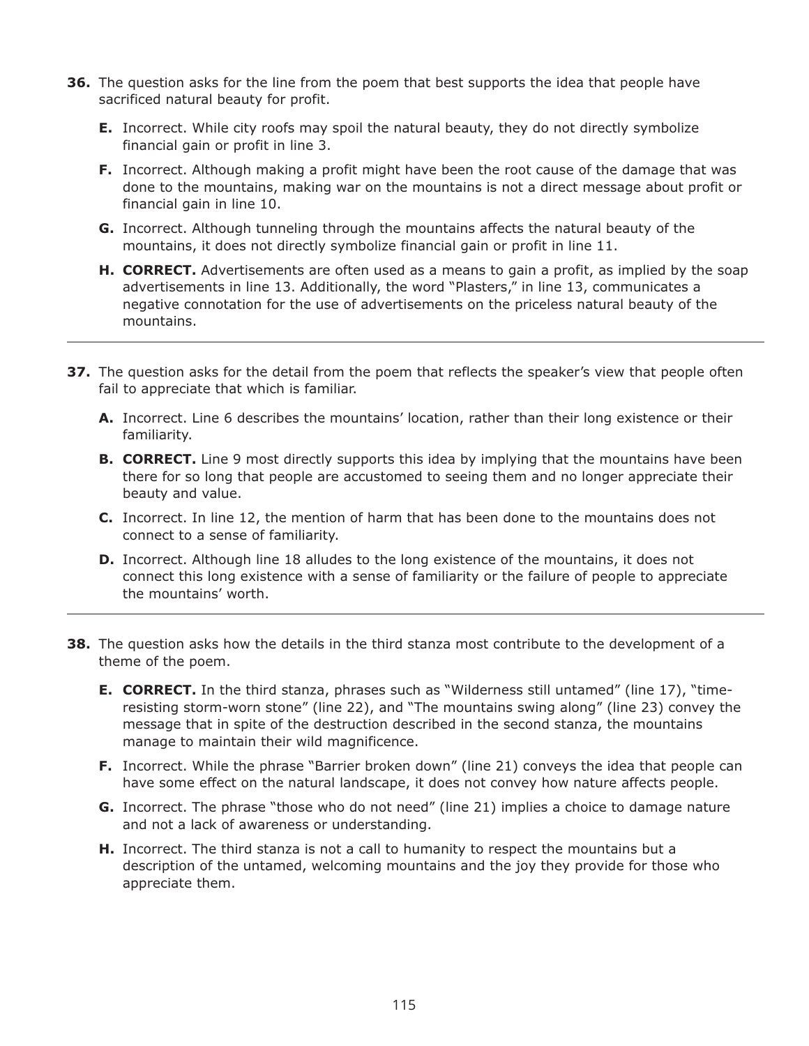**36.** The question asks for the line from the poem that best supports the idea that people have sacrificed natural beauty for profit.

- **E.** Incorrect. While city roofs may spoil the natural beauty, they do not directly symbolize financial gain or profit in line 3.
- **F.** Incorrect. Although making a profit might have been the root cause of the damage that was done to the mountains, making war on the mountains is not a direct message about profit or financial gain in line 10.
- **G.** Incorrect. Although tunneling through the mountains affects the natural beauty of the mountains, it does not directly symbolize financial gain or profit in line 11.
- **H.** **CORRECT.** Advertisements are often used as a means to gain a profit, as implied by the soap advertisements in line 13. Additionally, the word "Plasters," in line 13, communicates a negative connotation for the use of advertisements on the priceless natural beauty of the mountains.

---

**37.** The question asks for the detail from the poem that reflects the speaker's view that people often fail to appreciate that which is familiar.

- **A.** Incorrect. Line 6 describes the mountains' location, rather than their long existence or their familiarity.
- **B.** **CORRECT.** Line 9 most directly supports this idea by implying that the mountains have been there for so long that people are accustomed to seeing them and no longer appreciate their beauty and value.
- **C.** Incorrect. In line 12, the mention of harm that has been done to the mountains does not connect to a sense of familiarity.
- **D.** Incorrect. Although line 18 alludes to the long existence of the mountains, it does not connect this long existence with a sense of familiarity or the failure of people to appreciate the mountains' worth.

---

**38.** The question asks how the details in the third stanza most contribute to the development of a theme of the poem.

- **E.** **CORRECT.** In the third stanza, phrases such as "Wilderness still untamed" (line 17), "time-resisting storm-worn stone" (line 22), and "The mountains swing along" (line 23) convey the message that in spite of the destruction described in the second stanza, the mountains manage to maintain their wild magnificence.
- **F.** Incorrect. While the phrase "Barrier broken down" (line 21) conveys the idea that people can have some effect on the natural landscape, it does not convey how nature affects people.
- **G.** Incorrect. The phrase "those who do not need" (line 21) implies a choice to damage nature and not a lack of awareness or understanding.
- **H.** Incorrect. The third stanza is not a call to humanity to respect the mountains but a description of the untamed, welcoming mountains and the joy they provide for those who appreciate them.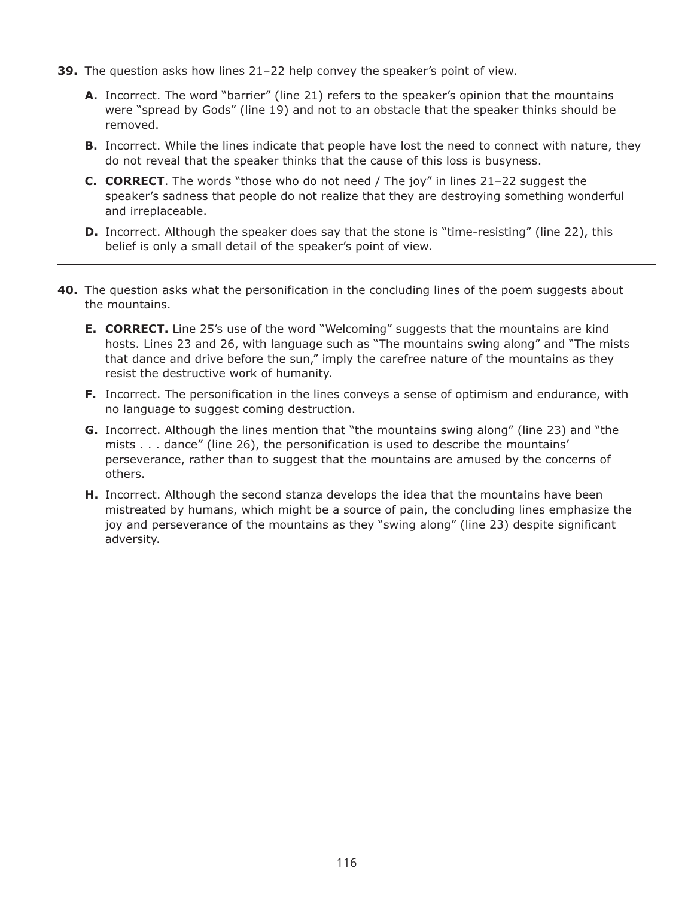**39.** The question asks how lines 21–22 help convey the speaker's point of view.

- **A.** Incorrect. The word "barrier" (line 21) refers to the speaker's opinion that the mountains were "spread by Gods" (line 19) and not to an obstacle that the speaker thinks should be removed.
- **B.** Incorrect. While the lines indicate that people have lost the need to connect with nature, they do not reveal that the speaker thinks that the cause of this loss is busyness.
- **C.** **CORRECT**. The words "those who do not need / The joy" in lines 21–22 suggest the speaker's sadness that people do not realize that they are destroying something wonderful and irreplaceable.
- **D.** Incorrect. Although the speaker does say that the stone is "time-resisting" (line 22), this belief is only a small detail of the speaker's point of view.

---

**40.** The question asks what the personification in the concluding lines of the poem suggests about the mountains.

- **E.** **CORRECT.** Line 25's use of the word "Welcoming" suggests that the mountains are kind hosts. Lines 23 and 26, with language such as "The mountains swing along" and "The mists that dance and drive before the sun," imply the carefree nature of the mountains as they resist the destructive work of humanity.
- **F.** Incorrect. The personification in the lines conveys a sense of optimism and endurance, with no language to suggest coming destruction.
- **G.** Incorrect. Although the lines mention that "the mountains swing along" (line 23) and "the mists . . . dance" (line 26), the personification is used to describe the mountains' perseverance, rather than to suggest that the mountains are amused by the concerns of others.
- **H.** Incorrect. Although the second stanza develops the idea that the mountains have been mistreated by humans, which might be a source of pain, the concluding lines emphasize the joy and perseverance of the mountains as they "swing along" (line 23) despite significant adversity.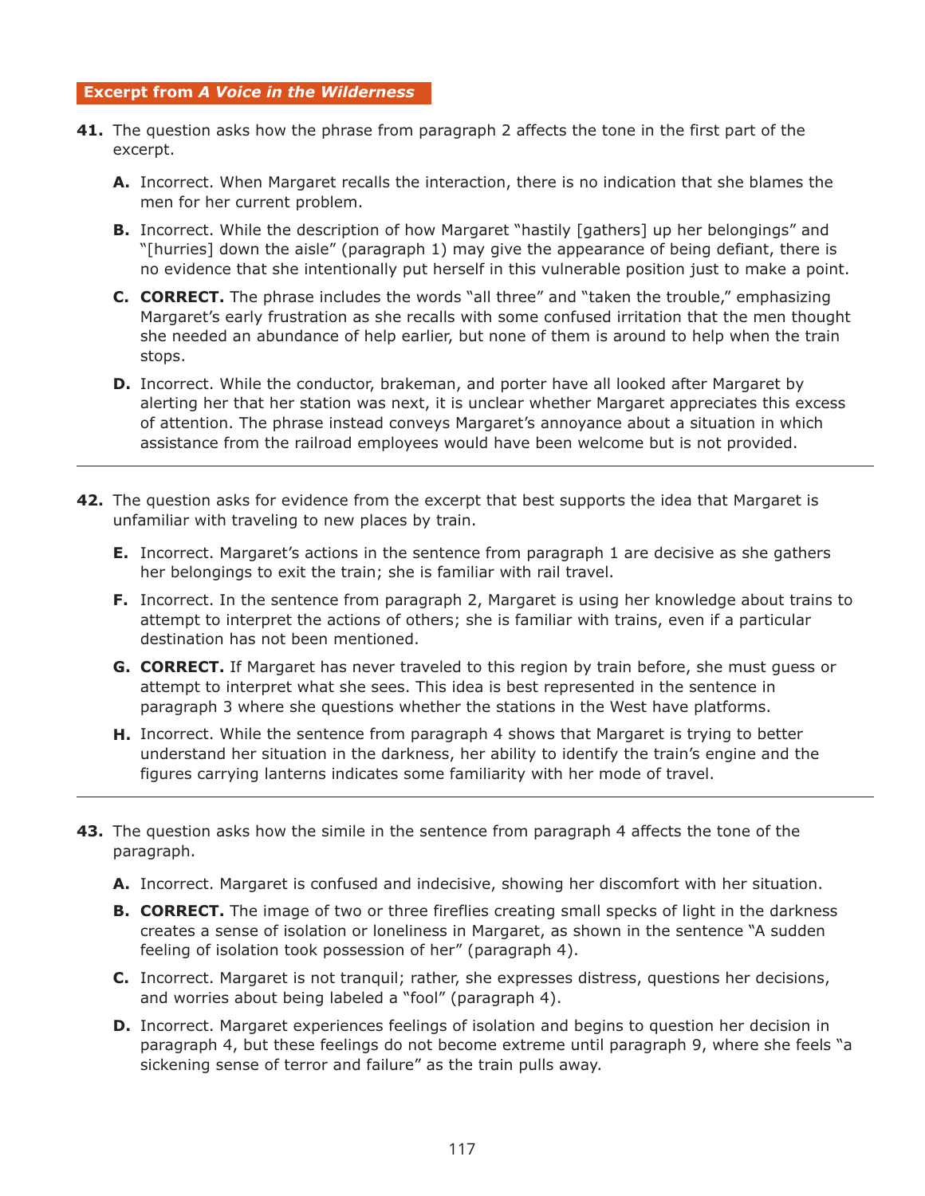## Excerpt from *A Voice in the Wilderness*

**41.** The question asks how the phrase from paragraph 2 affects the tone in the first part of the excerpt.

- **A.** Incorrect. When Margaret recalls the interaction, there is no indication that she blames the men for her current problem.
- **B.** Incorrect. While the description of how Margaret "hastily [gathers] up her belongings" and "[hurries] down the aisle" (paragraph 1) may give the appearance of being defiant, there is no evidence that she intentionally put herself in this vulnerable position just to make a point.
- **C.** **CORRECT.** The phrase includes the words "all three" and "taken the trouble," emphasizing Margaret's early frustration as she recalls with some confused irritation that the men thought she needed an abundance of help earlier, but none of them is around to help when the train stops.
- **D.** Incorrect. While the conductor, brakeman, and porter have all looked after Margaret by alerting her that her station was next, it is unclear whether Margaret appreciates this excess of attention. The phrase instead conveys Margaret's annoyance about a situation in which assistance from the railroad employees would have been welcome but is not provided.

---

**42.** The question asks for evidence from the excerpt that best supports the idea that Margaret is unfamiliar with traveling to new places by train.

- **E.** Incorrect. Margaret's actions in the sentence from paragraph 1 are decisive as she gathers her belongings to exit the train; she is familiar with rail travel.
- **F.** Incorrect. In the sentence from paragraph 2, Margaret is using her knowledge about trains to attempt to interpret the actions of others; she is familiar with trains, even if a particular destination has not been mentioned.
- **G.** **CORRECT.** If Margaret has never traveled to this region by train before, she must guess or attempt to interpret what she sees. This idea is best represented in the sentence in paragraph 3 where she questions whether the stations in the West have platforms.
- **H.** Incorrect. While the sentence from paragraph 4 shows that Margaret is trying to better understand her situation in the darkness, her ability to identify the train's engine and the figures carrying lanterns indicates some familiarity with her mode of travel.

---

**43.** The question asks how the simile in the sentence from paragraph 4 affects the tone of the paragraph.

- **A.** Incorrect. Margaret is confused and indecisive, showing her discomfort with her situation.
- **B.** **CORRECT.** The image of two or three fireflies creating small specks of light in the darkness creates a sense of isolation or loneliness in Margaret, as shown in the sentence "A sudden feeling of isolation took possession of her" (paragraph 4).
- **C.** Incorrect. Margaret is not tranquil; rather, she expresses distress, questions her decisions, and worries about being labeled a "fool" (paragraph 4).
- **D.** Incorrect. Margaret experiences feelings of isolation and begins to question her decision in paragraph 4, but these feelings do not become extreme until paragraph 9, where she feels "a sickening sense of terror and failure" as the train pulls away.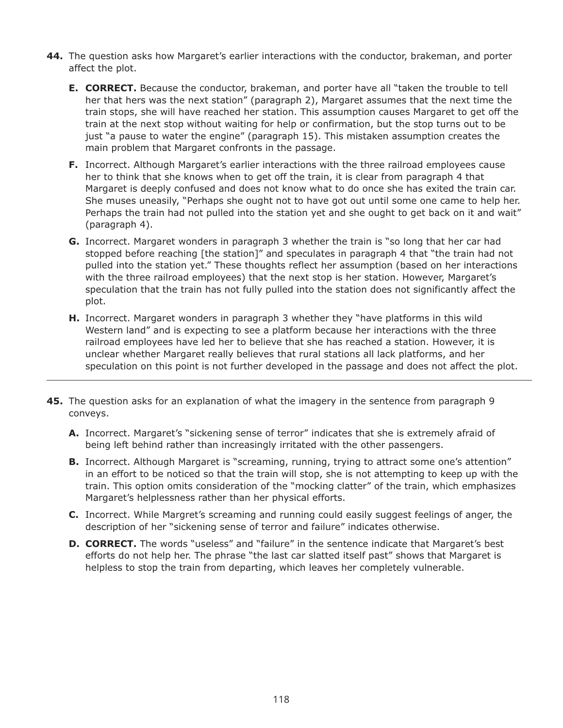**44.** The question asks how Margaret's earlier interactions with the conductor, brakeman, and porter affect the plot.

- **E. CORRECT.** Because the conductor, brakeman, and porter have all "taken the trouble to tell her that hers was the next station" (paragraph 2), Margaret assumes that the next time the train stops, she will have reached her station. This assumption causes Margaret to get off the train at the next stop without waiting for help or confirmation, but the stop turns out to be just "a pause to water the engine" (paragraph 15). This mistaken assumption creates the main problem that Margaret confronts in the passage.
- **F.** Incorrect. Although Margaret's earlier interactions with the three railroad employees cause her to think that she knows when to get off the train, it is clear from paragraph 4 that Margaret is deeply confused and does not know what to do once she has exited the train car. She muses uneasily, "Perhaps she ought not to have got out until some one came to help her. Perhaps the train had not pulled into the station yet and she ought to get back on it and wait" (paragraph 4).
- **G.** Incorrect. Margaret wonders in paragraph 3 whether the train is "so long that her car had stopped before reaching [the station]" and speculates in paragraph 4 that "the train had not pulled into the station yet." These thoughts reflect her assumption (based on her interactions with the three railroad employees) that the next stop is her station. However, Margaret's speculation that the train has not fully pulled into the station does not significantly affect the plot.
- **H.** Incorrect. Margaret wonders in paragraph 3 whether they "have platforms in this wild Western land" and is expecting to see a platform because her interactions with the three railroad employees have led her to believe that she has reached a station. However, it is unclear whether Margaret really believes that rural stations all lack platforms, and her speculation on this point is not further developed in the passage and does not affect the plot.

---

**45.** The question asks for an explanation of what the imagery in the sentence from paragraph 9 conveys.

- **A.** Incorrect. Margaret's "sickening sense of terror" indicates that she is extremely afraid of being left behind rather than increasingly irritated with the other passengers.
- **B.** Incorrect. Although Margaret is "screaming, running, trying to attract some one's attention" in an effort to be noticed so that the train will stop, she is not attempting to keep up with the train. This option omits consideration of the "mocking clatter" of the train, which emphasizes Margaret's helplessness rather than her physical efforts.
- **C.** Incorrect. While Margret's screaming and running could easily suggest feelings of anger, the description of her "sickening sense of terror and failure" indicates otherwise.
- **D. CORRECT.** The words "useless" and "failure" in the sentence indicate that Margaret's best efforts do not help her. The phrase "the last car slatted itself past" shows that Margaret is helpless to stop the train from departing, which leaves her completely vulnerable.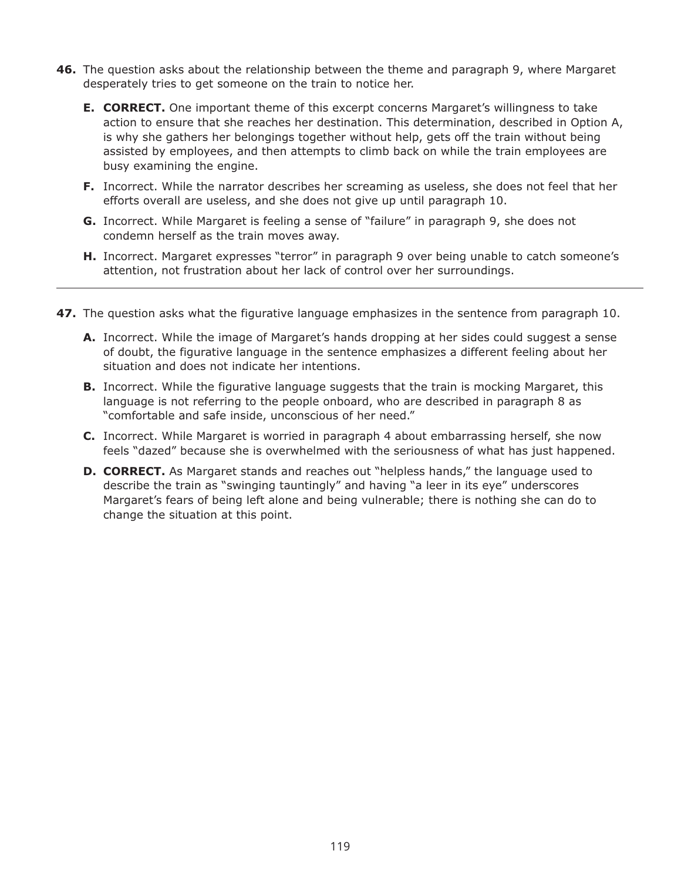**46.** The question asks about the relationship between the theme and paragraph 9, where Margaret desperately tries to get someone on the train to notice her.

- **E. CORRECT.** One important theme of this excerpt concerns Margaret's willingness to take action to ensure that she reaches her destination. This determination, described in Option A, is why she gathers her belongings together without help, gets off the train without being assisted by employees, and then attempts to climb back on while the train employees are busy examining the engine.
- **F.** Incorrect. While the narrator describes her screaming as useless, she does not feel that her efforts overall are useless, and she does not give up until paragraph 10.
- **G.** Incorrect. While Margaret is feeling a sense of "failure" in paragraph 9, she does not condemn herself as the train moves away.
- **H.** Incorrect. Margaret expresses "terror" in paragraph 9 over being unable to catch someone's attention, not frustration about her lack of control over her surroundings.

---

**47.** The question asks what the figurative language emphasizes in the sentence from paragraph 10.

- **A.** Incorrect. While the image of Margaret's hands dropping at her sides could suggest a sense of doubt, the figurative language in the sentence emphasizes a different feeling about her situation and does not indicate her intentions.
- **B.** Incorrect. While the figurative language suggests that the train is mocking Margaret, this language is not referring to the people onboard, who are described in paragraph 8 as "comfortable and safe inside, unconscious of her need."
- **C.** Incorrect. While Margaret is worried in paragraph 4 about embarrassing herself, she now feels "dazed" because she is overwhelmed with the seriousness of what has just happened.
- **D. CORRECT.** As Margaret stands and reaches out "helpless hands," the language used to describe the train as "swinging tauntingly" and having "a leer in its eye" underscores Margaret's fears of being left alone and being vulnerable; there is nothing she can do to change the situation at this point.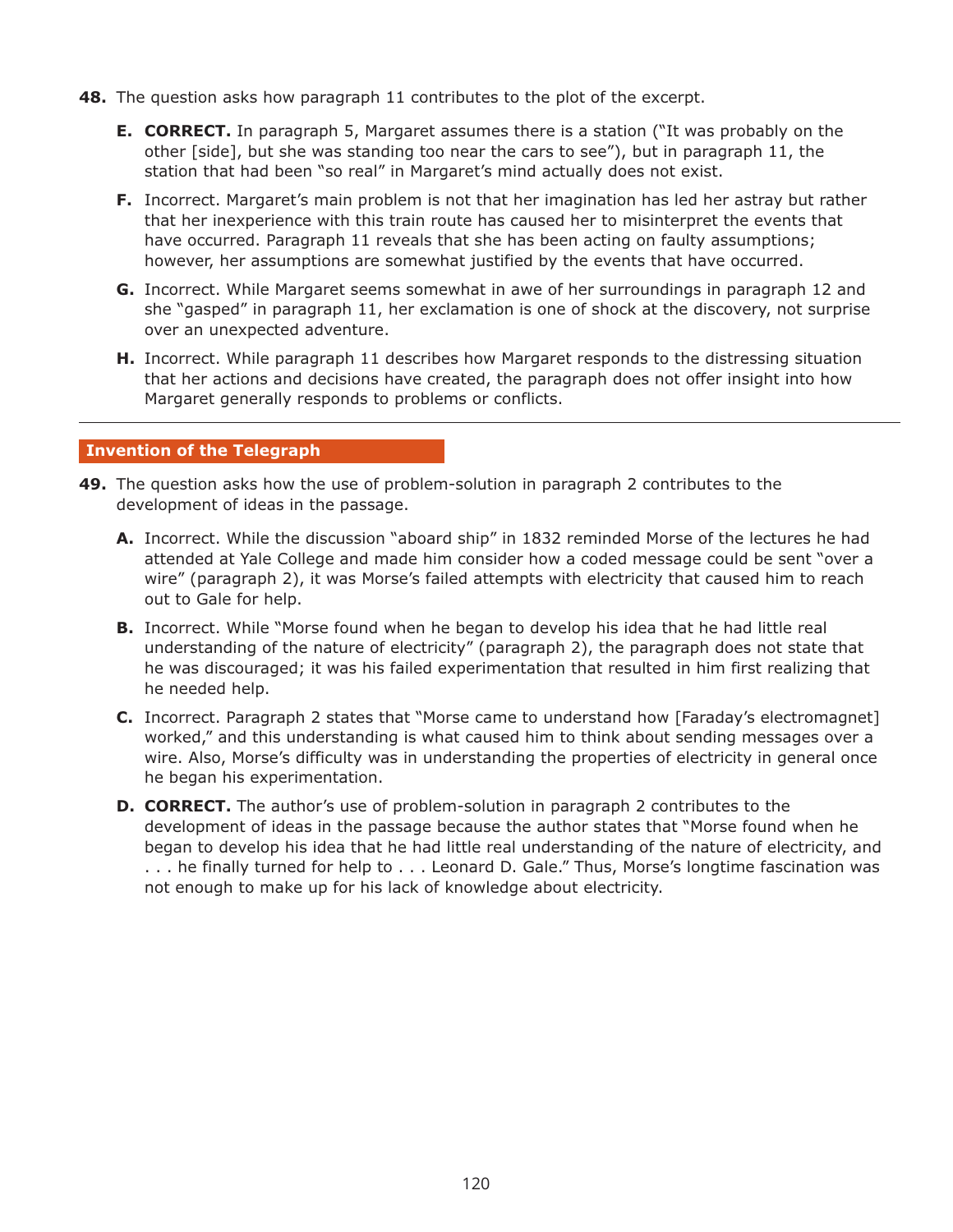**48.** The question asks how paragraph 11 contributes to the plot of the excerpt.

- **E. CORRECT.** In paragraph 5, Margaret assumes there is a station ("It was probably on the other [side], but she was standing too near the cars to see"), but in paragraph 11, the station that had been "so real" in Margaret's mind actually does not exist.
- **F.** Incorrect. Margaret's main problem is not that her imagination has led her astray but rather that her inexperience with this train route has caused her to misinterpret the events that have occurred. Paragraph 11 reveals that she has been acting on faulty assumptions; however, her assumptions are somewhat justified by the events that have occurred.
- **G.** Incorrect. While Margaret seems somewhat in awe of her surroundings in paragraph 12 and she "gasped" in paragraph 11, her exclamation is one of shock at the discovery, not surprise over an unexpected adventure.
- **H.** Incorrect. While paragraph 11 describes how Margaret responds to the distressing situation that her actions and decisions have created, the paragraph does not offer insight into how Margaret generally responds to problems or conflicts.

---

## Invention of the Telegraph

**49.** The question asks how the use of problem-solution in paragraph 2 contributes to the development of ideas in the passage.

- **A.** Incorrect. While the discussion "aboard ship" in 1832 reminded Morse of the lectures he had attended at Yale College and made him consider how a coded message could be sent "over a wire" (paragraph 2), it was Morse's failed attempts with electricity that caused him to reach out to Gale for help.
- **B.** Incorrect. While "Morse found when he began to develop his idea that he had little real understanding of the nature of electricity" (paragraph 2), the paragraph does not state that he was discouraged; it was his failed experimentation that resulted in him first realizing that he needed help.
- **C.** Incorrect. Paragraph 2 states that "Morse came to understand how [Faraday's electromagnet] worked," and this understanding is what caused him to think about sending messages over a wire. Also, Morse's difficulty was in understanding the properties of electricity in general once he began his experimentation.
- **D. CORRECT.** The author's use of problem-solution in paragraph 2 contributes to the development of ideas in the passage because the author states that "Morse found when he began to develop his idea that he had little real understanding of the nature of electricity, and . . . he finally turned for help to . . . Leonard D. Gale." Thus, Morse's longtime fascination was not enough to make up for his lack of knowledge about electricity.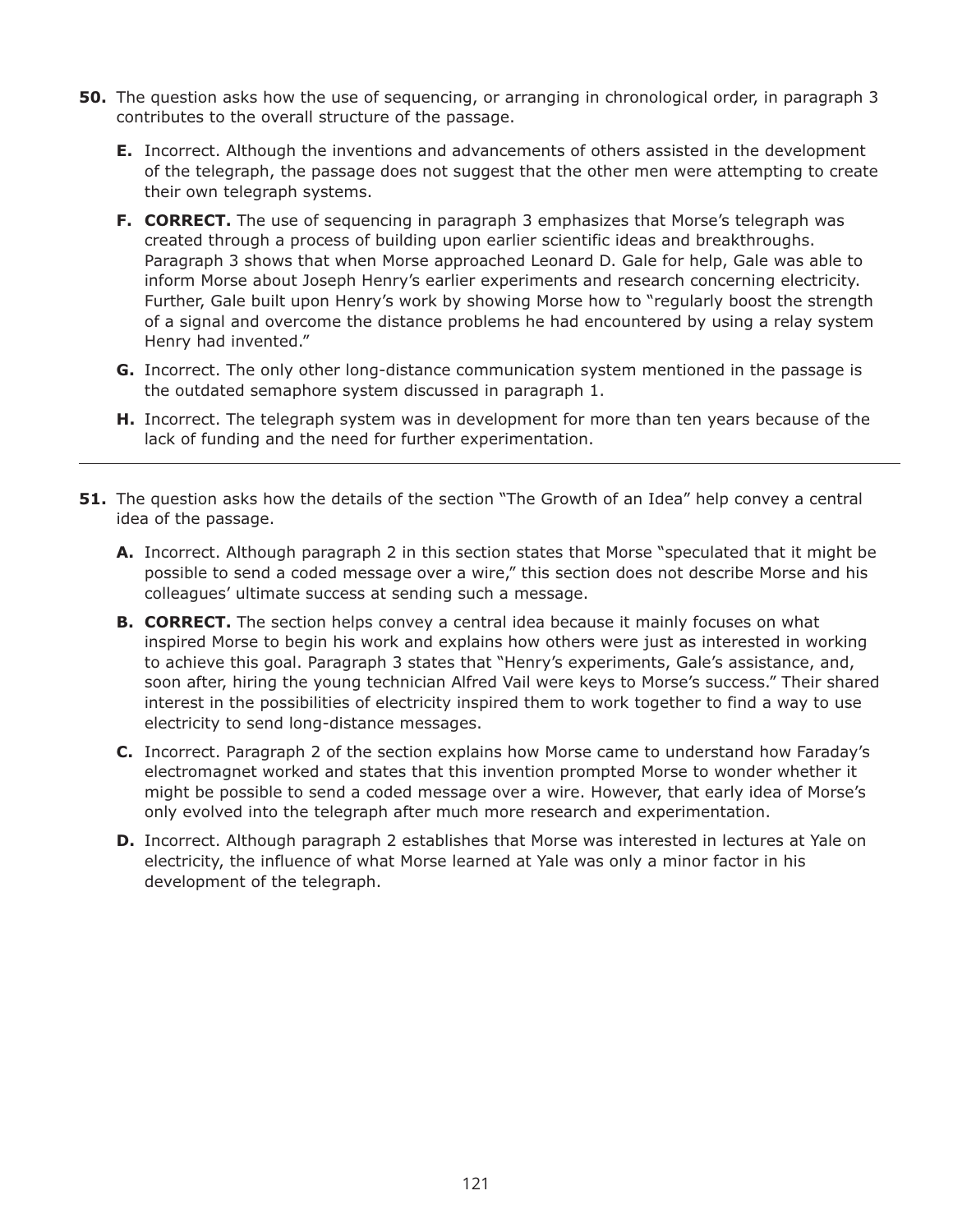**50.** The question asks how the use of sequencing, or arranging in chronological order, in paragraph 3 contributes to the overall structure of the passage.

- **E.** Incorrect. Although the inventions and advancements of others assisted in the development of the telegraph, the passage does not suggest that the other men were attempting to create their own telegraph systems.
- **F. CORRECT.** The use of sequencing in paragraph 3 emphasizes that Morse's telegraph was created through a process of building upon earlier scientific ideas and breakthroughs. Paragraph 3 shows that when Morse approached Leonard D. Gale for help, Gale was able to inform Morse about Joseph Henry's earlier experiments and research concerning electricity. Further, Gale built upon Henry's work by showing Morse how to "regularly boost the strength of a signal and overcome the distance problems he had encountered by using a relay system Henry had invented."
- **G.** Incorrect. The only other long-distance communication system mentioned in the passage is the outdated semaphore system discussed in paragraph 1.
- **H.** Incorrect. The telegraph system was in development for more than ten years because of the lack of funding and the need for further experimentation.

---

**51.** The question asks how the details of the section "The Growth of an Idea" help convey a central idea of the passage.

- **A.** Incorrect. Although paragraph 2 in this section states that Morse "speculated that it might be possible to send a coded message over a wire," this section does not describe Morse and his colleagues' ultimate success at sending such a message.
- **B. CORRECT.** The section helps convey a central idea because it mainly focuses on what inspired Morse to begin his work and explains how others were just as interested in working to achieve this goal. Paragraph 3 states that "Henry's experiments, Gale's assistance, and, soon after, hiring the young technician Alfred Vail were keys to Morse's success." Their shared interest in the possibilities of electricity inspired them to work together to find a way to use electricity to send long-distance messages.
- **C.** Incorrect. Paragraph 2 of the section explains how Morse came to understand how Faraday's electromagnet worked and states that this invention prompted Morse to wonder whether it might be possible to send a coded message over a wire. However, that early idea of Morse's only evolved into the telegraph after much more research and experimentation.
- **D.** Incorrect. Although paragraph 2 establishes that Morse was interested in lectures at Yale on electricity, the influence of what Morse learned at Yale was only a minor factor in his development of the telegraph.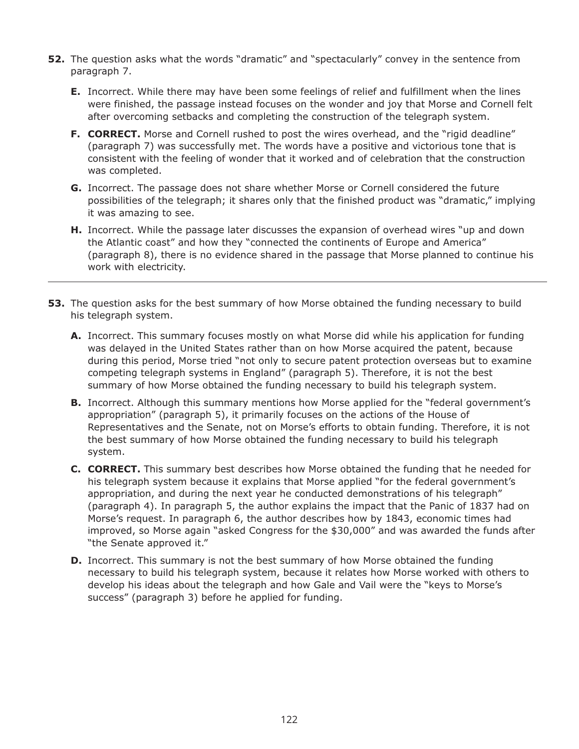**52.** The question asks what the words "dramatic" and "spectacularly" convey in the sentence from paragraph 7.

- **E.** Incorrect. While there may have been some feelings of relief and fulfillment when the lines were finished, the passage instead focuses on the wonder and joy that Morse and Cornell felt after overcoming setbacks and completing the construction of the telegraph system.
- **F. CORRECT.** Morse and Cornell rushed to post the wires overhead, and the "rigid deadline" (paragraph 7) was successfully met. The words have a positive and victorious tone that is consistent with the feeling of wonder that it worked and of celebration that the construction was completed.
- **G.** Incorrect. The passage does not share whether Morse or Cornell considered the future possibilities of the telegraph; it shares only that the finished product was "dramatic," implying it was amazing to see.
- **H.** Incorrect. While the passage later discusses the expansion of overhead wires "up and down the Atlantic coast" and how they "connected the continents of Europe and America" (paragraph 8), there is no evidence shared in the passage that Morse planned to continue his work with electricity.

---

**53.** The question asks for the best summary of how Morse obtained the funding necessary to build his telegraph system.

- **A.** Incorrect. This summary focuses mostly on what Morse did while his application for funding was delayed in the United States rather than on how Morse acquired the patent, because during this period, Morse tried "not only to secure patent protection overseas but to examine competing telegraph systems in England" (paragraph 5). Therefore, it is not the best summary of how Morse obtained the funding necessary to build his telegraph system.
- **B.** Incorrect. Although this summary mentions how Morse applied for the "federal government's appropriation" (paragraph 5), it primarily focuses on the actions of the House of Representatives and the Senate, not on Morse's efforts to obtain funding. Therefore, it is not the best summary of how Morse obtained the funding necessary to build his telegraph system.
- **C. CORRECT.** This summary best describes how Morse obtained the funding that he needed for his telegraph system because it explains that Morse applied "for the federal government's appropriation, and during the next year he conducted demonstrations of his telegraph" (paragraph 4). In paragraph 5, the author explains the impact that the Panic of 1837 had on Morse's request. In paragraph 6, the author describes how by 1843, economic times had improved, so Morse again "asked Congress for the $30,000" and was awarded the funds after "the Senate approved it."
- **D.** Incorrect. This summary is not the best summary of how Morse obtained the funding necessary to build his telegraph system, because it relates how Morse worked with others to develop his ideas about the telegraph and how Gale and Vail were the "keys to Morse's success" (paragraph 3) before he applied for funding.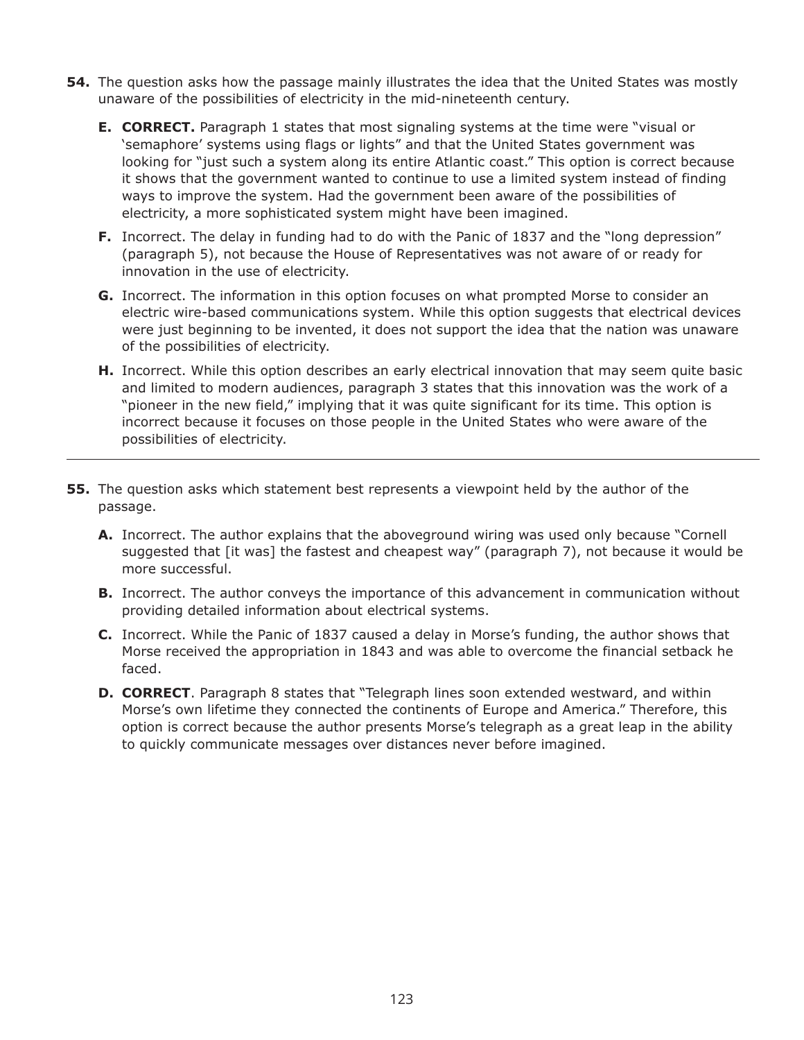**54.** The question asks how the passage mainly illustrates the idea that the United States was mostly unaware of the possibilities of electricity in the mid-nineteenth century.

- **E. CORRECT.** Paragraph 1 states that most signaling systems at the time were "visual or 'semaphore' systems using flags or lights" and that the United States government was looking for "just such a system along its entire Atlantic coast." This option is correct because it shows that the government wanted to continue to use a limited system instead of finding ways to improve the system. Had the government been aware of the possibilities of electricity, a more sophisticated system might have been imagined.
- **F.** Incorrect. The delay in funding had to do with the Panic of 1837 and the "long depression" (paragraph 5), not because the House of Representatives was not aware of or ready for innovation in the use of electricity.
- **G.** Incorrect. The information in this option focuses on what prompted Morse to consider an electric wire-based communications system. While this option suggests that electrical devices were just beginning to be invented, it does not support the idea that the nation was unaware of the possibilities of electricity.
- **H.** Incorrect. While this option describes an early electrical innovation that may seem quite basic and limited to modern audiences, paragraph 3 states that this innovation was the work of a "pioneer in the new field," implying that it was quite significant for its time. This option is incorrect because it focuses on those people in the United States who were aware of the possibilities of electricity.

---

**55.** The question asks which statement best represents a viewpoint held by the author of the passage.

- **A.** Incorrect. The author explains that the aboveground wiring was used only because "Cornell suggested that [it was] the fastest and cheapest way" (paragraph 7), not because it would be more successful.
- **B.** Incorrect. The author conveys the importance of this advancement in communication without providing detailed information about electrical systems.
- **C.** Incorrect. While the Panic of 1837 caused a delay in Morse's funding, the author shows that Morse received the appropriation in 1843 and was able to overcome the financial setback he faced.
- **D. CORRECT**. Paragraph 8 states that "Telegraph lines soon extended westward, and within Morse's own lifetime they connected the continents of Europe and America." Therefore, this option is correct because the author presents Morse's telegraph as a great leap in the ability to quickly communicate messages over distances never before imagined.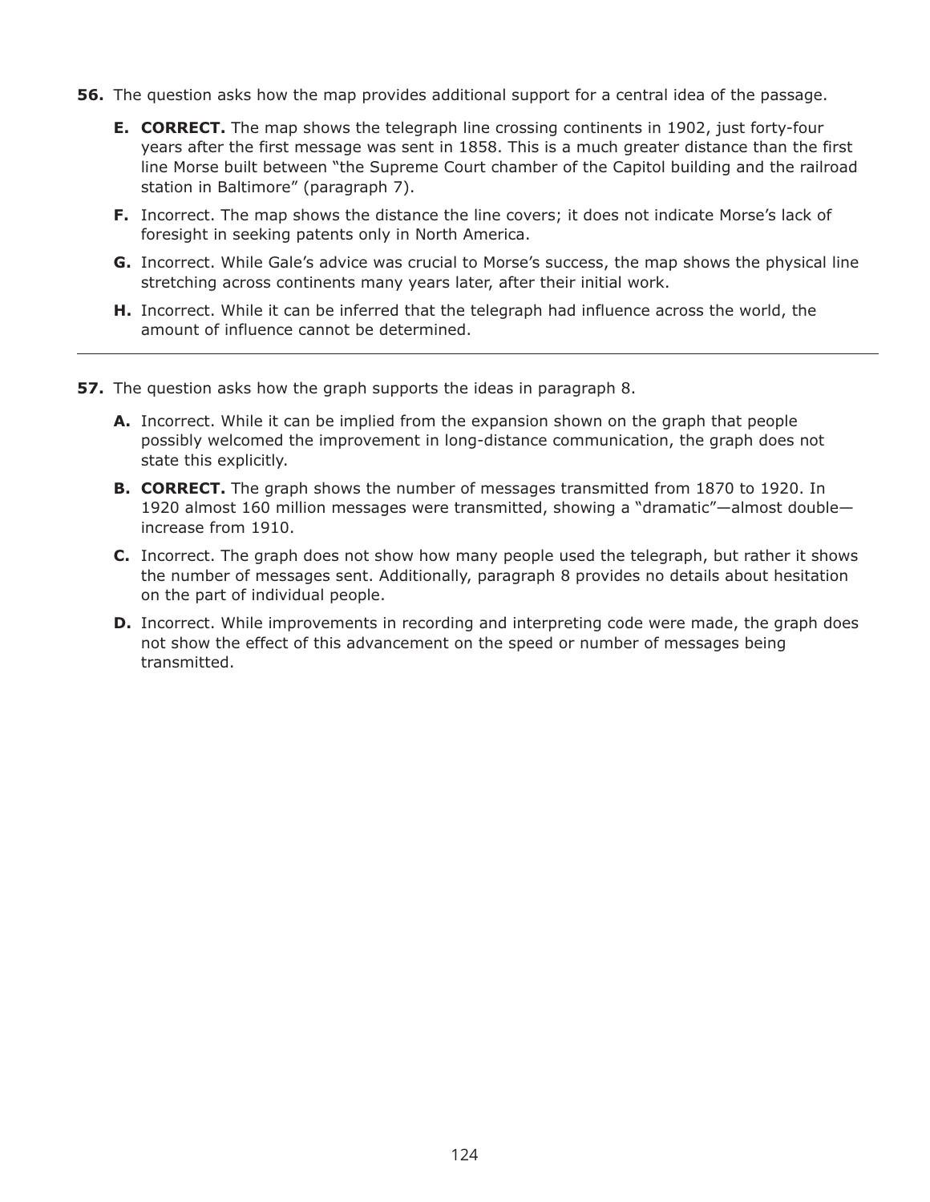**56.** The question asks how the map provides additional support for a central idea of the passage.

- **E. CORRECT.** The map shows the telegraph line crossing continents in 1902, just forty-four years after the first message was sent in 1858. This is a much greater distance than the first line Morse built between "the Supreme Court chamber of the Capitol building and the railroad station in Baltimore" (paragraph 7).
- **F.** Incorrect. The map shows the distance the line covers; it does not indicate Morse's lack of foresight in seeking patents only in North America.
- **G.** Incorrect. While Gale's advice was crucial to Morse's success, the map shows the physical line stretching across continents many years later, after their initial work.
- **H.** Incorrect. While it can be inferred that the telegraph had influence across the world, the amount of influence cannot be determined.

---

**57.** The question asks how the graph supports the ideas in paragraph 8.

- **A.** Incorrect. While it can be implied from the expansion shown on the graph that people possibly welcomed the improvement in long-distance communication, the graph does not state this explicitly.
- **B. CORRECT.** The graph shows the number of messages transmitted from 1870 to 1920. In 1920 almost 160 million messages were transmitted, showing a "dramatic"—almost double—increase from 1910.
- **C.** Incorrect. The graph does not show how many people used the telegraph, but rather it shows the number of messages sent. Additionally, paragraph 8 provides no details about hesitation on the part of individual people.
- **D.** Incorrect. While improvements in recording and interpreting code were made, the graph does not show the effect of this advancement on the speed or number of messages being transmitted.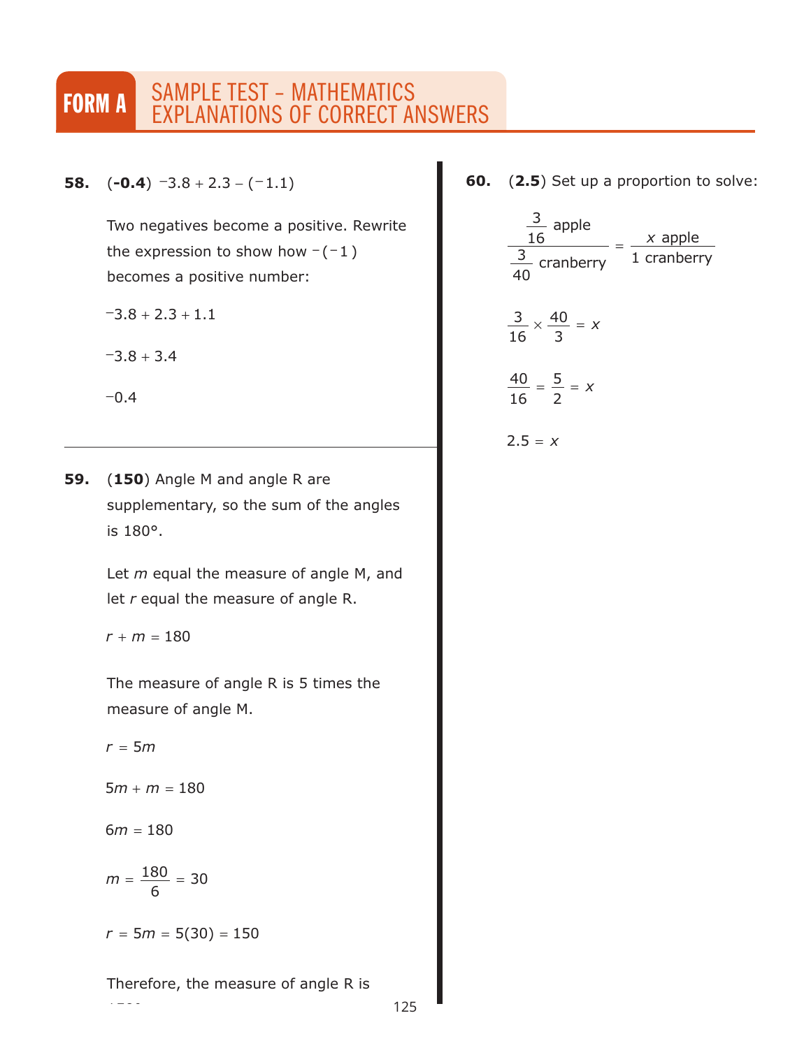# FORM A SAMPLE TEST – MATHEMATICS EXPLANATIONS OF CORRECT ANSWERS

**58.** (**-0.4**) $^{-}3.8 + 2.3 - (^{-}1.1)$

Two negatives become a positive. Rewrite the expression to show how $-(^{-}1)$ becomes a positive number:

$^{-}3.8 + 2.3 + 1.1$

$^{-}3.8 + 3.4$

$^{-}0.4$

---

**59.** (**150**) Angle M and angle R are supplementary, so the sum of the angles is 180°.

Let $m$ equal the measure of angle M, and let $r$ equal the measure of angle R.

$r + m = 180$

The measure of angle R is 5 times the measure of angle M.

$r = 5m$

$5m + m = 180$

$6m = 180$

$m = \frac{180}{6} = 30$

$r = 5m = 5(30) = 150$

Therefore, the measure of angle R is 150°.

---

**60.** (**2.5**) Set up a proportion to solve:

$$\frac{\frac{3}{16} \text{ apple}}{\frac{3}{40} \text{ cranberry}} = \frac{x \text{ apple}}{1 \text{ cranberry}}$$

$$\frac{3}{16} \times \frac{40}{3} = x$$

$$\frac{40}{16} = \frac{5}{2} = x$$

$$2.5 = x$$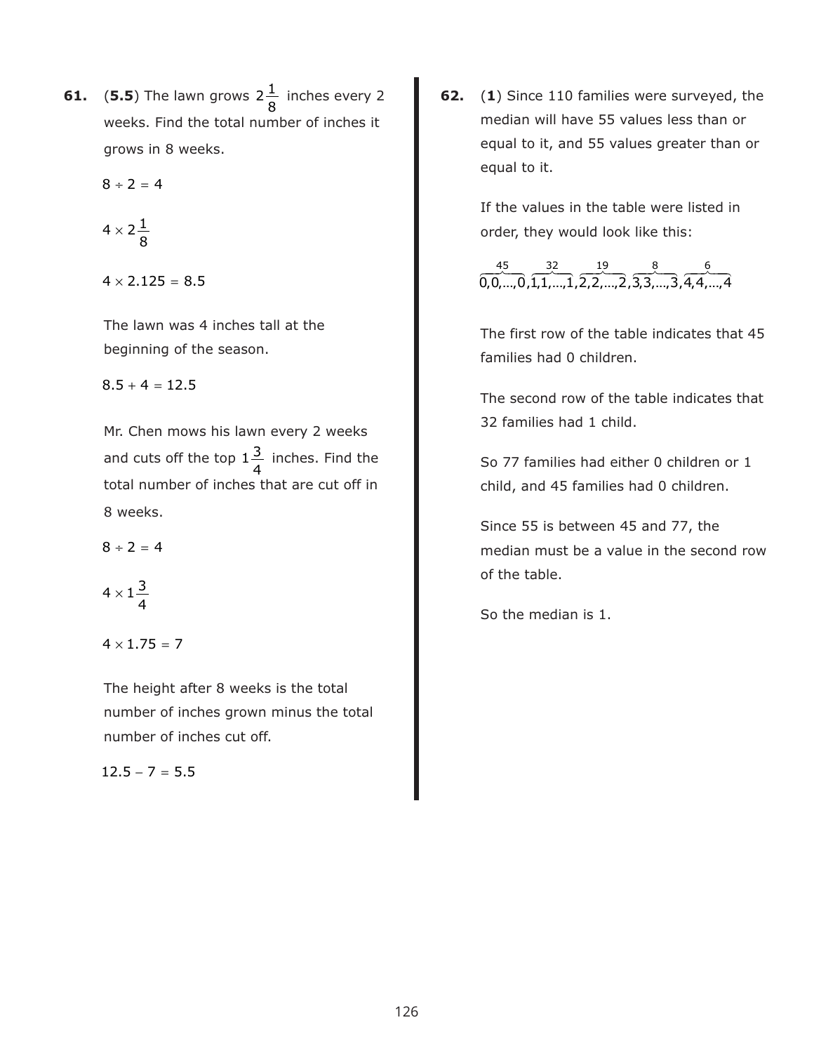**61.** (**5.5**) The lawn grows $2\frac{1}{8}$ inches every 2 weeks. Find the total number of inches it grows in 8 weeks.

$8 \div 2 = 4$

$4 \times 2\frac{1}{8}$

$4 \times 2.125 = 8.5$

The lawn was 4 inches tall at the beginning of the season.

$8.5 + 4 = 12.5$

Mr. Chen mows his lawn every 2 weeks and cuts off the top $1\frac{3}{4}$ inches. Find the total number of inches that are cut off in 8 weeks.

$8 \div 2 = 4$

$4 \times 1\frac{3}{4}$

$4 \times 1.75 = 7$

The height after 8 weeks is the total number of inches grown minus the total number of inches cut off.

$12.5 - 7 = 5.5$

**62.** (**1**) Since 110 families were surveyed, the median will have 55 values less than or equal to it, and 55 values greater than or equal to it.

If the values in the table were listed in order, they would look like this:

$$\overbrace{0,0,\ldots,0}^{45},\overbrace{1,1,\ldots,1}^{32},\overbrace{2,2,\ldots,2}^{19},\overbrace{3,3,\ldots,3}^{8},\overbrace{4,4,\ldots,4}^{6}$$

The first row of the table indicates that 45 families had 0 children.

The second row of the table indicates that 32 families had 1 child.

So 77 families had either 0 children or 1 child, and 45 families had 0 children.

Since 55 is between 45 and 77, the median must be a value in the second row of the table.

So the median is 1.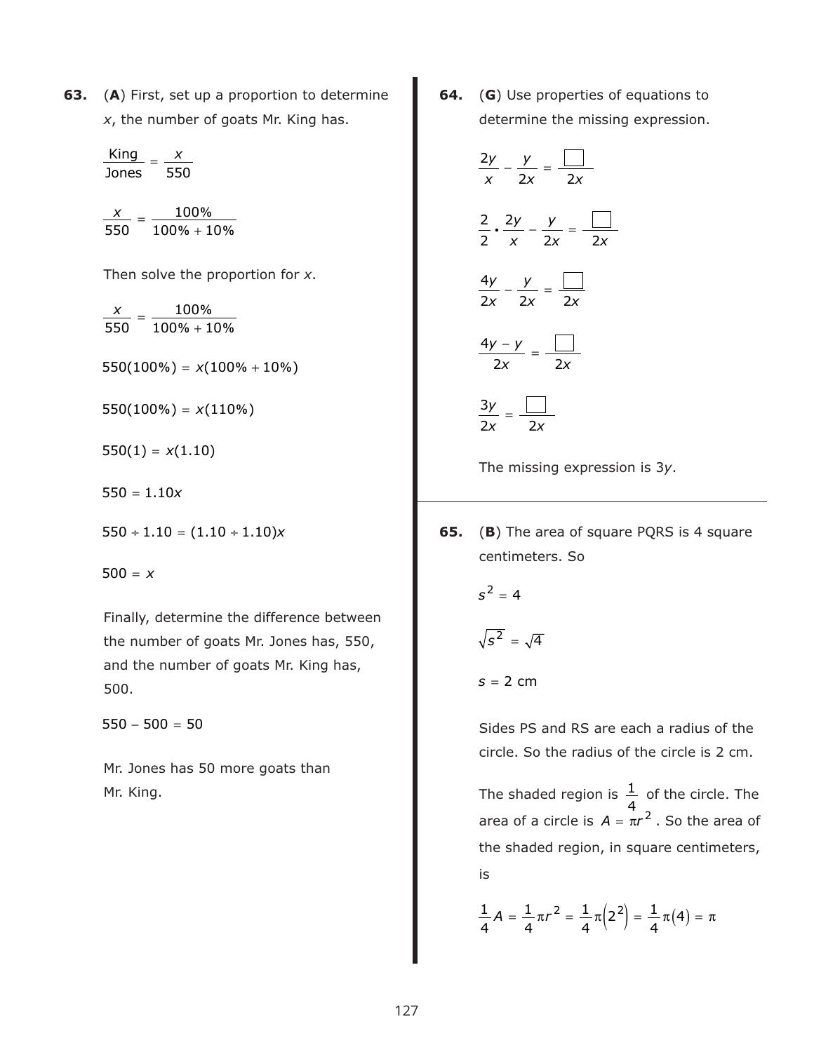**63.** (**A**) First, set up a proportion to determine $x$, the number of goats Mr. King has.

$$\frac{\text{King}}{\text{Jones}} = \frac{x}{550}$$

$$\frac{x}{550} = \frac{100\%}{100\% + 10\%}$$

Then solve the proportion for $x$.

$$\frac{x}{550} = \frac{100\%}{100\% + 10\%}$$

$$550(100\%) = x(100\% + 10\%)$$

$$550(100\%) = x(110\%)$$

$$550(1) = x(1.10)$$

$$550 = 1.10x$$

$$550 \div 1.10 = (1.10 \div 1.10)x$$

$$500 = x$$

Finally, determine the difference between the number of goats Mr. Jones has, 550, and the number of goats Mr. King has, 500.

$$550 - 500 = 50$$

Mr. Jones has 50 more goats than Mr. King.

**64.** (**G**) Use properties of equations to determine the missing expression.

$$\frac{2y}{x} - \frac{y}{2x} = \frac{\square}{2x}$$

$$\frac{2}{2} \cdot \frac{2y}{x} - \frac{y}{2x} = \frac{\square}{2x}$$

$$\frac{4y}{2x} - \frac{y}{2x} = \frac{\square}{2x}$$

$$\frac{4y - y}{2x} = \frac{\square}{2x}$$

$$\frac{3y}{2x} = \frac{\square}{2x}$$

The missing expression is $3y$.

**65.** (**B**) The area of square PQRS is 4 square centimeters. So

$$s^2 = 4$$

$$\sqrt{s^2} = \sqrt{4}$$

$$s = 2 \text{ cm}$$

Sides PS and RS are each a radius of the circle. So the radius of the circle is 2 cm.

The shaded region is $\frac{1}{4}$ of the circle. The area of a circle is $A = \pi r^2$. So the area of the shaded region, in square centimeters, is

$$\frac{1}{4}A = \frac{1}{4}\pi r^2 = \frac{1}{4}\pi\left(2^2\right) = \frac{1}{4}\pi(4) = \pi$$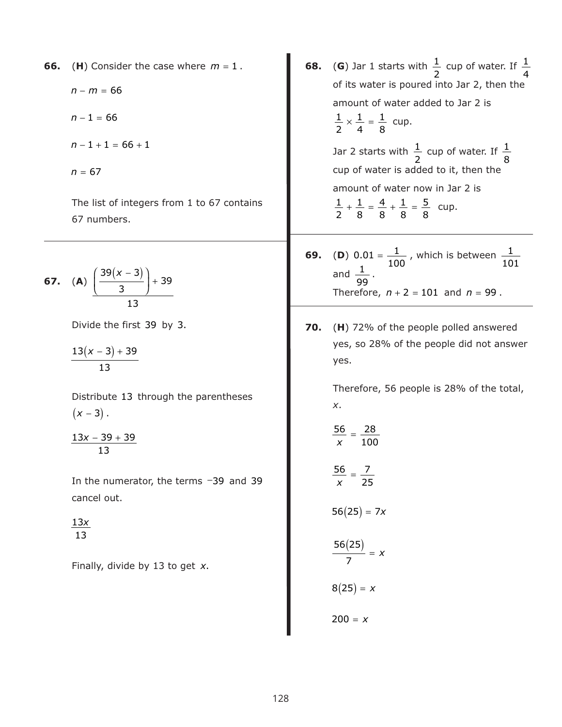**66.** (**H**) Consider the case where $m = 1$.

$n - m = 66$

$n - 1 = 66$

$n - 1 + 1 = 66 + 1$

$n = 67$

The list of integers from 1 to 67 contains 67 numbers.

---

**67.** (**A**) $\dfrac{\left(\dfrac{39(x-3)}{3}\right) + 39}{13}$

Divide the first 39 by 3.

$\dfrac{13(x-3) + 39}{13}$

Distribute 13 through the parentheses $(x - 3)$.

$\dfrac{13x - 39 + 39}{13}$

In the numerator, the terms $-39$ and 39 cancel out.

$\dfrac{13x}{13}$

Finally, divide by 13 to get $x$.

---

**68.** (**G**) Jar 1 starts with $\frac{1}{2}$ cup of water. If $\frac{1}{4}$ of its water is poured into Jar 2, then the amount of water added to Jar 2 is $\frac{1}{2} \times \frac{1}{4} = \frac{1}{8}$ cup.

Jar 2 starts with $\frac{1}{2}$ cup of water. If $\frac{1}{8}$ cup of water is added to it, then the amount of water now in Jar 2 is $\frac{1}{2} + \frac{1}{8} = \frac{4}{8} + \frac{1}{8} = \frac{5}{8}$ cup.

---

**69.** (**D**) $0.01 = \frac{1}{100}$, which is between $\frac{1}{101}$ and $\frac{1}{99}$.
Therefore, $n + 2 = 101$ and $n = 99$.

---

**70.** (**H**) 72% of the people polled answered yes, so 28% of the people did not answer yes.

Therefore, 56 people is 28% of the total, $x$.

$\dfrac{56}{x} = \dfrac{28}{100}$

$\dfrac{56}{x} = \dfrac{7}{25}$

$56(25) = 7x$

$\dfrac{56(25)}{7} = x$

$8(25) = x$

$200 = x$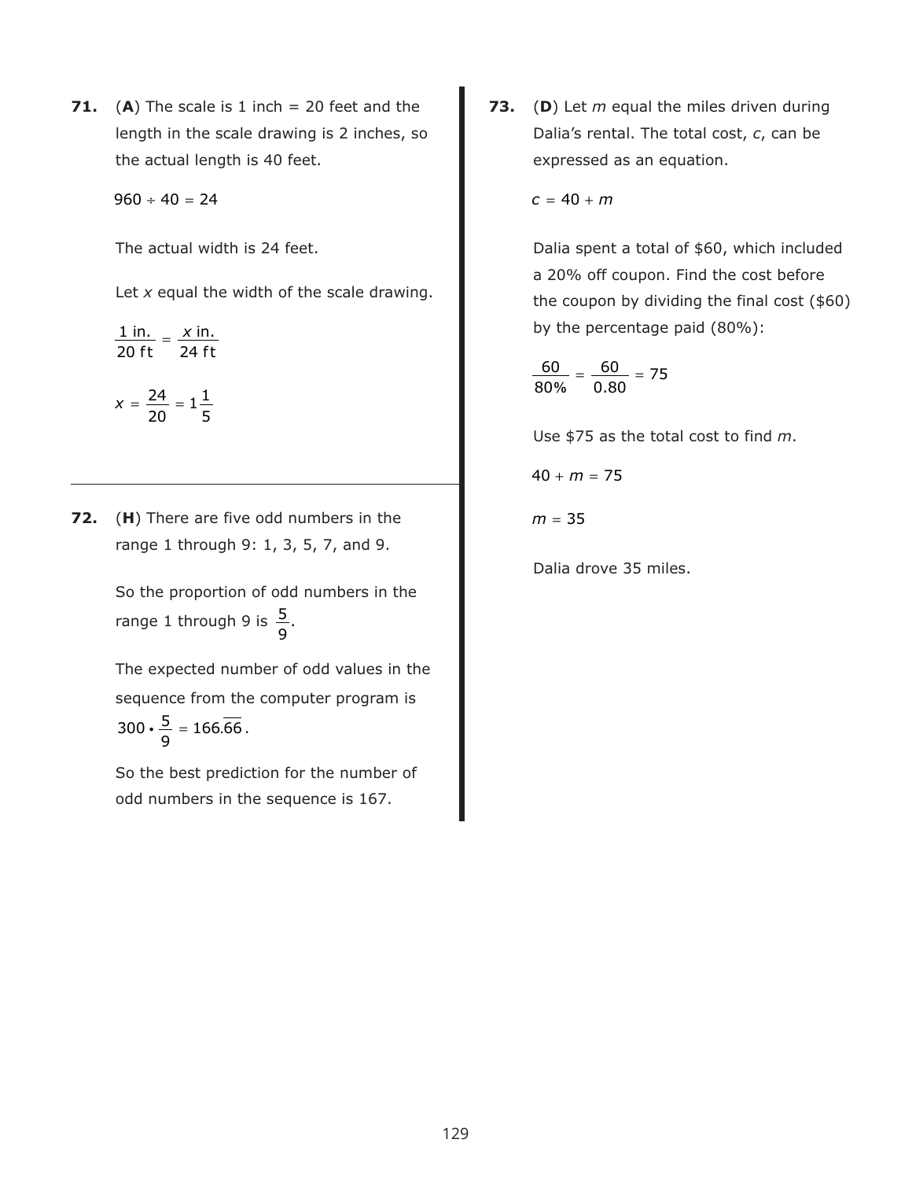**71.** (**A**) The scale is 1 inch = 20 feet and the length in the scale drawing is 2 inches, so the actual length is 40 feet.

$$960 \div 40 = 24$$

The actual width is 24 feet.

Let $x$ equal the width of the scale drawing.

$$\frac{1 \text{ in.}}{20 \text{ ft}} = \frac{x \text{ in.}}{24 \text{ ft}}$$

$$x = \frac{24}{20} = 1\frac{1}{5}$$

---

**72.** (**H**) There are five odd numbers in the range 1 through 9: 1, 3, 5, 7, and 9.

So the proportion of odd numbers in the range 1 through 9 is $\frac{5}{9}$.

The expected number of odd values in the sequence from the computer program is $300 \cdot \frac{5}{9} = 166.\overline{66}$.

So the best prediction for the number of odd numbers in the sequence is 167.

---

**73.** (**D**) Let $m$ equal the miles driven during Dalia's rental. The total cost, $c$, can be expressed as an equation.

$$c = 40 + m$$

Dalia spent a total of \$60, which included a 20% off coupon. Find the cost before the coupon by dividing the final cost (\$60) by the percentage paid (80%):

$$\frac{60}{80\%} = \frac{60}{0.80} = 75$$

Use \$75 as the total cost to find $m$.

$$40 + m = 75$$

$$m = 35$$

Dalia drove 35 miles.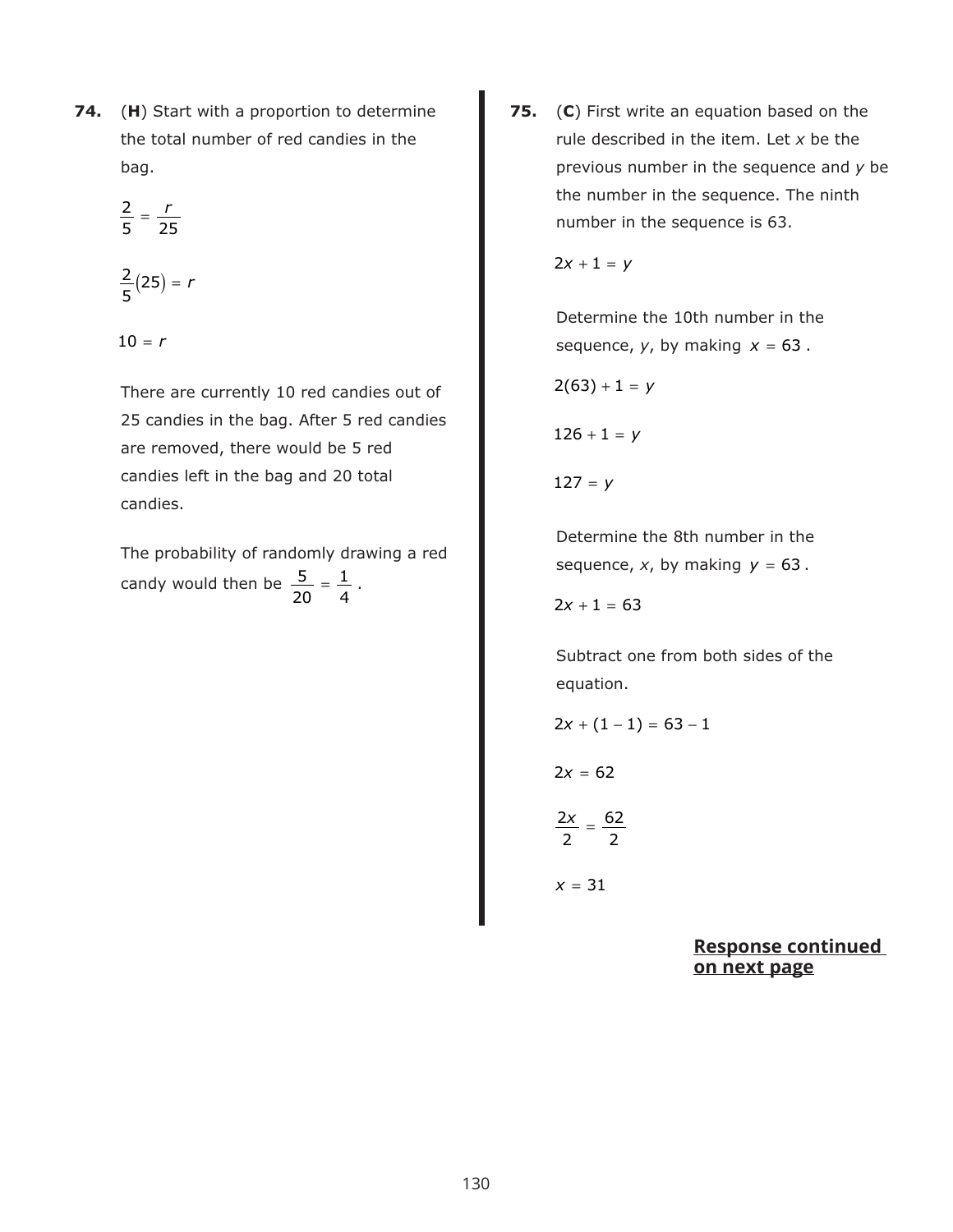**74.** (**H**) Start with a proportion to determine the total number of red candies in the bag.

$$\frac{2}{5} = \frac{r}{25}$$

$$\frac{2}{5}(25) = r$$

$$10 = r$$

There are currently 10 red candies out of 25 candies in the bag. After 5 red candies are removed, there would be 5 red candies left in the bag and 20 total candies.

The probability of randomly drawing a red candy would then be $\frac{5}{20} = \frac{1}{4}$.

**75.** (**C**) First write an equation based on the rule described in the item. Let $x$ be the previous number in the sequence and $y$ be the number in the sequence. The ninth number in the sequence is 63.

$$2x + 1 = y$$

Determine the 10th number in the sequence, $y$, by making $x = 63$.

$$2(63) + 1 = y$$

$$126 + 1 = y$$

$$127 = y$$

Determine the 8th number in the sequence, $x$, by making $y = 63$.

$$2x + 1 = 63$$

Subtract one from both sides of the equation.

$$2x + (1 - 1) = 63 - 1$$

$$2x = 62$$

$$\frac{2x}{2} = \frac{62}{2}$$

$$x = 31$$

**Response continued on next page**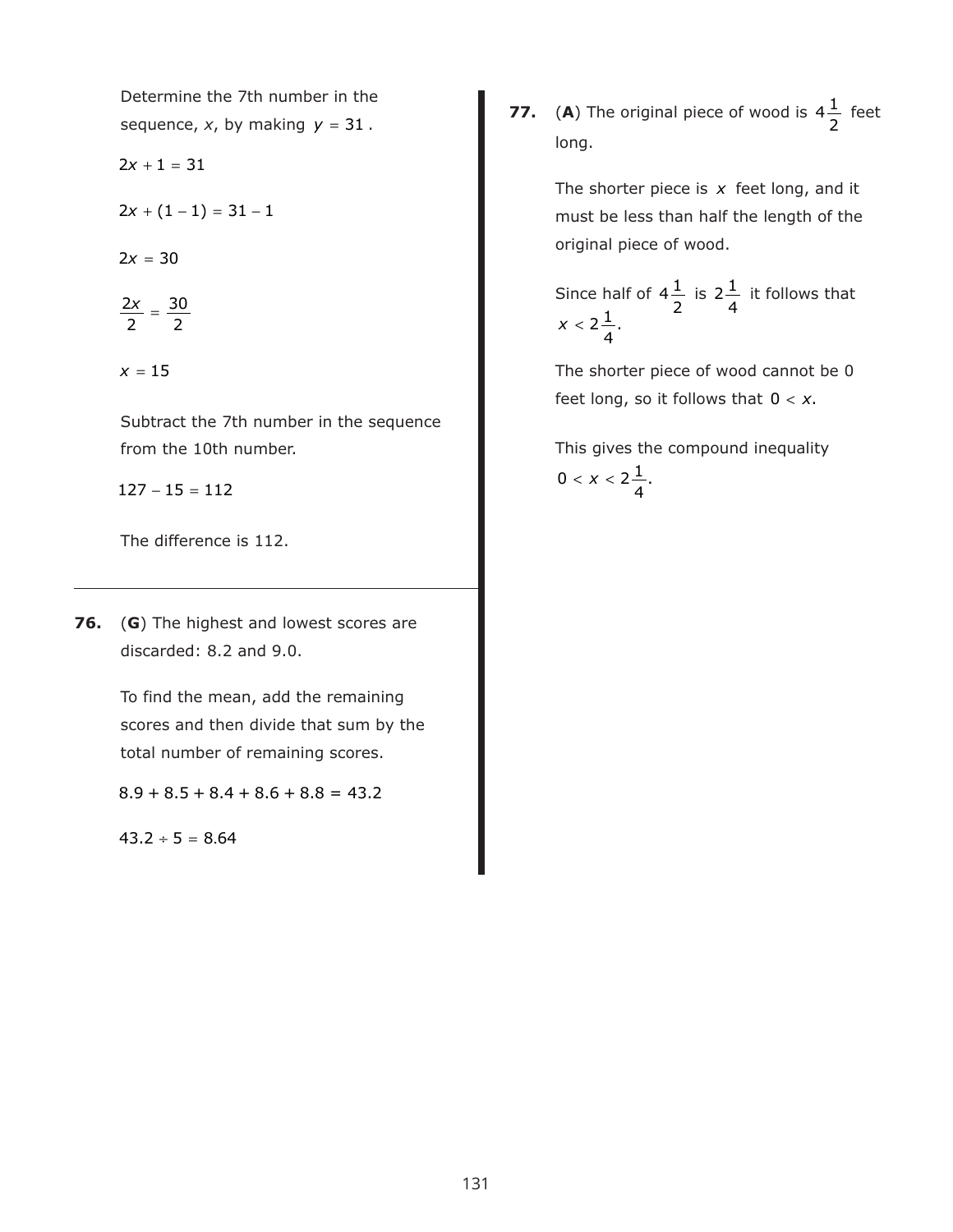Determine the 7th number in the sequence, $x$, by making $y = 31$.

$2x + 1 = 31$

$2x + (1 - 1) = 31 - 1$

$2x = 30$

$\frac{2x}{2} = \frac{30}{2}$

$x = 15$

Subtract the 7th number in the sequence from the 10th number.

$127 - 15 = 112$

The difference is 112.

---

**76.** (**G**) The highest and lowest scores are discarded: 8.2 and 9.0.

To find the mean, add the remaining scores and then divide that sum by the total number of remaining scores.

$8.9 + 8.5 + 8.4 + 8.6 + 8.8 = 43.2$

$43.2 \div 5 = 8.64$

**77.** (**A**) The original piece of wood is $4\frac{1}{2}$ feet long.

The shorter piece is $x$ feet long, and it must be less than half the length of the original piece of wood.

Since half of $4\frac{1}{2}$ is $2\frac{1}{4}$ it follows that $x < 2\frac{1}{4}$.

The shorter piece of wood cannot be 0 feet long, so it follows that $0 < x$.

This gives the compound inequality $0 < x < 2\frac{1}{4}$.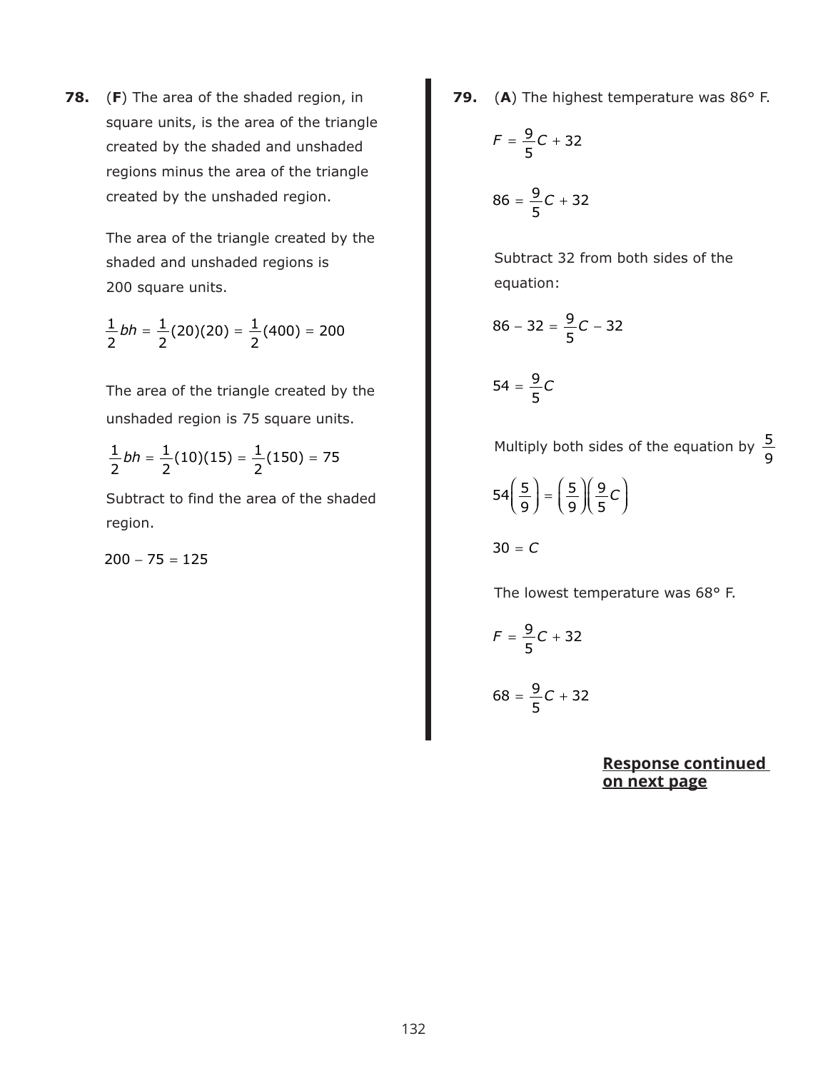**78.** (**F**) The area of the shaded region, in square units, is the area of the triangle created by the shaded and unshaded regions minus the area of the triangle created by the unshaded region.

The area of the triangle created by the shaded and unshaded regions is 200 square units.

$$\frac{1}{2}bh = \frac{1}{2}(20)(20) = \frac{1}{2}(400) = 200$$

The area of the triangle created by the unshaded region is 75 square units.

$$\frac{1}{2}bh = \frac{1}{2}(10)(15) = \frac{1}{2}(150) = 75$$

Subtract to find the area of the shaded region.

$$200 - 75 = 125$$

**79.** (**A**) The highest temperature was 86° F.

$$F = \frac{9}{5}C + 32$$

$$86 = \frac{9}{5}C + 32$$

Subtract 32 from both sides of the equation:

$$86 - 32 = \frac{9}{5}C - 32$$

$$54 = \frac{9}{5}C$$

Multiply both sides of the equation by $\frac{5}{9}$

$$54\left(\frac{5}{9}\right) = \left(\frac{5}{9}\right)\left(\frac{9}{5}C\right)$$

$$30 = C$$

The lowest temperature was 68° F.

$$F = \frac{9}{5}C + 32$$

$$68 = \frac{9}{5}C + 32$$

**Response continued on next page**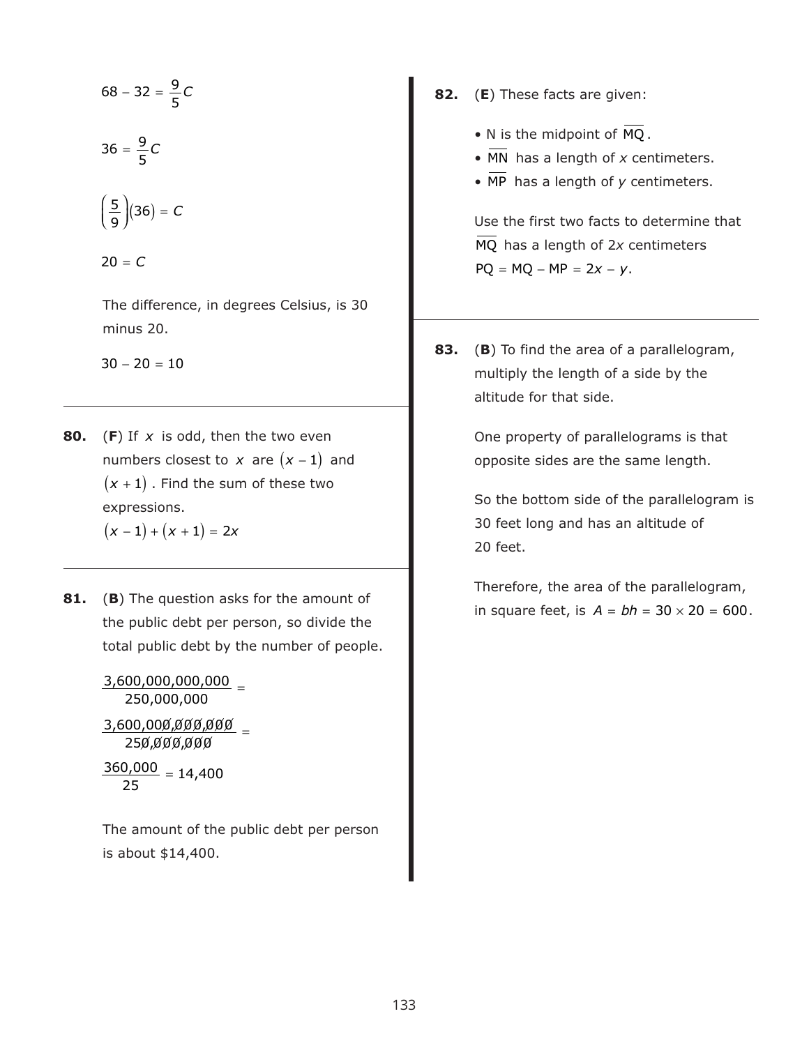$$68 - 32 = \frac{9}{5}C$$

$$36 = \frac{9}{5}C$$

$$\left(\frac{5}{9}\right)(36) = C$$

$$20 = C$$

The difference, in degrees Celsius, is 30 minus 20.

$$30 - 20 = 10$$

---

**80.** (**F**) If $x$ is odd, then the two even numbers closest to $x$ are $(x - 1)$ and $(x + 1)$. Find the sum of these two expressions.

$$(x - 1) + (x + 1) = 2x$$

---

**81.** (**B**) The question asks for the amount of the public debt per person, so divide the total public debt by the number of people.

$$\frac{3{,}600{,}000{,}000{,}000}{250{,}000{,}000} =$$

$$\frac{3{,}600{,}00\not{0}{,}\not{0}\not{0}\not{0}{,}\not{0}\not{0}\not{0}}{25\not{0}{,}\not{0}\not{0}\not{0}{,}\not{0}\not{0}\not{0}} =$$

$$\frac{360{,}000}{25} = 14{,}400$$

The amount of the public debt per person is about \$14,400.

---

**82.** (**E**) These facts are given:

- N is the midpoint of $\overline{MQ}$.
- $\overline{MN}$ has a length of $x$ centimeters.
- $\overline{MP}$ has a length of $y$ centimeters.

Use the first two facts to determine that $\overline{MQ}$ has a length of $2x$ centimeters
$PQ = MQ - MP = 2x - y$.

---

**83.** (**B**) To find the area of a parallelogram, multiply the length of a side by the altitude for that side.

One property of parallelograms is that opposite sides are the same length.

So the bottom side of the parallelogram is 30 feet long and has an altitude of 20 feet.

Therefore, the area of the parallelogram, in square feet, is $A = bh = 30 \times 20 = 600$.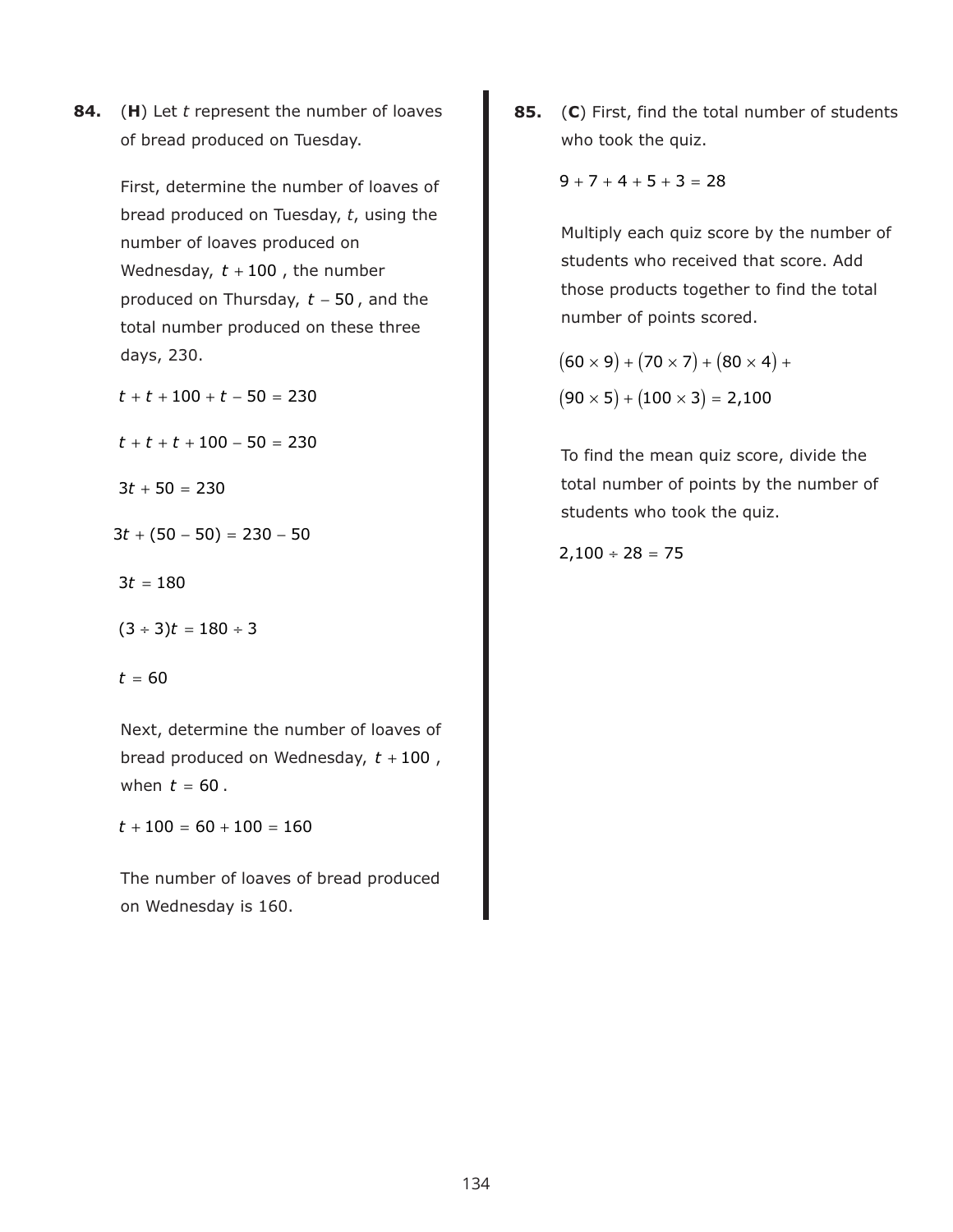**84.** (**H**) Let $t$ represent the number of loaves of bread produced on Tuesday.

First, determine the number of loaves of bread produced on Tuesday, $t$, using the number of loaves produced on Wednesday, $t + 100$, the number produced on Thursday, $t - 50$, and the total number produced on these three days, 230.

$$t + t + 100 + t - 50 = 230$$

$$t + t + t + 100 - 50 = 230$$

$$3t + 50 = 230$$

$$3t + (50 - 50) = 230 - 50$$

$$3t = 180$$

$$(3 \div 3)t = 180 \div 3$$

$$t = 60$$

Next, determine the number of loaves of bread produced on Wednesday, $t + 100$, when $t = 60$.

$$t + 100 = 60 + 100 = 160$$

The number of loaves of bread produced on Wednesday is 160.

**85.** (**C**) First, find the total number of students who took the quiz.

$$9 + 7 + 4 + 5 + 3 = 28$$

Multiply each quiz score by the number of students who received that score. Add those products together to find the total number of points scored.

$$(60 \times 9) + (70 \times 7) + (80 \times 4) +$$
$$(90 \times 5) + (100 \times 3) = 2{,}100$$

To find the mean quiz score, divide the total number of points by the number of students who took the quiz.

$$2{,}100 \div 28 = 75$$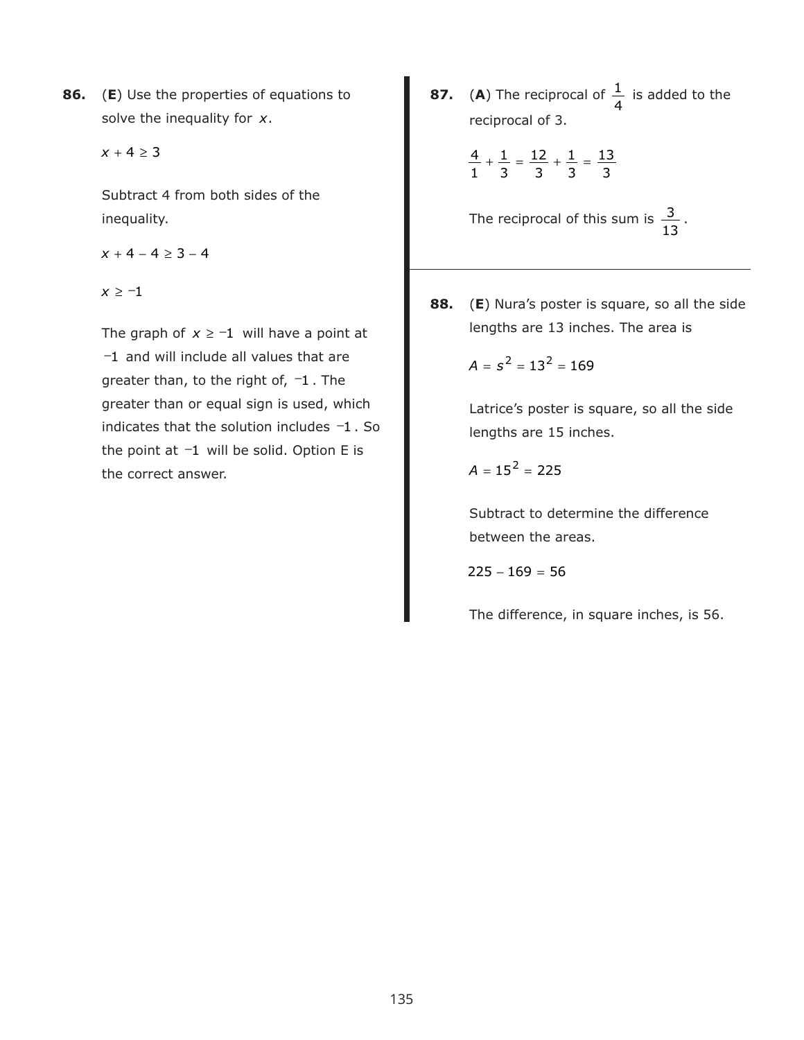**86.** (**E**) Use the properties of equations to solve the inequality for $x$.

$x + 4 \geq 3$

Subtract 4 from both sides of the inequality.

$x + 4 - 4 \geq 3 - 4$

$x \geq -1$

The graph of $x \geq -1$ will have a point at $-1$ and will include all values that are greater than, to the right of, $-1$. The greater than or equal sign is used, which indicates that the solution includes $-1$. So the point at $-1$ will be solid. Option E is the correct answer.

**87.** (**A**) The reciprocal of $\frac{1}{4}$ is added to the reciprocal of 3.

$$\frac{4}{1} + \frac{1}{3} = \frac{12}{3} + \frac{1}{3} = \frac{13}{3}$$

The reciprocal of this sum is $\frac{3}{13}$.

**88.** (**E**) Nura's poster is square, so all the side lengths are 13 inches. The area is

$A = s^2 = 13^2 = 169$

Latrice's poster is square, so all the side lengths are 15 inches.

$A = 15^2 = 225$

Subtract to determine the difference between the areas.

$225 - 169 = 56$

The difference, in square inches, is 56.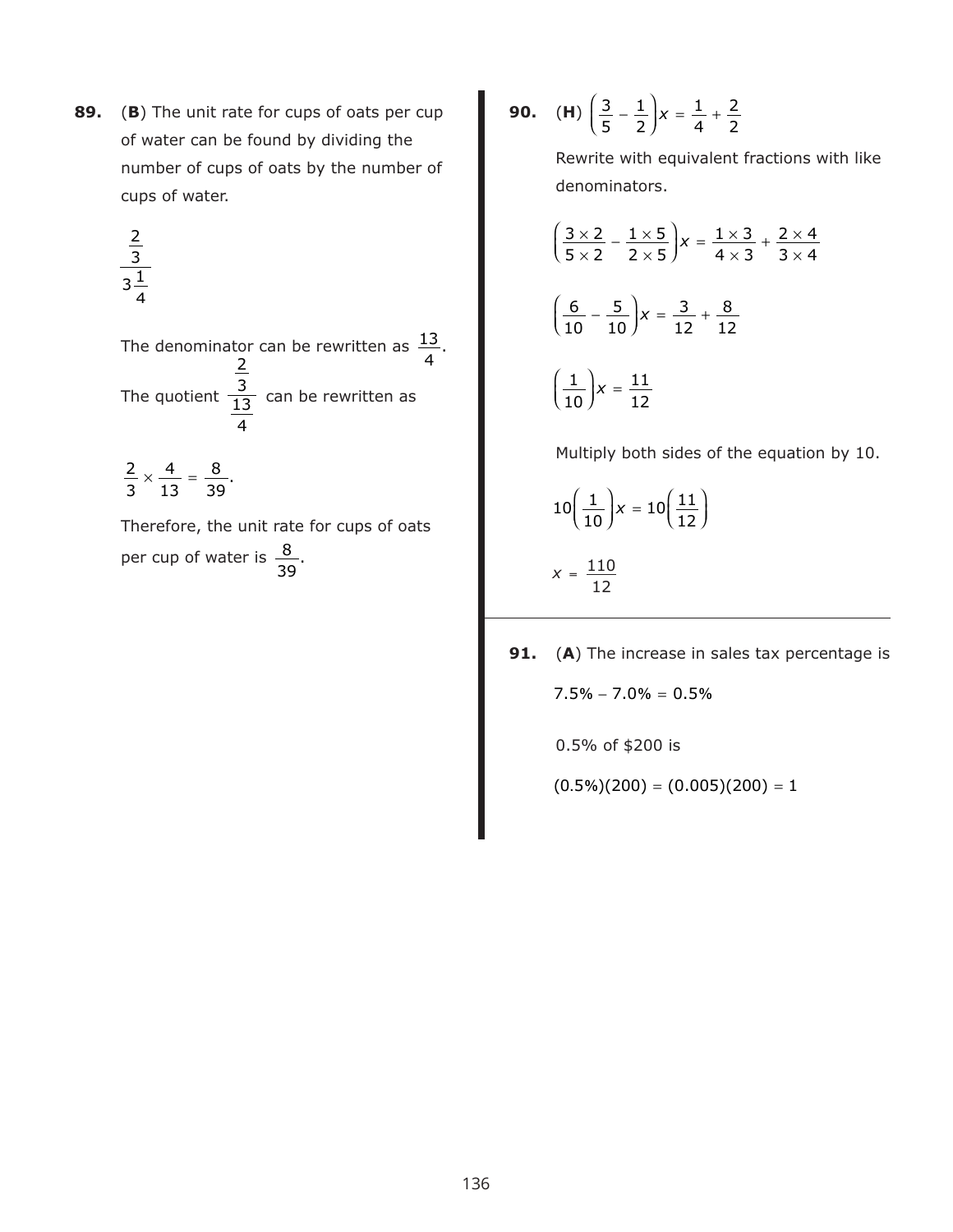**89.** (**B**) The unit rate for cups of oats per cup of water can be found by dividing the number of cups of oats by the number of cups of water.

$$\frac{\frac{2}{3}}{3\frac{1}{4}}$$

The denominator can be rewritten as $\frac{13}{4}$. The quotient $\frac{\frac{2}{3}}{\frac{13}{4}}$ can be rewritten as

$$\frac{2}{3} \times \frac{4}{13} = \frac{8}{39}.$$

Therefore, the unit rate for cups of oats per cup of water is $\frac{8}{39}$.

**90.** (**H**) $\left(\frac{3}{5} - \frac{1}{2}\right)x = \frac{1}{4} + \frac{2}{2}$

Rewrite with equivalent fractions with like denominators.

$$\left(\frac{3 \times 2}{5 \times 2} - \frac{1 \times 5}{2 \times 5}\right)x = \frac{1 \times 3}{4 \times 3} + \frac{2 \times 4}{3 \times 4}$$

$$\left(\frac{6}{10} - \frac{5}{10}\right)x = \frac{3}{12} + \frac{8}{12}$$

$$\left(\frac{1}{10}\right)x = \frac{11}{12}$$

Multiply both sides of the equation by 10.

$$10\left(\frac{1}{10}\right)x = 10\left(\frac{11}{12}\right)$$

$$x = \frac{110}{12}$$

**91.** (**A**) The increase in sales tax percentage is

$7.5\% - 7.0\% = 0.5\%$

0.5% of \$200 is

$(0.5\%)(200) = (0.005)(200) = 1$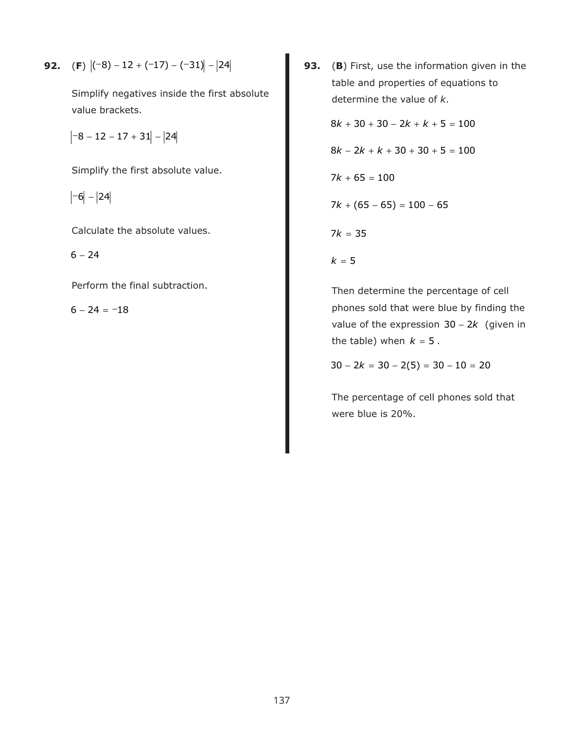**92.** (**F**) $|(-8) - 12 + (-17) - (-31)| - |24|$

Simplify negatives inside the first absolute value brackets.

$|-8 - 12 - 17 + 31| - |24|$

Simplify the first absolute value.

$|-6| - |24|$

Calculate the absolute values.

$6 - 24$

Perform the final subtraction.

$6 - 24 = -18$

**93.** (**B**) First, use the information given in the table and properties of equations to determine the value of *k*.

$8k + 30 + 30 - 2k + k + 5 = 100$

$8k - 2k + k + 30 + 30 + 5 = 100$

$7k + 65 = 100$

$7k + (65 - 65) = 100 - 65$

$7k = 35$

$k = 5$

Then determine the percentage of cell phones sold that were blue by finding the value of the expression $30 - 2k$ (given in the table) when $k = 5$.

$30 - 2k = 30 - 2(5) = 30 - 10 = 20$

The percentage of cell phones sold that were blue is 20%.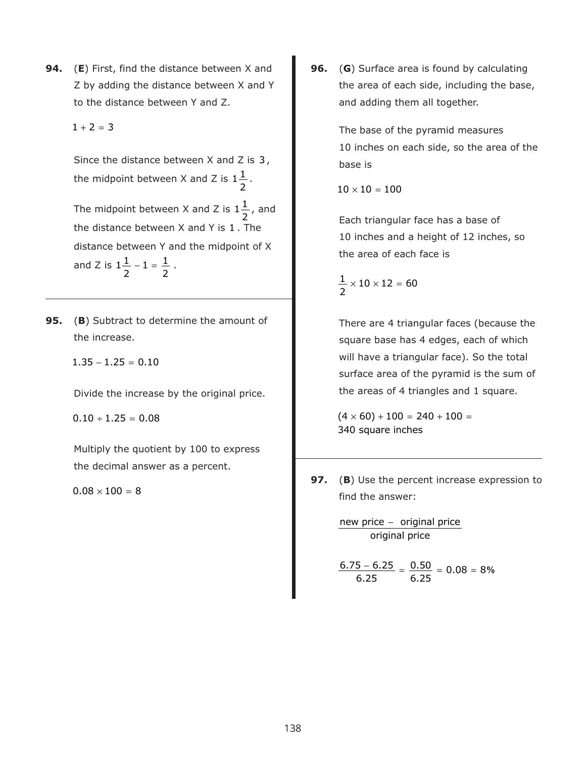**94.** (**E**) First, find the distance between X and Z by adding the distance between X and Y to the distance between Y and Z.

$$1 + 2 = 3$$

Since the distance between X and Z is $3$, the midpoint between X and Z is $1\frac{1}{2}$.

The midpoint between X and Z is $1\frac{1}{2}$, and the distance between X and Y is $1$. The distance between Y and the midpoint of X and Z is $1\frac{1}{2} - 1 = \frac{1}{2}$.

---

**95.** (**B**) Subtract to determine the amount of the increase.

$$1.35 - 1.25 = 0.10$$

Divide the increase by the original price.

$$0.10 \div 1.25 = 0.08$$

Multiply the quotient by 100 to express the decimal answer as a percent.

$$0.08 \times 100 = 8$$

---

**96.** (**G**) Surface area is found by calculating the area of each side, including the base, and adding them all together.

The base of the pyramid measures 10 inches on each side, so the area of the base is

$$10 \times 10 = 100$$

Each triangular face has a base of 10 inches and a height of 12 inches, so the area of each face is

$$\frac{1}{2} \times 10 \times 12 = 60$$

There are 4 triangular faces (because the square base has 4 edges, each of which will have a triangular face). So the total surface area of the pyramid is the sum of the areas of 4 triangles and 1 square.

$$(4 \times 60) + 100 = 240 + 100 = 340 \text{ square inches}$$

---

**97.** (**B**) Use the percent increase expression to find the answer:

$$\frac{\text{new price} - \text{original price}}{\text{original price}}$$

$$\frac{6.75 - 6.25}{6.25} = \frac{0.50}{6.25} = 0.08 = 8\%$$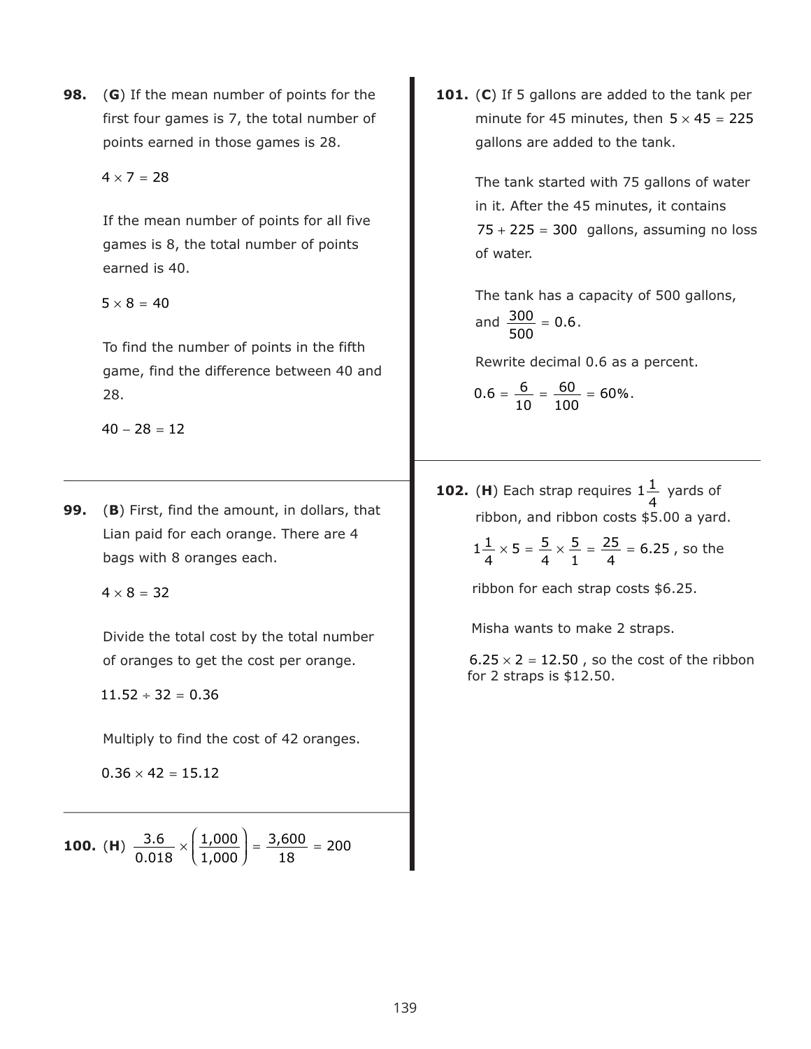**98.** (**G**) If the mean number of points for the first four games is 7, the total number of points earned in those games is 28.

$4 \times 7 = 28$

If the mean number of points for all five games is 8, the total number of points earned is 40.

$5 \times 8 = 40$

To find the number of points in the fifth game, find the difference between 40 and 28.

$40 - 28 = 12$

---

**99.** (**B**) First, find the amount, in dollars, that Lian paid for each orange. There are 4 bags with 8 oranges each.

$4 \times 8 = 32$

Divide the total cost by the total number of oranges to get the cost per orange.

$11.52 \div 32 = 0.36$

Multiply to find the cost of 42 oranges.

$0.36 \times 42 = 15.12$

---

**100.** (**H**) $\dfrac{3.6}{0.018} \times \left(\dfrac{1{,}000}{1{,}000}\right) = \dfrac{3{,}600}{18} = 200$

---

**101.** (**C**) If 5 gallons are added to the tank per minute for 45 minutes, then $5 \times 45 = 225$ gallons are added to the tank.

The tank started with 75 gallons of water in it. After the 45 minutes, it contains $75 + 225 = 300$ gallons, assuming no loss of water.

The tank has a capacity of 500 gallons, and $\dfrac{300}{500} = 0.6$.

Rewrite decimal 0.6 as a percent.

$0.6 = \dfrac{6}{10} = \dfrac{60}{100} = 60\%$.

---

**102.** (**H**) Each strap requires $1\frac{1}{4}$ yards of ribbon, and ribbon costs $5.00 a yard.

$1\frac{1}{4} \times 5 = \dfrac{5}{4} \times \dfrac{5}{1} = \dfrac{25}{4} = 6.25$, so the ribbon for each strap costs $6.25.

Misha wants to make 2 straps.

$6.25 \times 2 = 12.50$, so the cost of the ribbon for 2 straps is $12.50.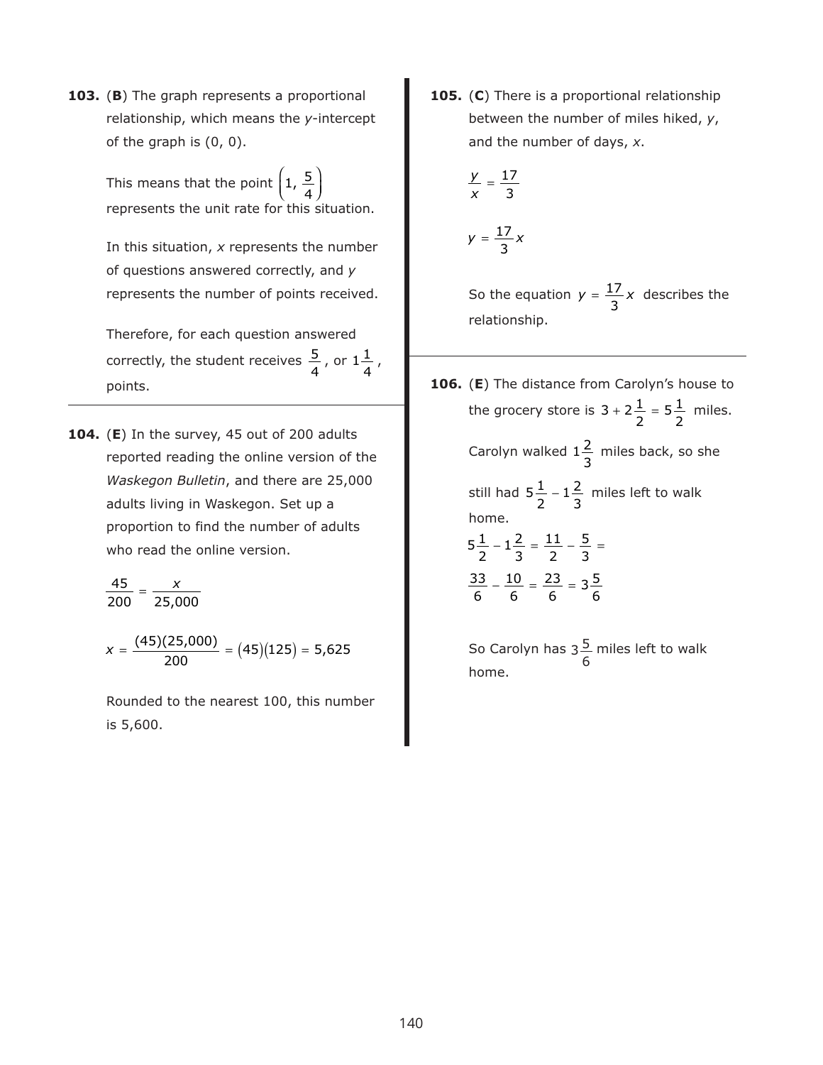**103.** (**B**) The graph represents a proportional relationship, which means the *y*-intercept of the graph is (0, 0).

This means that the point $\left(1, \frac{5}{4}\right)$ represents the unit rate for this situation.

In this situation, *x* represents the number of questions answered correctly, and *y* represents the number of points received.

Therefore, for each question answered correctly, the student receives $\frac{5}{4}$, or $1\frac{1}{4}$, points.

---

**104.** (**E**) In the survey, 45 out of 200 adults reported reading the online version of the *Waskegon Bulletin*, and there are 25,000 adults living in Waskegon. Set up a proportion to find the number of adults who read the online version.

$$\frac{45}{200} = \frac{x}{25{,}000}$$

$$x = \frac{(45)(25{,}000)}{200} = (45)(125) = 5{,}625$$

Rounded to the nearest 100, this number is 5,600.

---

**105.** (**C**) There is a proportional relationship between the number of miles hiked, *y*, and the number of days, *x*.

$$\frac{y}{x} = \frac{17}{3}$$

$$y = \frac{17}{3}x$$

So the equation $y = \frac{17}{3}x$ describes the relationship.

---

**106.** (**E**) The distance from Carolyn's house to the grocery store is $3 + 2\frac{1}{2} = 5\frac{1}{2}$ miles.

Carolyn walked $1\frac{2}{3}$ miles back, so she still had $5\frac{1}{2} - 1\frac{2}{3}$ miles left to walk home.

$$5\frac{1}{2} - 1\frac{2}{3} = \frac{11}{2} - \frac{5}{3} =$$

$$\frac{33}{6} - \frac{10}{6} = \frac{23}{6} = 3\frac{5}{6}$$

So Carolyn has $3\frac{5}{6}$ miles left to walk home.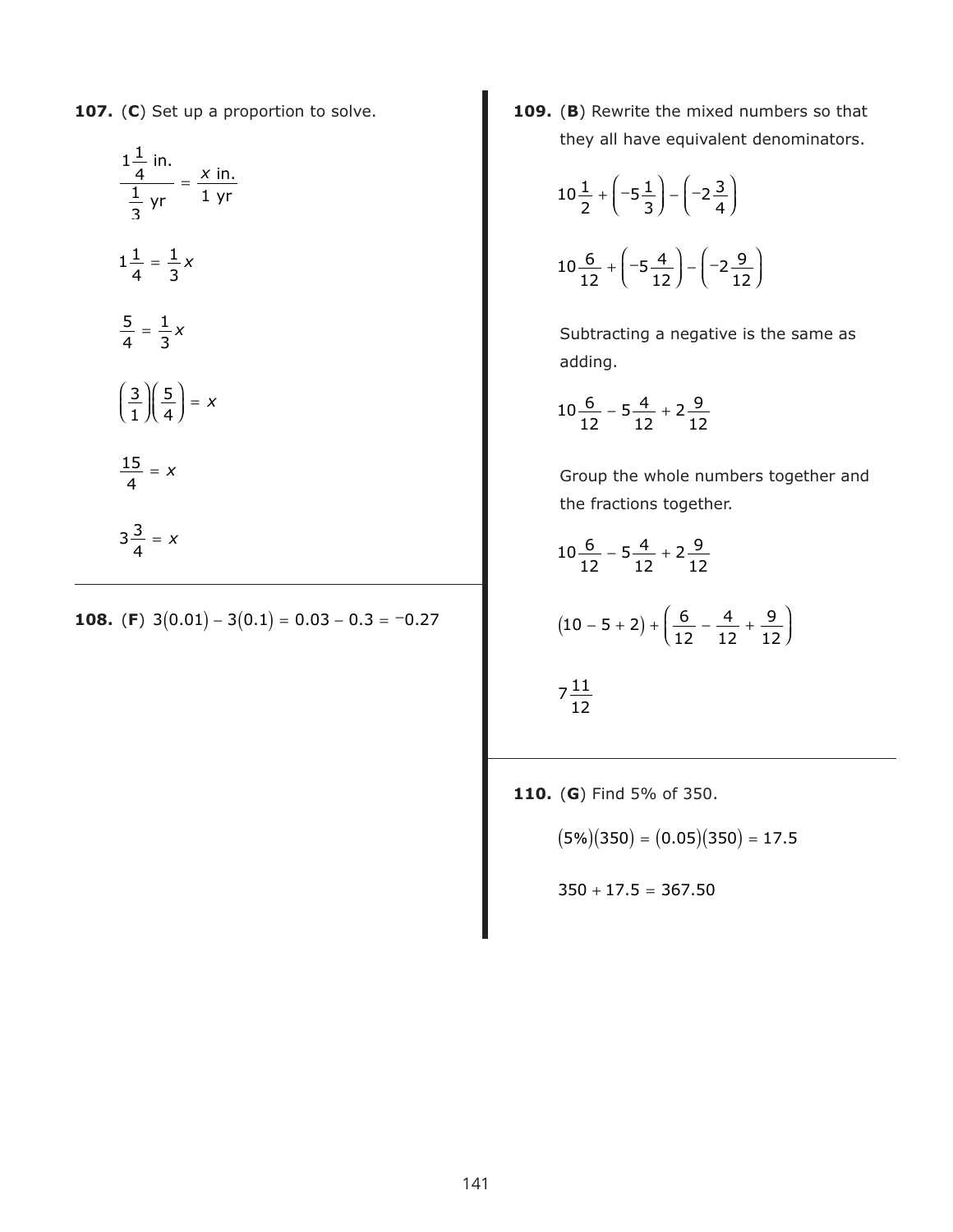**107.** (**C**) Set up a proportion to solve.

$$\frac{1\frac{1}{4}\text{ in.}}{\frac{1}{3}\text{ yr}} = \frac{x\text{ in.}}{1\text{ yr}}$$

$$1\frac{1}{4} = \frac{1}{3}x$$

$$\frac{5}{4} = \frac{1}{3}x$$

$$\left(\frac{3}{1}\right)\left(\frac{5}{4}\right) = x$$

$$\frac{15}{4} = x$$

$$3\frac{3}{4} = x$$

**108.** (**F**) $3(0.01) - 3(0.1) = 0.03 - 0.3 = {}^{-}0.27$

**109.** (**B**) Rewrite the mixed numbers so that they all have equivalent denominators.

$$10\frac{1}{2} + \left(-5\frac{1}{3}\right) - \left(-2\frac{3}{4}\right)$$

$$10\frac{6}{12} + \left(-5\frac{4}{12}\right) - \left(-2\frac{9}{12}\right)$$

Subtracting a negative is the same as adding.

$$10\frac{6}{12} - 5\frac{4}{12} + 2\frac{9}{12}$$

Group the whole numbers together and the fractions together.

$$10\frac{6}{12} - 5\frac{4}{12} + 2\frac{9}{12}$$

$$(10 - 5 + 2) + \left(\frac{6}{12} - \frac{4}{12} + \frac{9}{12}\right)$$

$$7\frac{11}{12}$$

**110.** (**G**) Find 5% of 350.

$$(5\%)(350) = (0.05)(350) = 17.5$$

$$350 + 17.5 = 367.50$$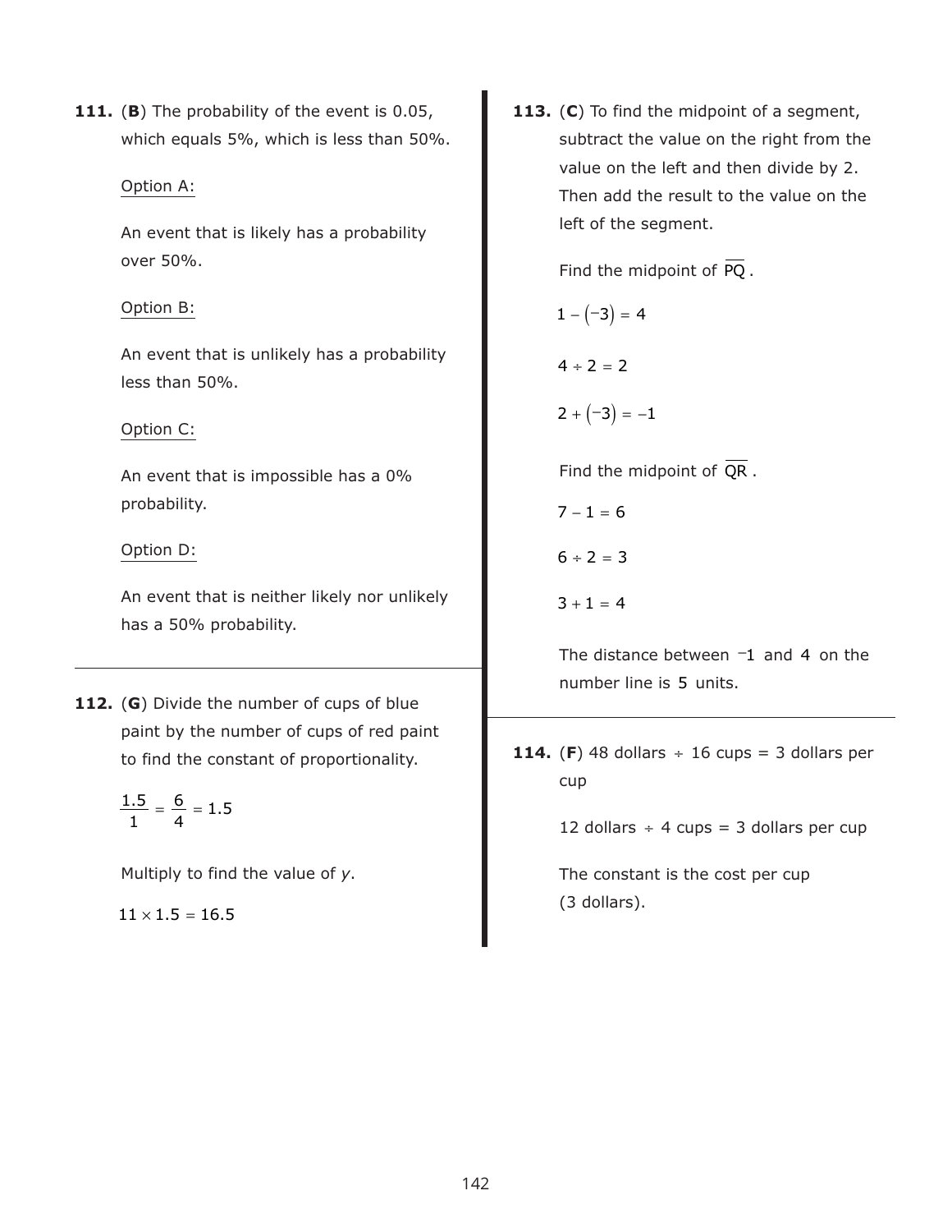**111.** (**B**) The probability of the event is 0.05, which equals 5%, which is less than 50%.

Option A:

An event that is likely has a probability over 50%.

Option B:

An event that is unlikely has a probability less than 50%.

Option C:

An event that is impossible has a 0% probability.

Option D:

An event that is neither likely nor unlikely has a 50% probability.

---

**112.** (**G**) Divide the number of cups of blue paint by the number of cups of red paint to find the constant of proportionality.

$$\frac{1.5}{1} = \frac{6}{4} = 1.5$$

Multiply to find the value of *y*.

$$11 \times 1.5 = 16.5$$

---

**113.** (**C**) To find the midpoint of a segment, subtract the value on the right from the value on the left and then divide by 2. Then add the result to the value on the left of the segment.

Find the midpoint of $\overline{PQ}$.

$$1 - (-3) = 4$$

$$4 \div 2 = 2$$

$$2 + (-3) = -1$$

Find the midpoint of $\overline{QR}$.

$$7 - 1 = 6$$

$$6 \div 2 = 3$$

$$3 + 1 = 4$$

The distance between $^-1$ and 4 on the number line is 5 units.

---

**114.** (**F**) 48 dollars $\div$ 16 cups = 3 dollars per cup

12 dollars $\div$ 4 cups = 3 dollars per cup

The constant is the cost per cup (3 dollars).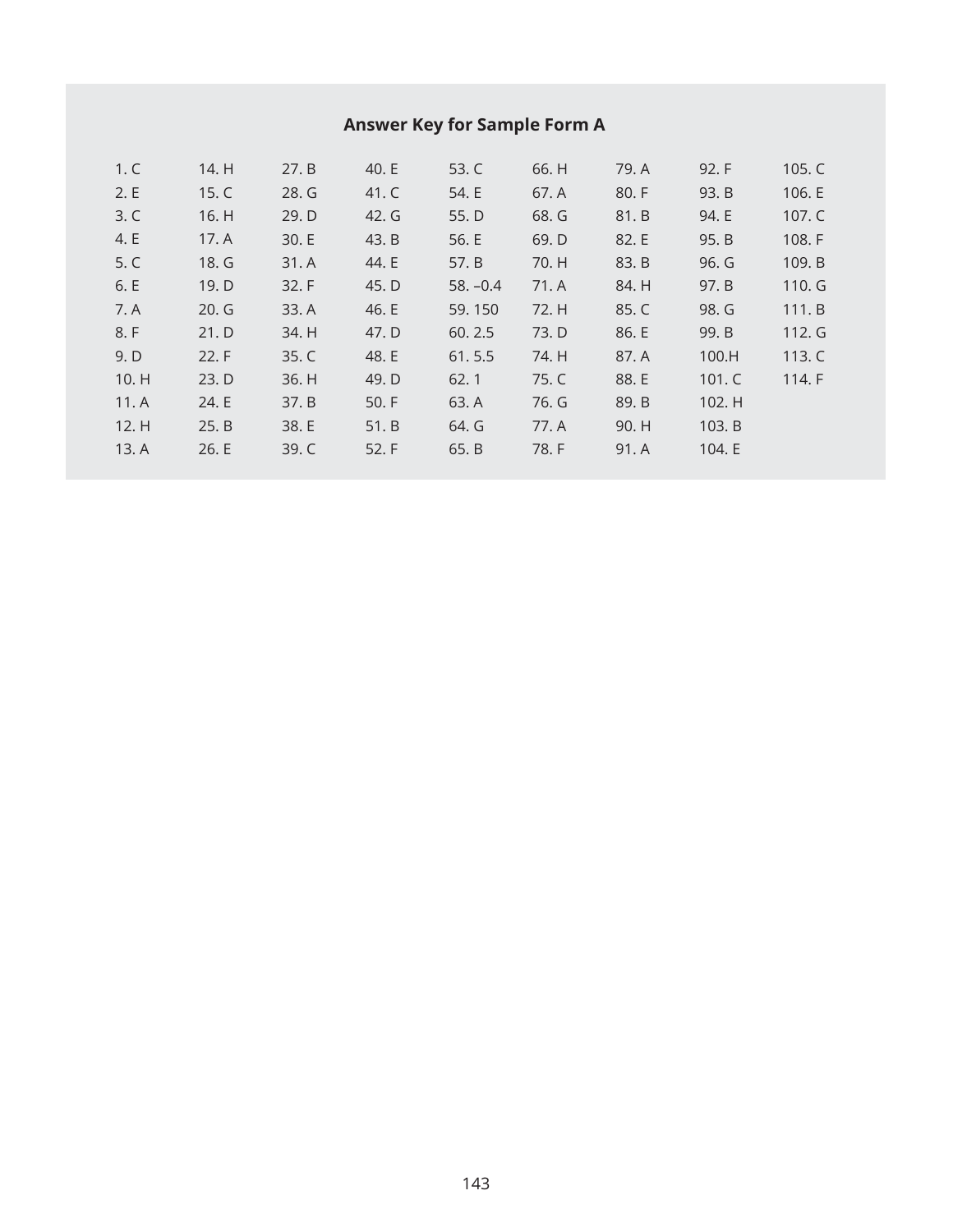## Answer Key for Sample Form A

| | | | | | | | | |
|---|---|---|---|---|---|---|---|---|
| 1. C | 14. H | 27. B | 40. E | 53. C | 66. H | 79. A | 92. F | 105. C |
| 2. E | 15. C | 28. G | 41. C | 54. E | 67. A | 80. F | 93. B | 106. E |
| 3. C | 16. H | 29. D | 42. G | 55. D | 68. G | 81. B | 94. E | 107. C |
| 4. E | 17. A | 30. E | 43. B | 56. E | 69. D | 82. E | 95. B | 108. F |
| 5. C | 18. G | 31. A | 44. E | 57. B | 70. H | 83. B | 96. G | 109. B |
| 6. E | 19. D | 32. F | 45. D | 58. –0.4 | 71. A | 84. H | 97. B | 110. G |
| 7. A | 20. G | 33. A | 46. E | 59. 150 | 72. H | 85. C | 98. G | 111. B |
| 8. F | 21. D | 34. H | 47. D | 60. 2.5 | 73. D | 86. E | 99. B | 112. G |
| 9. D | 22. F | 35. C | 48. E | 61. 5.5 | 74. H | 87. A | 100.H | 113. C |
| 10. H | 23. D | 36. H | 49. D | 62. 1 | 75. C | 88. E | 101. C | 114. F |
| 11. A | 24. E | 37. B | 50. F | 63. A | 76. G | 89. B | 102. H | |
| 12. H | 25. B | 38. E | 51. B | 64. G | 77. A | 90. H | 103. B | |
| 13. A | 26. E | 39. C | 52. F | 65. B | 78. F | 91. A | 104. E | |